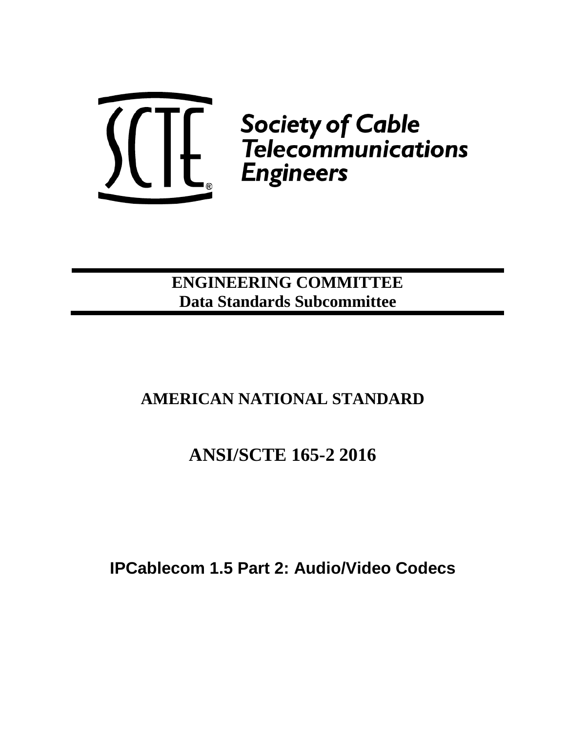Society of Cable Telecommunications Engineers

**ENGINEERING COMMITTEE**
**Data Standards Subcommittee**

# AMERICAN NATIONAL STANDARD

# ANSI/SCTE 165-2 2016

# IPCablecom 1.5 Part 2: Audio/Video Codecs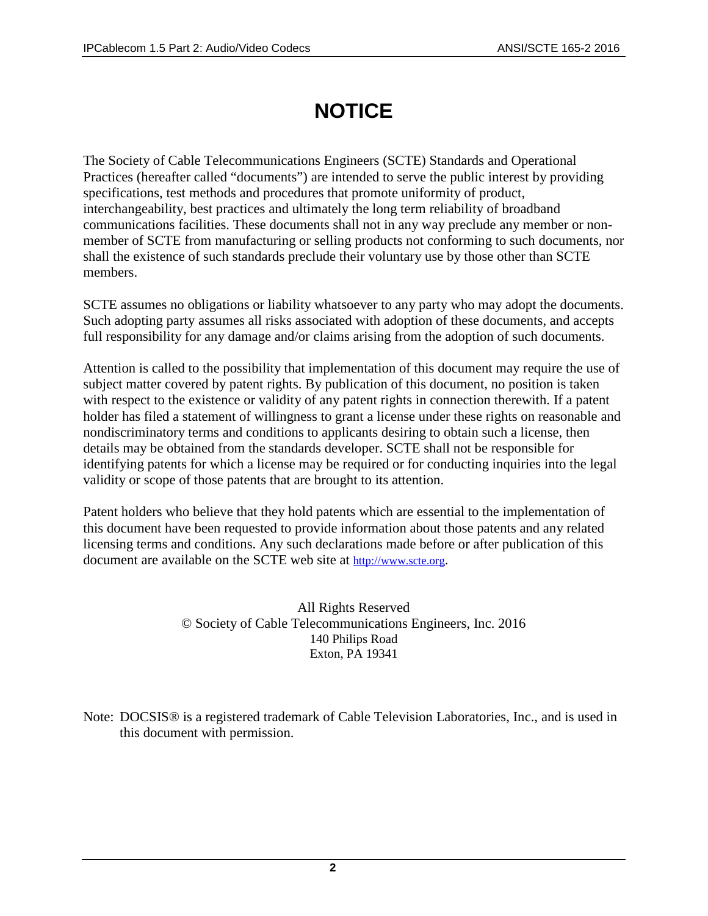# NOTICE

The Society of Cable Telecommunications Engineers (SCTE) Standards and Operational Practices (hereafter called "documents") are intended to serve the public interest by providing specifications, test methods and procedures that promote uniformity of product, interchangeability, best practices and ultimately the long term reliability of broadband communications facilities. These documents shall not in any way preclude any member or non-member of SCTE from manufacturing or selling products not conforming to such documents, nor shall the existence of such standards preclude their voluntary use by those other than SCTE members.

SCTE assumes no obligations or liability whatsoever to any party who may adopt the documents. Such adopting party assumes all risks associated with adoption of these documents, and accepts full responsibility for any damage and/or claims arising from the adoption of such documents.

Attention is called to the possibility that implementation of this document may require the use of subject matter covered by patent rights. By publication of this document, no position is taken with respect to the existence or validity of any patent rights in connection therewith. If a patent holder has filed a statement of willingness to grant a license under these rights on reasonable and nondiscriminatory terms and conditions to applicants desiring to obtain such a license, then details may be obtained from the standards developer. SCTE shall not be responsible for identifying patents for which a license may be required or for conducting inquiries into the legal validity or scope of those patents that are brought to its attention.

Patent holders who believe that they hold patents which are essential to the implementation of this document have been requested to provide information about those patents and any related licensing terms and conditions. Any such declarations made before or after publication of this document are available on the SCTE web site at http://www.scte.org.

All Rights Reserved
© Society of Cable Telecommunications Engineers, Inc. 2016
140 Philips Road
Exton, PA 19341

Note: DOCSIS® is a registered trademark of Cable Television Laboratories, Inc., and is used in this document with permission.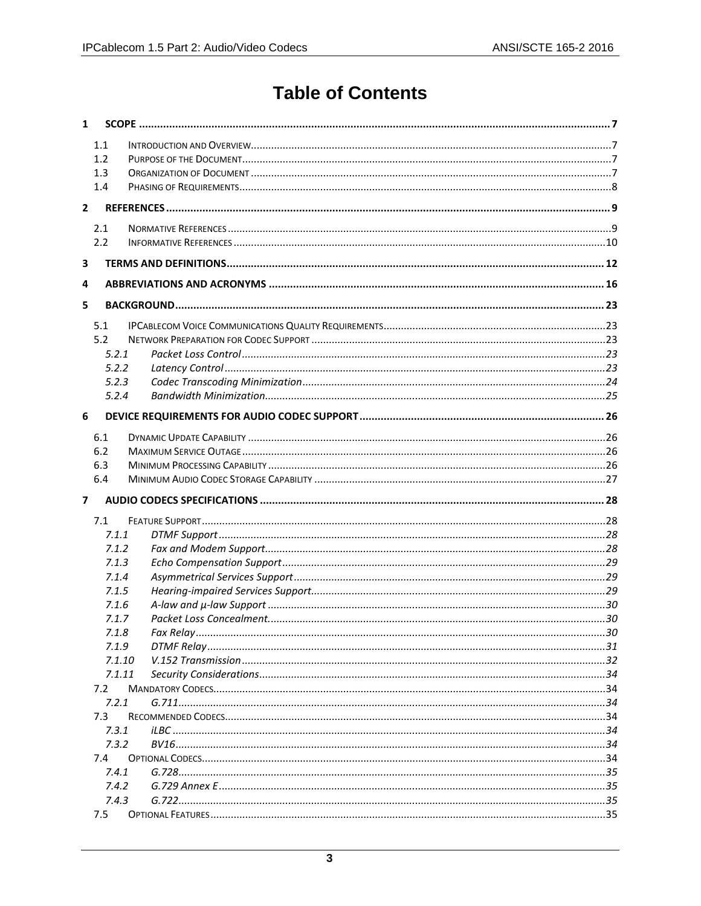# Table of Contents

**1 SCOPE ........................................................................................................................................................ 7**

- 1.1 Introduction and Overview ........................................................................................................................ 7
- 1.2 Purpose of the Document ......................................................................................................................... 7
- 1.3 Organization of Document ........................................................................................................................ 7
- 1.4 Phasing of Requirements .......................................................................................................................... 8

**2 REFERENCES ............................................................................................................................................. 9**

- 2.1 Normative References ............................................................................................................................... 9
- 2.2 Informative References ............................................................................................................................ 10

**3 TERMS AND DEFINITIONS ........................................................................................................................ 12**

**4 ABBREVIATIONS AND ACRONYMS ........................................................................................................... 16**

**5 BACKGROUND .......................................................................................................................................... 23**

- 5.1 IPCablecom Voice Communications Quality Requirements ..................................................................... 23
- 5.2 Network Preparation for Codec Support .................................................................................................. 23
  - *5.2.1 Packet Loss Control* ......................................................................................................................... 23
  - *5.2.2 Latency Control* ............................................................................................................................... 23
  - *5.2.3 Codec Transcoding Minimization* .................................................................................................... 24
  - *5.2.4 Bandwidth Minimization* .................................................................................................................. 25

**6 DEVICE REQUIREMENTS FOR AUDIO CODEC SUPPORT ............................................................................. 26**

- 6.1 Dynamic Update Capability ...................................................................................................................... 26
- 6.2 Maximum Service Outage ........................................................................................................................ 26
- 6.3 Minimum Processing Capability ............................................................................................................... 26
- 6.4 Minimum Audio Codec Storage Capability ............................................................................................... 27

**7 AUDIO CODECS SPECIFICATIONS ............................................................................................................. 28**

- 7.1 Feature Support ....................................................................................................................................... 28
  - *7.1.1 DTMF Support* ................................................................................................................................. 28
  - *7.1.2 Fax and Modem Support* ................................................................................................................. 28
  - *7.1.3 Echo Compensation Support* ........................................................................................................... 29
  - *7.1.4 Asymmetrical Services Support* ....................................................................................................... 29
  - *7.1.5 Hearing-impaired Services Support* ................................................................................................. 29
  - *7.1.6 A-law and μ-law Support* ................................................................................................................. 30
  - *7.1.7 Packet Loss Concealment* ................................................................................................................ 30
  - *7.1.8 Fax Relay* ......................................................................................................................................... 30
  - *7.1.9 DTMF Relay* ..................................................................................................................................... 31
  - *7.1.10 V.152 Transmission* ....................................................................................................................... 32
  - *7.1.11 Security Considerations* ................................................................................................................. 34
- 7.2 Mandatory Codecs .................................................................................................................................... 34
  - *7.2.1 G.711* .............................................................................................................................................. 34
- 7.3 Recommended Codecs ............................................................................................................................. 34
  - *7.3.1 iLBC* ................................................................................................................................................ 34
  - *7.3.2 BV16* ............................................................................................................................................... 34
- 7.4 Optional Codecs ........................................................................................................................................ 34
  - *7.4.1 G.728* .............................................................................................................................................. 35
  - *7.4.2 G.729 Annex E* ................................................................................................................................ 35
  - *7.4.3 G.722* .............................................................................................................................................. 35
- 7.5 Optional Features ..................................................................................................................................... 35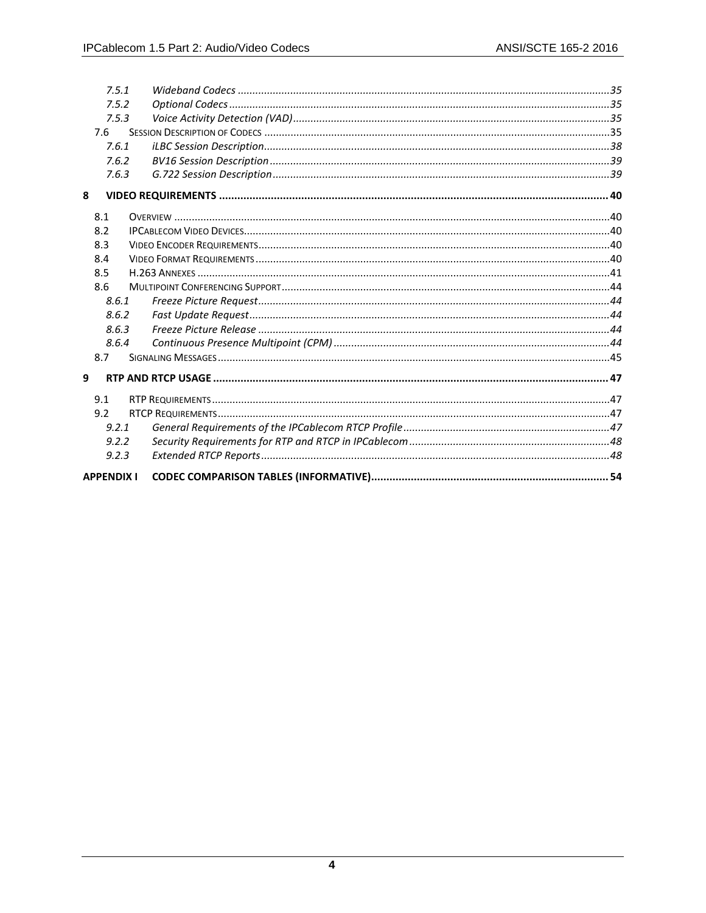7.5.1 Wideband Codecs ....... 35
7.5.2 Optional Codecs ....... 35
7.5.3 Voice Activity Detection (VAD) ....... 35
7.6 Session Description of Codecs ....... 35
7.6.1 iLBC Session Description ....... 38
7.6.2 BV16 Session Description ....... 39
7.6.3 G.722 Session Description ....... 39

**8 VIDEO REQUIREMENTS ....... 40**

8.1 Overview ....... 40
8.2 IPCablecom Video Devices ....... 40
8.3 Video Encoder Requirements ....... 40
8.4 Video Format Requirements ....... 40
8.5 H.263 Annexes ....... 41
8.6 Multipoint Conferencing Support ....... 44
8.6.1 Freeze Picture Request ....... 44
8.6.2 Fast Update Request ....... 44
8.6.3 Freeze Picture Release ....... 44
8.6.4 Continuous Presence Multipoint (CPM) ....... 44
8.7 Signaling Messages ....... 45

**9 RTP AND RTCP USAGE ....... 47**

9.1 RTP Requirements ....... 47
9.2 RTCP Requirements ....... 47
9.2.1 General Requirements of the IPCablecom RTCP Profile ....... 47
9.2.2 Security Requirements for RTP and RTCP in IPCablecom ....... 48
9.2.3 Extended RTCP Reports ....... 48

**APPENDIX I CODEC COMPARISON TABLES (INFORMATIVE) ....... 54**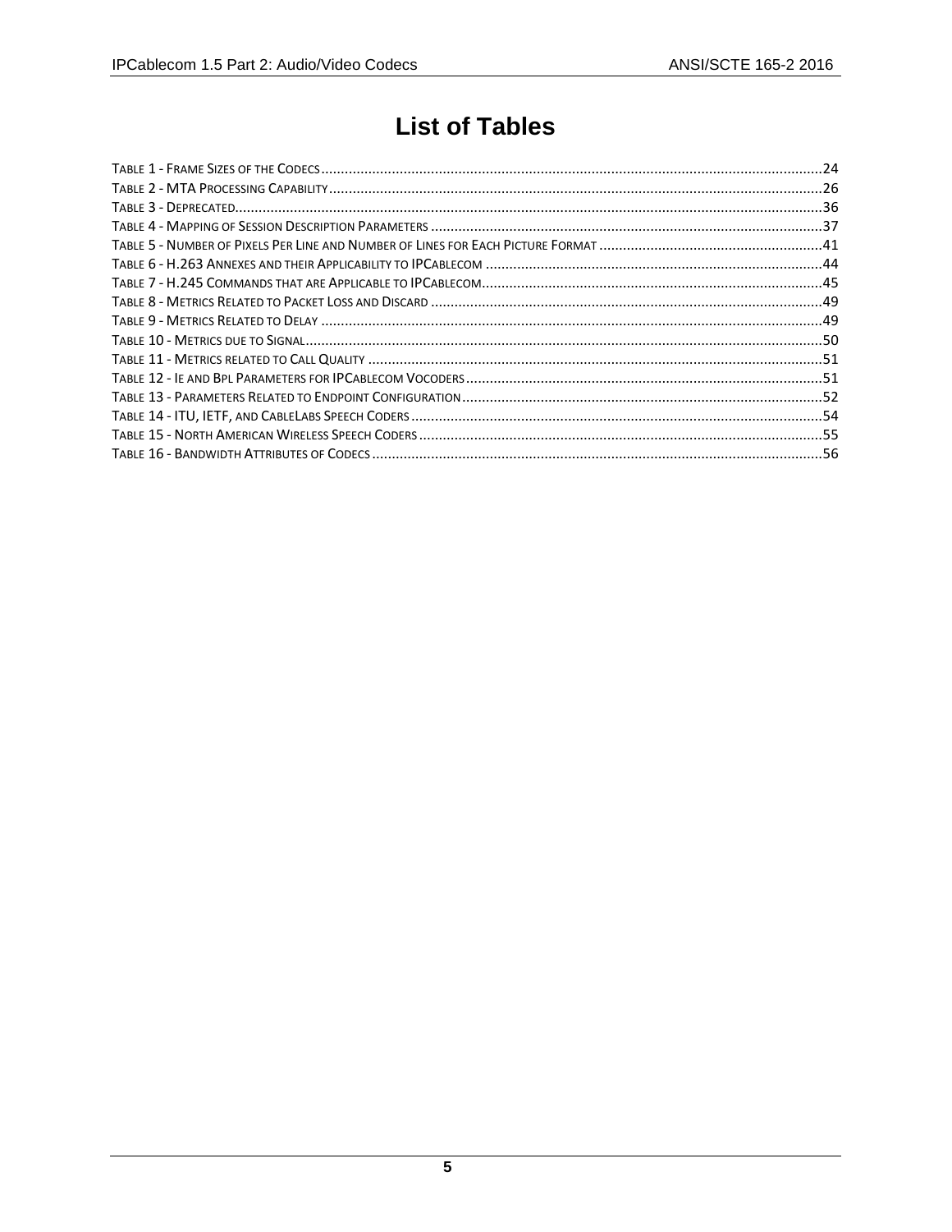# List of Tables

Table 1 - Frame Sizes of the Codecs .....24
Table 2 - MTA Processing Capability .....26
Table 3 - Deprecated .....36
Table 4 - Mapping of Session Description Parameters .....37
Table 5 - Number of Pixels Per Line and Number of Lines for Each Picture Format .....41
Table 6 - H.263 Annexes and their Applicability to IPCablecom .....44
Table 7 - H.245 Commands that are Applicable to IPCablecom .....45
Table 8 - Metrics Related to Packet Loss and Discard .....49
Table 9 - Metrics Related to Delay .....49
Table 10 - Metrics due to Signal .....50
Table 11 - Metrics related to Call Quality .....51
Table 12 - Ie and Bpl Parameters for IPCablecom Vocoders .....51
Table 13 - Parameters Related to Endpoint Configuration .....52
Table 14 - ITU, IETF, and CableLabs Speech Coders .....54
Table 15 - North American Wireless Speech Coders .....55
Table 16 - Bandwidth Attributes of Codecs .....56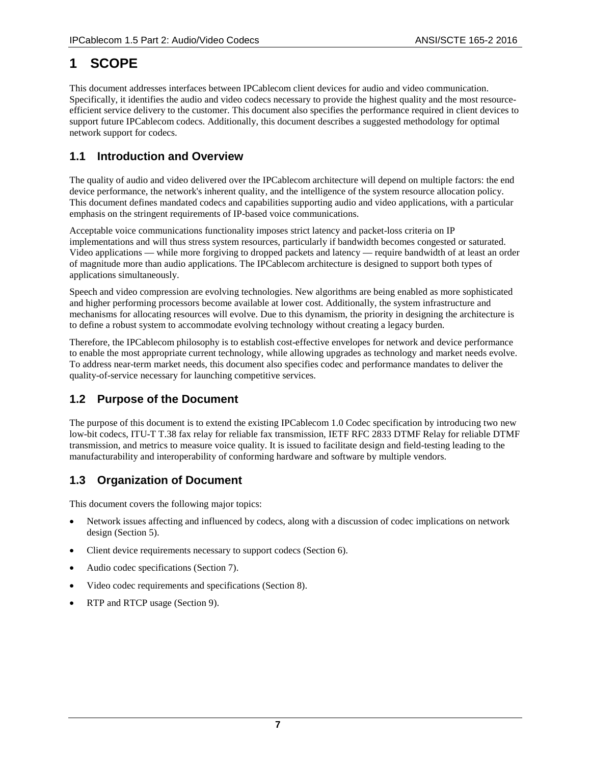# 1 SCOPE

This document addresses interfaces between IPCablecom client devices for audio and video communication. Specifically, it identifies the audio and video codecs necessary to provide the highest quality and the most resource-efficient service delivery to the customer. This document also specifies the performance required in client devices to support future IPCablecom codecs. Additionally, this document describes a suggested methodology for optimal network support for codecs.

## 1.1 Introduction and Overview

The quality of audio and video delivered over the IPCablecom architecture will depend on multiple factors: the end device performance, the network's inherent quality, and the intelligence of the system resource allocation policy. This document defines mandated codecs and capabilities supporting audio and video applications, with a particular emphasis on the stringent requirements of IP-based voice communications.

Acceptable voice communications functionality imposes strict latency and packet-loss criteria on IP implementations and will thus stress system resources, particularly if bandwidth becomes congested or saturated. Video applications — while more forgiving to dropped packets and latency — require bandwidth of at least an order of magnitude more than audio applications. The IPCablecom architecture is designed to support both types of applications simultaneously.

Speech and video compression are evolving technologies. New algorithms are being enabled as more sophisticated and higher performing processors become available at lower cost. Additionally, the system infrastructure and mechanisms for allocating resources will evolve. Due to this dynamism, the priority in designing the architecture is to define a robust system to accommodate evolving technology without creating a legacy burden.

Therefore, the IPCablecom philosophy is to establish cost-effective envelopes for network and device performance to enable the most appropriate current technology, while allowing upgrades as technology and market needs evolve. To address near-term market needs, this document also specifies codec and performance mandates to deliver the quality-of-service necessary for launching competitive services.

## 1.2 Purpose of the Document

The purpose of this document is to extend the existing IPCablecom 1.0 Codec specification by introducing two new low-bit codecs, ITU-T T.38 fax relay for reliable fax transmission, IETF RFC 2833 DTMF Relay for reliable DTMF transmission, and metrics to measure voice quality. It is issued to facilitate design and field-testing leading to the manufacturability and interoperability of conforming hardware and software by multiple vendors.

## 1.3 Organization of Document

This document covers the following major topics:

- Network issues affecting and influenced by codecs, along with a discussion of codec implications on network design (Section 5).
- Client device requirements necessary to support codecs (Section 6).
- Audio codec specifications (Section 7).
- Video codec requirements and specifications (Section 8).
- RTP and RTCP usage (Section 9).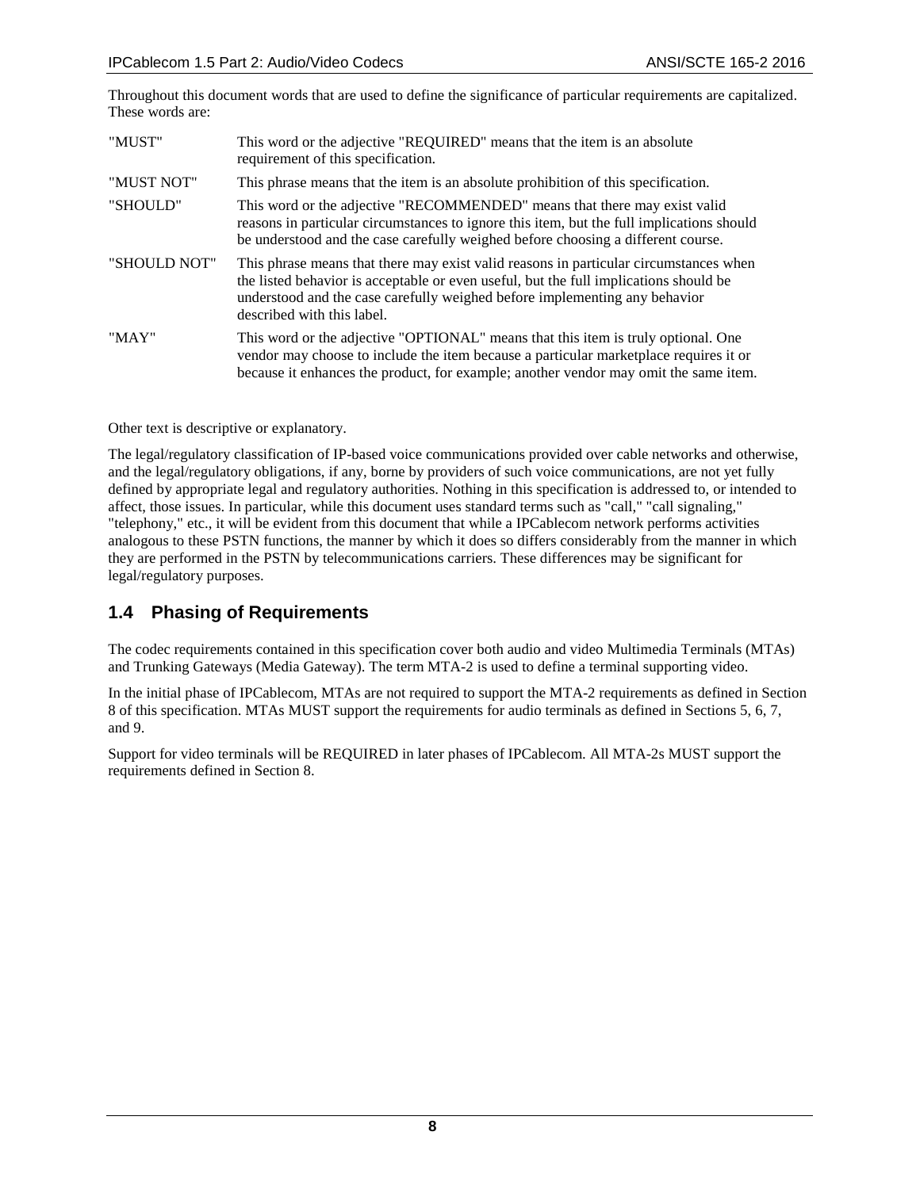Throughout this document words that are used to define the significance of particular requirements are capitalized. These words are:

| | |
|---|---|
| "MUST" | This word or the adjective "REQUIRED" means that the item is an absolute requirement of this specification. |
| "MUST NOT" | This phrase means that the item is an absolute prohibition of this specification. |
| "SHOULD" | This word or the adjective "RECOMMENDED" means that there may exist valid reasons in particular circumstances to ignore this item, but the full implications should be understood and the case carefully weighed before choosing a different course. |
| "SHOULD NOT" | This phrase means that there may exist valid reasons in particular circumstances when the listed behavior is acceptable or even useful, but the full implications should be understood and the case carefully weighed before implementing any behavior described with this label. |
| "MAY" | This word or the adjective "OPTIONAL" means that this item is truly optional. One vendor may choose to include the item because a particular marketplace requires it or because it enhances the product, for example; another vendor may omit the same item. |

Other text is descriptive or explanatory.

The legal/regulatory classification of IP-based voice communications provided over cable networks and otherwise, and the legal/regulatory obligations, if any, borne by providers of such voice communications, are not yet fully defined by appropriate legal and regulatory authorities. Nothing in this specification is addressed to, or intended to affect, those issues. In particular, while this document uses standard terms such as "call," "call signaling," "telephony," etc., it will be evident from this document that while a IPCablecom network performs activities analogous to these PSTN functions, the manner by which it does so differs considerably from the manner in which they are performed in the PSTN by telecommunications carriers. These differences may be significant for legal/regulatory purposes.

## 1.4 Phasing of Requirements

The codec requirements contained in this specification cover both audio and video Multimedia Terminals (MTAs) and Trunking Gateways (Media Gateway). The term MTA-2 is used to define a terminal supporting video.

In the initial phase of IPCablecom, MTAs are not required to support the MTA-2 requirements as defined in Section 8 of this specification. MTAs MUST support the requirements for audio terminals as defined in Sections 5, 6, 7, and 9.

Support for video terminals will be REQUIRED in later phases of IPCablecom. All MTA-2s MUST support the requirements defined in Section 8.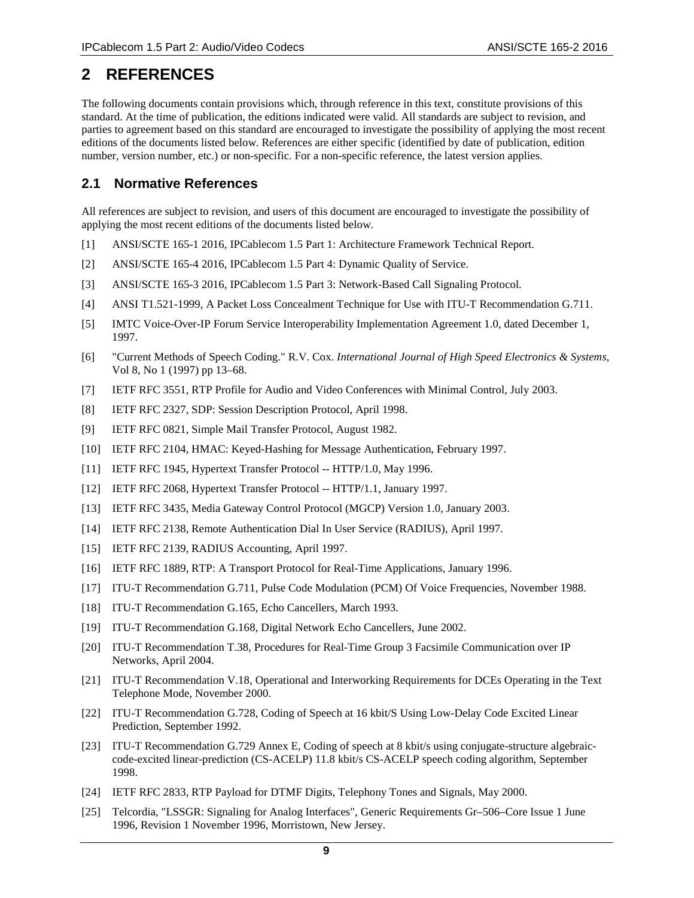# 2 REFERENCES

The following documents contain provisions which, through reference in this text, constitute provisions of this standard. At the time of publication, the editions indicated were valid. All standards are subject to revision, and parties to agreement based on this standard are encouraged to investigate the possibility of applying the most recent editions of the documents listed below. References are either specific (identified by date of publication, edition number, version number, etc.) or non-specific. For a non-specific reference, the latest version applies.

## 2.1 Normative References

All references are subject to revision, and users of this document are encouraged to investigate the possibility of applying the most recent editions of the documents listed below.

[1] ANSI/SCTE 165-1 2016, IPCablecom 1.5 Part 1: Architecture Framework Technical Report.

[2] ANSI/SCTE 165-4 2016, IPCablecom 1.5 Part 4: Dynamic Quality of Service.

[3] ANSI/SCTE 165-3 2016, IPCablecom 1.5 Part 3: Network-Based Call Signaling Protocol.

[4] ANSI T1.521-1999, A Packet Loss Concealment Technique for Use with ITU-T Recommendation G.711.

[5] IMTC Voice-Over-IP Forum Service Interoperability Implementation Agreement 1.0, dated December 1, 1997.

[6] "Current Methods of Speech Coding." R.V. Cox. *International Journal of High Speed Electronics & Systems*, Vol 8, No 1 (1997) pp 13–68.

[7] IETF RFC 3551, RTP Profile for Audio and Video Conferences with Minimal Control, July 2003.

[8] IETF RFC 2327, SDP: Session Description Protocol, April 1998.

[9] IETF RFC 0821, Simple Mail Transfer Protocol, August 1982.

[10] IETF RFC 2104, HMAC: Keyed-Hashing for Message Authentication, February 1997.

[11] IETF RFC 1945, Hypertext Transfer Protocol -- HTTP/1.0, May 1996.

[12] IETF RFC 2068, Hypertext Transfer Protocol -- HTTP/1.1, January 1997.

[13] IETF RFC 3435, Media Gateway Control Protocol (MGCP) Version 1.0, January 2003.

[14] IETF RFC 2138, Remote Authentication Dial In User Service (RADIUS), April 1997.

[15] IETF RFC 2139, RADIUS Accounting, April 1997.

[16] IETF RFC 1889, RTP: A Transport Protocol for Real-Time Applications, January 1996.

[17] ITU-T Recommendation G.711, Pulse Code Modulation (PCM) Of Voice Frequencies, November 1988.

[18] ITU-T Recommendation G.165, Echo Cancellers, March 1993.

[19] ITU-T Recommendation G.168, Digital Network Echo Cancellers, June 2002.

[20] ITU-T Recommendation T.38, Procedures for Real-Time Group 3 Facsimile Communication over IP Networks, April 2004.

[21] ITU-T Recommendation V.18, Operational and Interworking Requirements for DCEs Operating in the Text Telephone Mode, November 2000.

[22] ITU-T Recommendation G.728, Coding of Speech at 16 kbit/S Using Low-Delay Code Excited Linear Prediction, September 1992.

[23] ITU-T Recommendation G.729 Annex E, Coding of speech at 8 kbit/s using conjugate-structure algebraic-code-excited linear-prediction (CS-ACELP) 11.8 kbit/s CS-ACELP speech coding algorithm, September 1998.

[24] IETF RFC 2833, RTP Payload for DTMF Digits, Telephony Tones and Signals, May 2000.

[25] Telcordia, "LSSGR: Signaling for Analog Interfaces", Generic Requirements Gr–506–Core Issue 1 June 1996, Revision 1 November 1996, Morristown, New Jersey.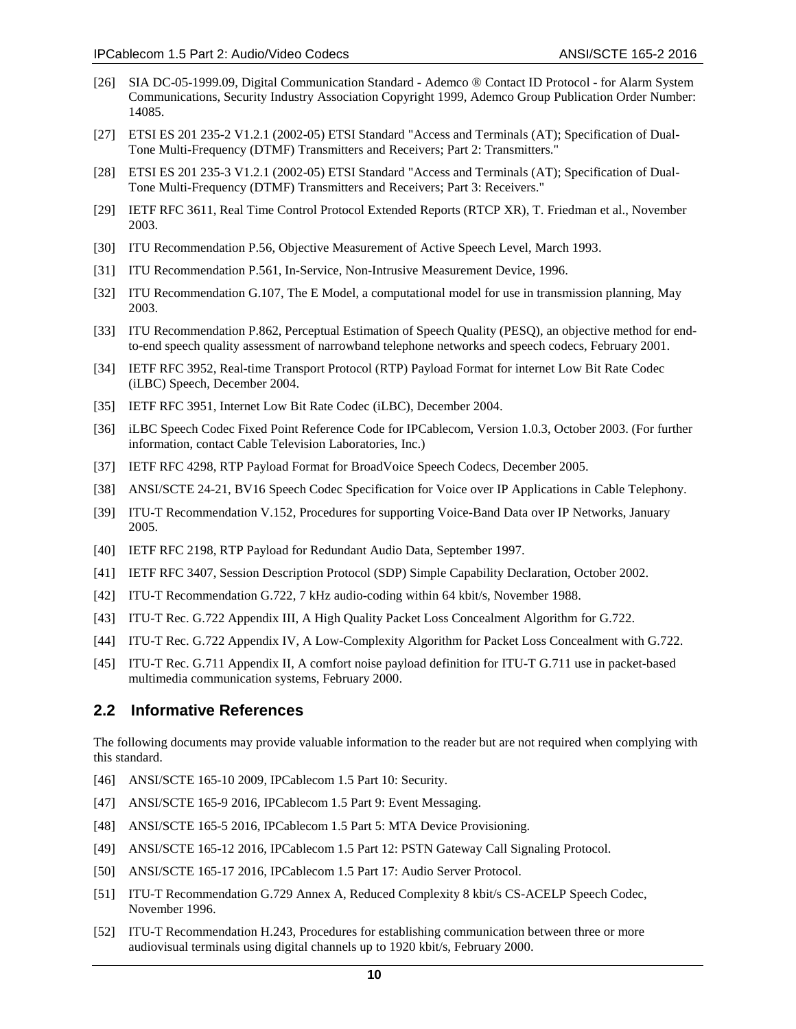[26] SIA DC-05-1999.09, Digital Communication Standard - Ademco ® Contact ID Protocol - for Alarm System Communications, Security Industry Association Copyright 1999, Ademco Group Publication Order Number: 14085.

[27] ETSI ES 201 235-2 V1.2.1 (2002-05) ETSI Standard "Access and Terminals (AT); Specification of Dual-Tone Multi-Frequency (DTMF) Transmitters and Receivers; Part 2: Transmitters."

[28] ETSI ES 201 235-3 V1.2.1 (2002-05) ETSI Standard "Access and Terminals (AT); Specification of Dual-Tone Multi-Frequency (DTMF) Transmitters and Receivers; Part 3: Receivers."

[29] IETF RFC 3611, Real Time Control Protocol Extended Reports (RTCP XR), T. Friedman et al., November 2003.

[30] ITU Recommendation P.56, Objective Measurement of Active Speech Level, March 1993.

[31] ITU Recommendation P.561, In-Service, Non-Intrusive Measurement Device, 1996.

[32] ITU Recommendation G.107, The E Model, a computational model for use in transmission planning, May 2003.

[33] ITU Recommendation P.862, Perceptual Estimation of Speech Quality (PESQ), an objective method for end-to-end speech quality assessment of narrowband telephone networks and speech codecs, February 2001.

[34] IETF RFC 3952, Real-time Transport Protocol (RTP) Payload Format for internet Low Bit Rate Codec (iLBC) Speech, December 2004.

[35] IETF RFC 3951, Internet Low Bit Rate Codec (iLBC), December 2004.

[36] iLBC Speech Codec Fixed Point Reference Code for IPCablecom, Version 1.0.3, October 2003. (For further information, contact Cable Television Laboratories, Inc.)

[37] IETF RFC 4298, RTP Payload Format for BroadVoice Speech Codecs, December 2005.

[38] ANSI/SCTE 24-21, BV16 Speech Codec Specification for Voice over IP Applications in Cable Telephony.

[39] ITU-T Recommendation V.152, Procedures for supporting Voice-Band Data over IP Networks, January 2005.

[40] IETF RFC 2198, RTP Payload for Redundant Audio Data, September 1997.

[41] IETF RFC 3407, Session Description Protocol (SDP) Simple Capability Declaration, October 2002.

[42] ITU-T Recommendation G.722, 7 kHz audio-coding within 64 kbit/s, November 1988.

[43] ITU-T Rec. G.722 Appendix III, A High Quality Packet Loss Concealment Algorithm for G.722.

[44] ITU-T Rec. G.722 Appendix IV, A Low-Complexity Algorithm for Packet Loss Concealment with G.722.

[45] ITU-T Rec. G.711 Appendix II, A comfort noise payload definition for ITU-T G.711 use in packet-based multimedia communication systems, February 2000.

## 2.2 Informative References

The following documents may provide valuable information to the reader but are not required when complying with this standard.

[46] ANSI/SCTE 165-10 2009, IPCablecom 1.5 Part 10: Security.

[47] ANSI/SCTE 165-9 2016, IPCablecom 1.5 Part 9: Event Messaging.

[48] ANSI/SCTE 165-5 2016, IPCablecom 1.5 Part 5: MTA Device Provisioning.

[49] ANSI/SCTE 165-12 2016, IPCablecom 1.5 Part 12: PSTN Gateway Call Signaling Protocol.

[50] ANSI/SCTE 165-17 2016, IPCablecom 1.5 Part 17: Audio Server Protocol.

[51] ITU-T Recommendation G.729 Annex A, Reduced Complexity 8 kbit/s CS-ACELP Speech Codec, November 1996.

[52] ITU-T Recommendation H.243, Procedures for establishing communication between three or more audiovisual terminals using digital channels up to 1920 kbit/s, February 2000.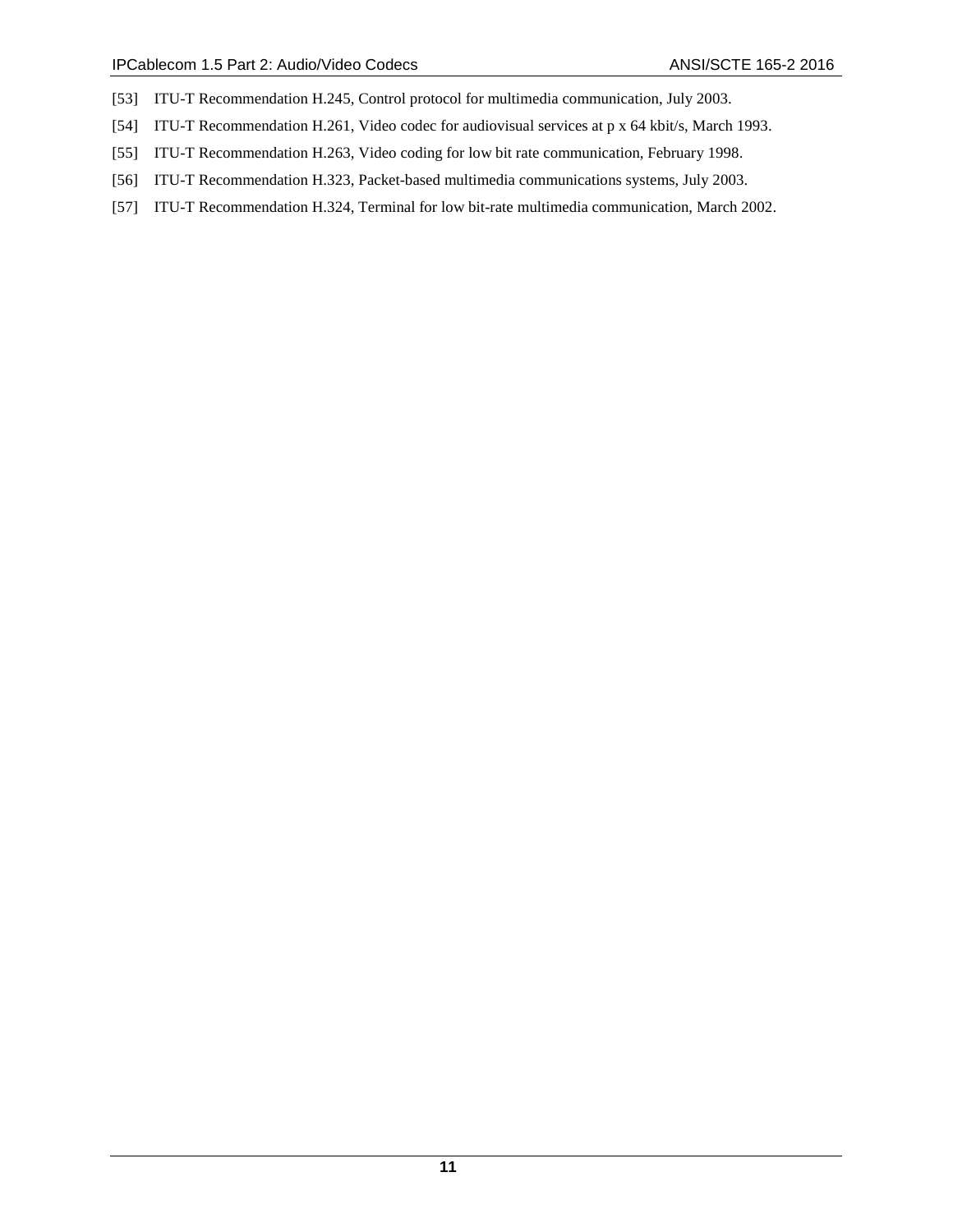[53] ITU-T Recommendation H.245, Control protocol for multimedia communication, July 2003.

[54] ITU-T Recommendation H.261, Video codec for audiovisual services at p x 64 kbit/s, March 1993.

[55] ITU-T Recommendation H.263, Video coding for low bit rate communication, February 1998.

[56] ITU-T Recommendation H.323, Packet-based multimedia communications systems, July 2003.

[57] ITU-T Recommendation H.324, Terminal for low bit-rate multimedia communication, March 2002.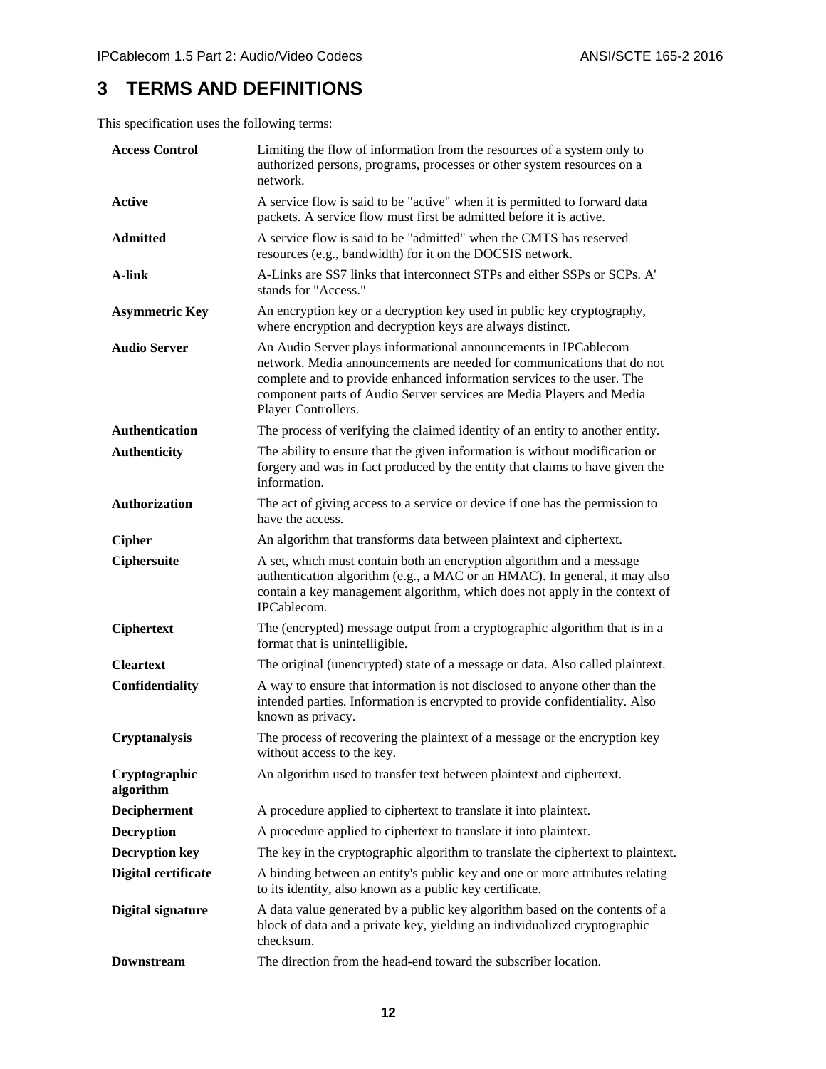# 3 TERMS AND DEFINITIONS

This specification uses the following terms:

| | |
|---|---|
| **Access Control** | Limiting the flow of information from the resources of a system only to authorized persons, programs, processes or other system resources on a network. |
| **Active** | A service flow is said to be "active" when it is permitted to forward data packets. A service flow must first be admitted before it is active. |
| **Admitted** | A service flow is said to be "admitted" when the CMTS has reserved resources (e.g., bandwidth) for it on the DOCSIS network. |
| **A-link** | A-Links are SS7 links that interconnect STPs and either SSPs or SCPs. A' stands for "Access." |
| **Asymmetric Key** | An encryption key or a decryption key used in public key cryptography, where encryption and decryption keys are always distinct. |
| **Audio Server** | An Audio Server plays informational announcements in IPCablecom network. Media announcements are needed for communications that do not complete and to provide enhanced information services to the user. The component parts of Audio Server services are Media Players and Media Player Controllers. |
| **Authentication** | The process of verifying the claimed identity of an entity to another entity. |
| **Authenticity** | The ability to ensure that the given information is without modification or forgery and was in fact produced by the entity that claims to have given the information. |
| **Authorization** | The act of giving access to a service or device if one has the permission to have the access. |
| **Cipher** | An algorithm that transforms data between plaintext and ciphertext. |
| **Ciphersuite** | A set, which must contain both an encryption algorithm and a message authentication algorithm (e.g., a MAC or an HMAC). In general, it may also contain a key management algorithm, which does not apply in the context of IPCablecom. |
| **Ciphertext** | The (encrypted) message output from a cryptographic algorithm that is in a format that is unintelligible. |
| **Cleartext** | The original (unencrypted) state of a message or data. Also called plaintext. |
| **Confidentiality** | A way to ensure that information is not disclosed to anyone other than the intended parties. Information is encrypted to provide confidentiality. Also known as privacy. |
| **Cryptanalysis** | The process of recovering the plaintext of a message or the encryption key without access to the key. |
| **Cryptographic algorithm** | An algorithm used to transfer text between plaintext and ciphertext. |
| **Decipherment** | A procedure applied to ciphertext to translate it into plaintext. |
| **Decryption** | A procedure applied to ciphertext to translate it into plaintext. |
| **Decryption key** | The key in the cryptographic algorithm to translate the ciphertext to plaintext. |
| **Digital certificate** | A binding between an entity's public key and one or more attributes relating to its identity, also known as a public key certificate. |
| **Digital signature** | A data value generated by a public key algorithm based on the contents of a block of data and a private key, yielding an individualized cryptographic checksum. |
| **Downstream** | The direction from the head-end toward the subscriber location. |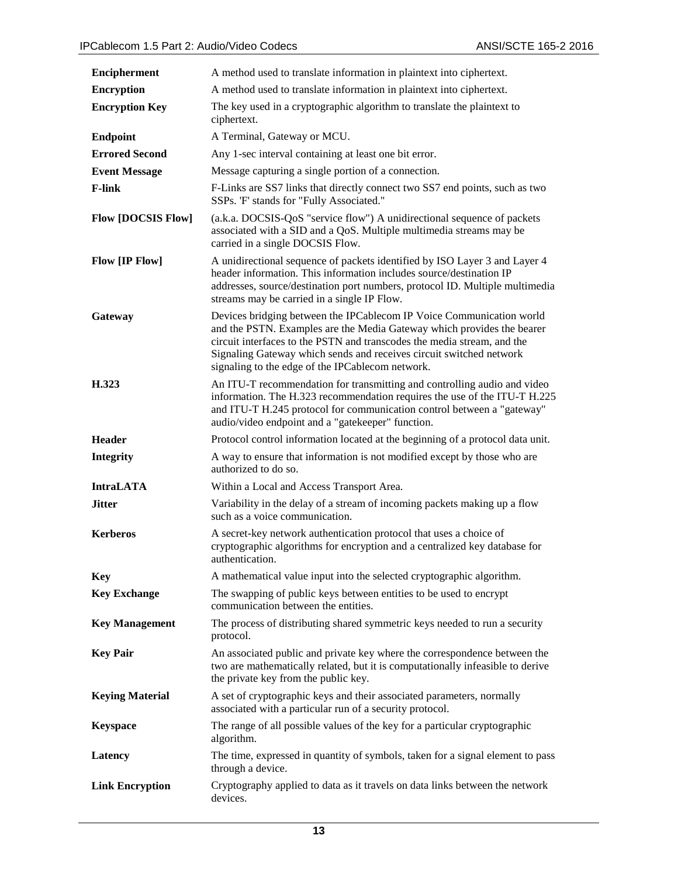| | |
|---|---|
| **Encipherment** | A method used to translate information in plaintext into ciphertext. |
| **Encryption** | A method used to translate information in plaintext into ciphertext. |
| **Encryption Key** | The key used in a cryptographic algorithm to translate the plaintext to ciphertext. |
| **Endpoint** | A Terminal, Gateway or MCU. |
| **Errored Second** | Any 1-sec interval containing at least one bit error. |
| **Event Message** | Message capturing a single portion of a connection. |
| **F-link** | F-Links are SS7 links that directly connect two SS7 end points, such as two SSPs. 'F' stands for "Fully Associated." |
| **Flow [DOCSIS Flow]** | (a.k.a. DOCSIS-QoS "service flow") A unidirectional sequence of packets associated with a SID and a QoS. Multiple multimedia streams may be carried in a single DOCSIS Flow. |
| **Flow [IP Flow]** | A unidirectional sequence of packets identified by ISO Layer 3 and Layer 4 header information. This information includes source/destination IP addresses, source/destination port numbers, protocol ID. Multiple multimedia streams may be carried in a single IP Flow. |
| **Gateway** | Devices bridging between the IPCablecom IP Voice Communication world and the PSTN. Examples are the Media Gateway which provides the bearer circuit interfaces to the PSTN and transcodes the media stream, and the Signaling Gateway which sends and receives circuit switched network signaling to the edge of the IPCablecom network. |
| **H.323** | An ITU-T recommendation for transmitting and controlling audio and video information. The H.323 recommendation requires the use of the ITU-T H.225 and ITU-T H.245 protocol for communication control between a "gateway" audio/video endpoint and a "gatekeeper" function. |
| **Header** | Protocol control information located at the beginning of a protocol data unit. |
| **Integrity** | A way to ensure that information is not modified except by those who are authorized to do so. |
| **IntraLATA** | Within a Local and Access Transport Area. |
| **Jitter** | Variability in the delay of a stream of incoming packets making up a flow such as a voice communication. |
| **Kerberos** | A secret-key network authentication protocol that uses a choice of cryptographic algorithms for encryption and a centralized key database for authentication. |
| **Key** | A mathematical value input into the selected cryptographic algorithm. |
| **Key Exchange** | The swapping of public keys between entities to be used to encrypt communication between the entities. |
| **Key Management** | The process of distributing shared symmetric keys needed to run a security protocol. |
| **Key Pair** | An associated public and private key where the correspondence between the two are mathematically related, but it is computationally infeasible to derive the private key from the public key. |
| **Keying Material** | A set of cryptographic keys and their associated parameters, normally associated with a particular run of a security protocol. |
| **Keyspace** | The range of all possible values of the key for a particular cryptographic algorithm. |
| **Latency** | The time, expressed in quantity of symbols, taken for a signal element to pass through a device. |
| **Link Encryption** | Cryptography applied to data as it travels on data links between the network devices. |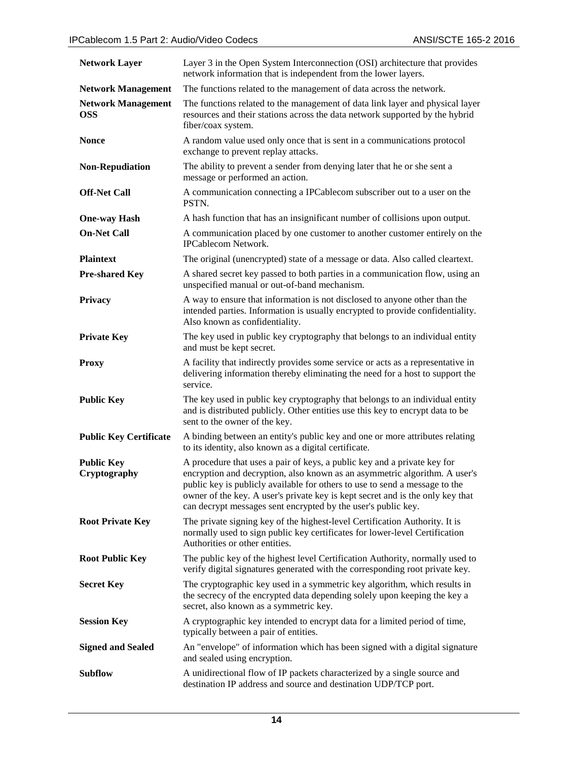| | |
|---|---|
| **Network Layer** | Layer 3 in the Open System Interconnection (OSI) architecture that provides network information that is independent from the lower layers. |
| **Network Management** | The functions related to the management of data across the network. |
| **Network Management OSS** | The functions related to the management of data link layer and physical layer resources and their stations across the data network supported by the hybrid fiber/coax system. |
| **Nonce** | A random value used only once that is sent in a communications protocol exchange to prevent replay attacks. |
| **Non-Repudiation** | The ability to prevent a sender from denying later that he or she sent a message or performed an action. |
| **Off-Net Call** | A communication connecting a IPCablecom subscriber out to a user on the PSTN. |
| **One-way Hash** | A hash function that has an insignificant number of collisions upon output. |
| **On-Net Call** | A communication placed by one customer to another customer entirely on the IPCablecom Network. |
| **Plaintext** | The original (unencrypted) state of a message or data. Also called cleartext. |
| **Pre-shared Key** | A shared secret key passed to both parties in a communication flow, using an unspecified manual or out-of-band mechanism. |
| **Privacy** | A way to ensure that information is not disclosed to anyone other than the intended parties. Information is usually encrypted to provide confidentiality. Also known as confidentiality. |
| **Private Key** | The key used in public key cryptography that belongs to an individual entity and must be kept secret. |
| **Proxy** | A facility that indirectly provides some service or acts as a representative in delivering information thereby eliminating the need for a host to support the service. |
| **Public Key** | The key used in public key cryptography that belongs to an individual entity and is distributed publicly. Other entities use this key to encrypt data to be sent to the owner of the key. |
| **Public Key Certificate** | A binding between an entity's public key and one or more attributes relating to its identity, also known as a digital certificate. |
| **Public Key Cryptography** | A procedure that uses a pair of keys, a public key and a private key for encryption and decryption, also known as an asymmetric algorithm. A user's public key is publicly available for others to use to send a message to the owner of the key. A user's private key is kept secret and is the only key that can decrypt messages sent encrypted by the user's public key. |
| **Root Private Key** | The private signing key of the highest-level Certification Authority. It is normally used to sign public key certificates for lower-level Certification Authorities or other entities. |
| **Root Public Key** | The public key of the highest level Certification Authority, normally used to verify digital signatures generated with the corresponding root private key. |
| **Secret Key** | The cryptographic key used in a symmetric key algorithm, which results in the secrecy of the encrypted data depending solely upon keeping the key a secret, also known as a symmetric key. |
| **Session Key** | A cryptographic key intended to encrypt data for a limited period of time, typically between a pair of entities. |
| **Signed and Sealed** | An "envelope" of information which has been signed with a digital signature and sealed using encryption. |
| **Subflow** | A unidirectional flow of IP packets characterized by a single source and destination IP address and source and destination UDP/TCP port. |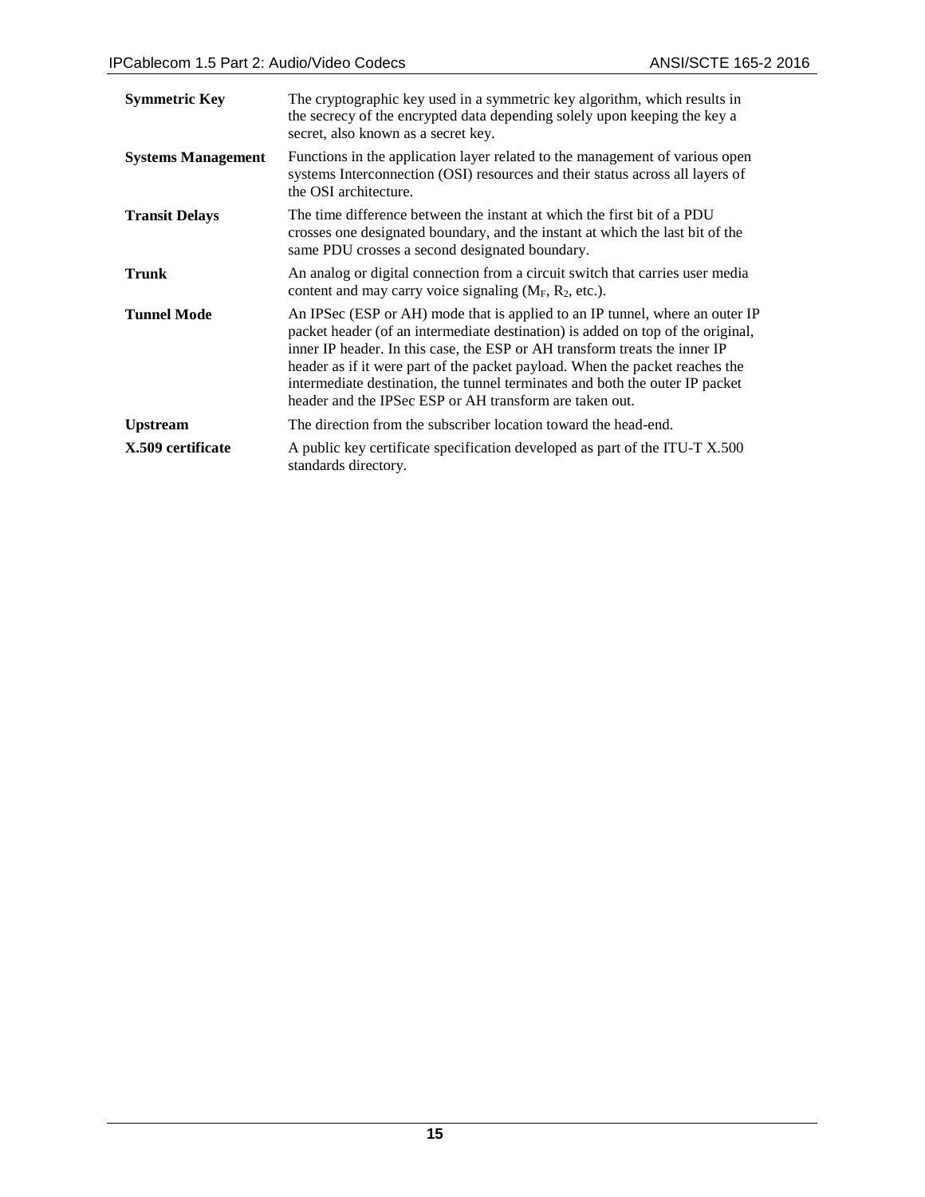| | |
|---|---|
| **Symmetric Key** | The cryptographic key used in a symmetric key algorithm, which results in the secrecy of the encrypted data depending solely upon keeping the key a secret, also known as a secret key. |
| **Systems Management** | Functions in the application layer related to the management of various open systems Interconnection (OSI) resources and their status across all layers of the OSI architecture. |
| **Transit Delays** | The time difference between the instant at which the first bit of a PDU crosses one designated boundary, and the instant at which the last bit of the same PDU crosses a second designated boundary. |
| **Trunk** | An analog or digital connection from a circuit switch that carries user media content and may carry voice signaling ($M_F$, $R_2$, etc.). |
| **Tunnel Mode** | An IPSec (ESP or AH) mode that is applied to an IP tunnel, where an outer IP packet header (of an intermediate destination) is added on top of the original, inner IP header. In this case, the ESP or AH transform treats the inner IP header as if it were part of the packet payload. When the packet reaches the intermediate destination, the tunnel terminates and both the outer IP packet header and the IPSec ESP or AH transform are taken out. |
| **Upstream** | The direction from the subscriber location toward the head-end. |
| **X.509 certificate** | A public key certificate specification developed as part of the ITU-T X.500 standards directory. |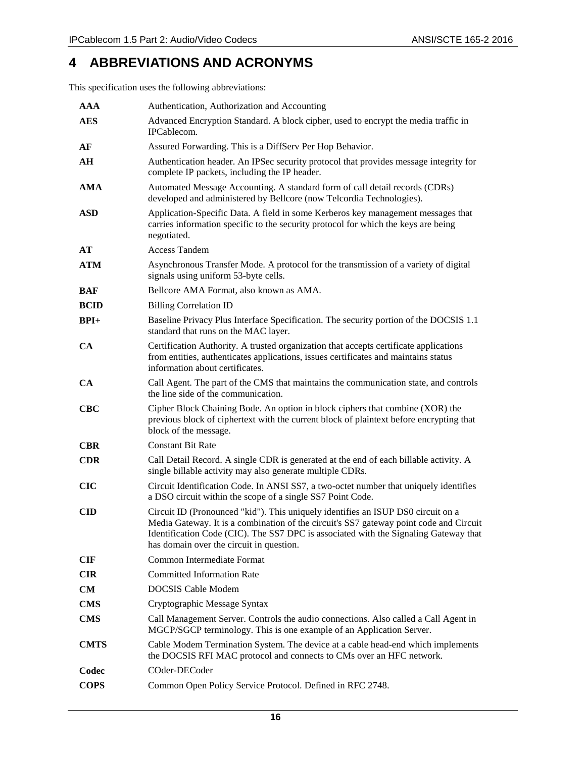# 4 ABBREVIATIONS AND ACRONYMS

This specification uses the following abbreviations:

| | |
|---|---|
| **AAA** | Authentication, Authorization and Accounting |
| **AES** | Advanced Encryption Standard. A block cipher, used to encrypt the media traffic in IPCablecom. |
| **AF** | Assured Forwarding. This is a DiffServ Per Hop Behavior. |
| **AH** | Authentication header. An IPSec security protocol that provides message integrity for complete IP packets, including the IP header. |
| **AMA** | Automated Message Accounting. A standard form of call detail records (CDRs) developed and administered by Bellcore (now Telcordia Technologies). |
| **ASD** | Application-Specific Data. A field in some Kerberos key management messages that carries information specific to the security protocol for which the keys are being negotiated. |
| **AT** | Access Tandem |
| **ATM** | Asynchronous Transfer Mode. A protocol for the transmission of a variety of digital signals using uniform 53-byte cells. |
| **BAF** | Bellcore AMA Format, also known as AMA. |
| **BCID** | Billing Correlation ID |
| **BPI+** | Baseline Privacy Plus Interface Specification. The security portion of the DOCSIS 1.1 standard that runs on the MAC layer. |
| **CA** | Certification Authority. A trusted organization that accepts certificate applications from entities, authenticates applications, issues certificates and maintains status information about certificates. |
| **CA** | Call Agent. The part of the CMS that maintains the communication state, and controls the line side of the communication. |
| **CBC** | Cipher Block Chaining Bode. An option in block ciphers that combine (XOR) the previous block of ciphertext with the current block of plaintext before encrypting that block of the message. |
| **CBR** | Constant Bit Rate |
| **CDR** | Call Detail Record. A single CDR is generated at the end of each billable activity. A single billable activity may also generate multiple CDRs. |
| **CIC** | Circuit Identification Code. In ANSI SS7, a two-octet number that uniquely identifies a DSO circuit within the scope of a single SS7 Point Code. |
| **CID** | Circuit ID (Pronounced "kid"). This uniquely identifies an ISUP DS0 circuit on a Media Gateway. It is a combination of the circuit's SS7 gateway point code and Circuit Identification Code (CIC). The SS7 DPC is associated with the Signaling Gateway that has domain over the circuit in question. |
| **CIF** | Common Intermediate Format |
| **CIR** | Committed Information Rate |
| **CM** | DOCSIS Cable Modem |
| **CMS** | Cryptographic Message Syntax |
| **CMS** | Call Management Server. Controls the audio connections. Also called a Call Agent in MGCP/SGCP terminology. This is one example of an Application Server. |
| **CMTS** | Cable Modem Termination System. The device at a cable head-end which implements the DOCSIS RFI MAC protocol and connects to CMs over an HFC network. |
| **Codec** | COder-DECoder |
| **COPS** | Common Open Policy Service Protocol. Defined in RFC 2748. |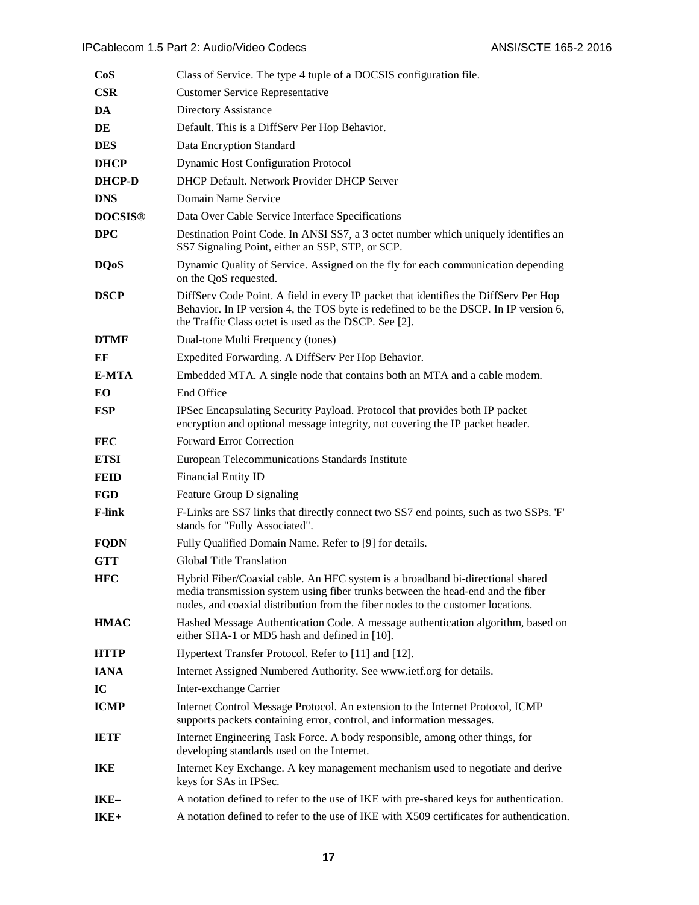| | |
|---|---|
| **CoS** | Class of Service. The type 4 tuple of a DOCSIS configuration file. |
| **CSR** | Customer Service Representative |
| **DA** | Directory Assistance |
| **DE** | Default. This is a DiffServ Per Hop Behavior. |
| **DES** | Data Encryption Standard |
| **DHCP** | Dynamic Host Configuration Protocol |
| **DHCP-D** | DHCP Default. Network Provider DHCP Server |
| **DNS** | Domain Name Service |
| **DOCSIS®** | Data Over Cable Service Interface Specifications |
| **DPC** | Destination Point Code. In ANSI SS7, a 3 octet number which uniquely identifies an SS7 Signaling Point, either an SSP, STP, or SCP. |
| **DQoS** | Dynamic Quality of Service. Assigned on the fly for each communication depending on the QoS requested. |
| **DSCP** | DiffServ Code Point. A field in every IP packet that identifies the DiffServ Per Hop Behavior. In IP version 4, the TOS byte is redefined to be the DSCP. In IP version 6, the Traffic Class octet is used as the DSCP. See [2]. |
| **DTMF** | Dual-tone Multi Frequency (tones) |
| **EF** | Expedited Forwarding. A DiffServ Per Hop Behavior. |
| **E-MTA** | Embedded MTA. A single node that contains both an MTA and a cable modem. |
| **EO** | End Office |
| **ESP** | IPSec Encapsulating Security Payload. Protocol that provides both IP packet encryption and optional message integrity, not covering the IP packet header. |
| **FEC** | Forward Error Correction |
| **ETSI** | European Telecommunications Standards Institute |
| **FEID** | Financial Entity ID |
| **FGD** | Feature Group D signaling |
| **F-link** | F-Links are SS7 links that directly connect two SS7 end points, such as two SSPs. 'F' stands for "Fully Associated". |
| **FQDN** | Fully Qualified Domain Name. Refer to [9] for details. |
| **GTT** | Global Title Translation |
| **HFC** | Hybrid Fiber/Coaxial cable. An HFC system is a broadband bi-directional shared media transmission system using fiber trunks between the head-end and the fiber nodes, and coaxial distribution from the fiber nodes to the customer locations. |
| **HMAC** | Hashed Message Authentication Code. A message authentication algorithm, based on either SHA-1 or MD5 hash and defined in [10]. |
| **HTTP** | Hypertext Transfer Protocol. Refer to [11] and [12]. |
| **IANA** | Internet Assigned Numbered Authority. See www.ietf.org for details. |
| **IC** | Inter-exchange Carrier |
| **ICMP** | Internet Control Message Protocol. An extension to the Internet Protocol, ICMP supports packets containing error, control, and information messages. |
| **IETF** | Internet Engineering Task Force. A body responsible, among other things, for developing standards used on the Internet. |
| **IKE** | Internet Key Exchange. A key management mechanism used to negotiate and derive keys for SAs in IPSec. |
| **IKE–** | A notation defined to refer to the use of IKE with pre-shared keys for authentication. |
| **IKE+** | A notation defined to refer to the use of IKE with X509 certificates for authentication. |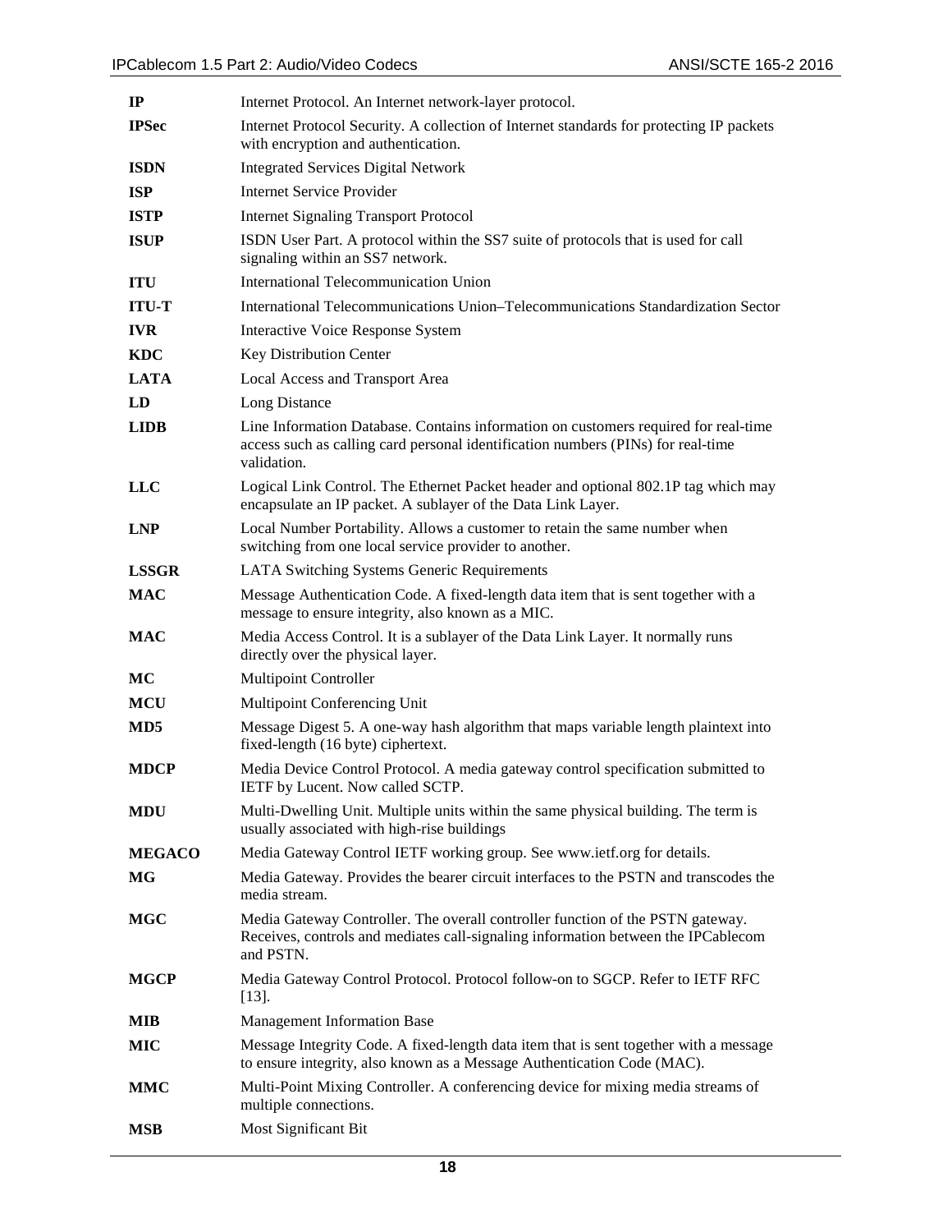| | |
|---|---|
| **IP** | Internet Protocol. An Internet network-layer protocol. |
| **IPSec** | Internet Protocol Security. A collection of Internet standards for protecting IP packets with encryption and authentication. |
| **ISDN** | Integrated Services Digital Network |
| **ISP** | Internet Service Provider |
| **ISTP** | Internet Signaling Transport Protocol |
| **ISUP** | ISDN User Part. A protocol within the SS7 suite of protocols that is used for call signaling within an SS7 network. |
| **ITU** | International Telecommunication Union |
| **ITU-T** | International Telecommunications Union–Telecommunications Standardization Sector |
| **IVR** | Interactive Voice Response System |
| **KDC** | Key Distribution Center |
| **LATA** | Local Access and Transport Area |
| **LD** | Long Distance |
| **LIDB** | Line Information Database. Contains information on customers required for real-time access such as calling card personal identification numbers (PINs) for real-time validation. |
| **LLC** | Logical Link Control. The Ethernet Packet header and optional 802.1P tag which may encapsulate an IP packet. A sublayer of the Data Link Layer. |
| **LNP** | Local Number Portability. Allows a customer to retain the same number when switching from one local service provider to another. |
| **LSSGR** | LATA Switching Systems Generic Requirements |
| **MAC** | Message Authentication Code. A fixed-length data item that is sent together with a message to ensure integrity, also known as a MIC. |
| **MAC** | Media Access Control. It is a sublayer of the Data Link Layer. It normally runs directly over the physical layer. |
| **MC** | Multipoint Controller |
| **MCU** | Multipoint Conferencing Unit |
| **MD5** | Message Digest 5. A one-way hash algorithm that maps variable length plaintext into fixed-length (16 byte) ciphertext. |
| **MDCP** | Media Device Control Protocol. A media gateway control specification submitted to IETF by Lucent. Now called SCTP. |
| **MDU** | Multi-Dwelling Unit. Multiple units within the same physical building. The term is usually associated with high-rise buildings |
| **MEGACO** | Media Gateway Control IETF working group. See www.ietf.org for details. |
| **MG** | Media Gateway. Provides the bearer circuit interfaces to the PSTN and transcodes the media stream. |
| **MGC** | Media Gateway Controller. The overall controller function of the PSTN gateway. Receives, controls and mediates call-signaling information between the IPCablecom and PSTN. |
| **MGCP** | Media Gateway Control Protocol. Protocol follow-on to SGCP. Refer to IETF RFC [13]. |
| **MIB** | Management Information Base |
| **MIC** | Message Integrity Code. A fixed-length data item that is sent together with a message to ensure integrity, also known as a Message Authentication Code (MAC). |
| **MMC** | Multi-Point Mixing Controller. A conferencing device for mixing media streams of multiple connections. |
| **MSB** | Most Significant Bit |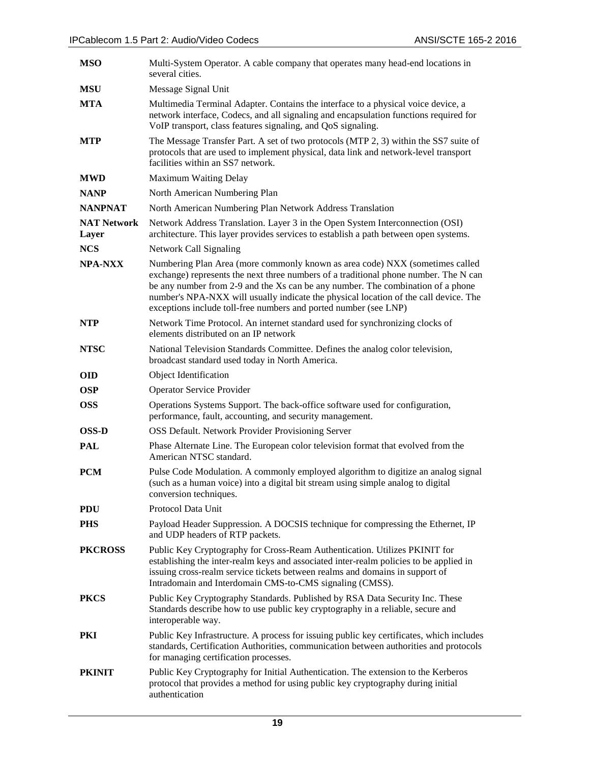| | |
|---|---|
| **MSO** | Multi-System Operator. A cable company that operates many head-end locations in several cities. |
| **MSU** | Message Signal Unit |
| **MTA** | Multimedia Terminal Adapter. Contains the interface to a physical voice device, a network interface, Codecs, and all signaling and encapsulation functions required for VoIP transport, class features signaling, and QoS signaling. |
| **MTP** | The Message Transfer Part. A set of two protocols (MTP 2, 3) within the SS7 suite of protocols that are used to implement physical, data link and network-level transport facilities within an SS7 network. |
| **MWD** | Maximum Waiting Delay |
| **NANP** | North American Numbering Plan |
| **NANPNAT** | North American Numbering Plan Network Address Translation |
| **NAT Network Layer** | Network Address Translation. Layer 3 in the Open System Interconnection (OSI) architecture. This layer provides services to establish a path between open systems. |
| **NCS** | Network Call Signaling |
| **NPA-NXX** | Numbering Plan Area (more commonly known as area code) NXX (sometimes called exchange) represents the next three numbers of a traditional phone number. The N can be any number from 2-9 and the Xs can be any number. The combination of a phone number's NPA-NXX will usually indicate the physical location of the call device. The exceptions include toll-free numbers and ported number (see LNP) |
| **NTP** | Network Time Protocol. An internet standard used for synchronizing clocks of elements distributed on an IP network |
| **NTSC** | National Television Standards Committee. Defines the analog color television, broadcast standard used today in North America. |
| **OID** | Object Identification |
| **OSP** | Operator Service Provider |
| **OSS** | Operations Systems Support. The back-office software used for configuration, performance, fault, accounting, and security management. |
| **OSS-D** | OSS Default. Network Provider Provisioning Server |
| **PAL** | Phase Alternate Line. The European color television format that evolved from the American NTSC standard. |
| **PCM** | Pulse Code Modulation. A commonly employed algorithm to digitize an analog signal (such as a human voice) into a digital bit stream using simple analog to digital conversion techniques. |
| **PDU** | Protocol Data Unit |
| **PHS** | Payload Header Suppression. A DOCSIS technique for compressing the Ethernet, IP and UDP headers of RTP packets. |
| **PKCROSS** | Public Key Cryptography for Cross-Ream Authentication. Utilizes PKINIT for establishing the inter-realm keys and associated inter-realm policies to be applied in issuing cross-realm service tickets between realms and domains in support of Intradomain and Interdomain CMS-to-CMS signaling (CMSS). |
| **PKCS** | Public Key Cryptography Standards. Published by RSA Data Security Inc. These Standards describe how to use public key cryptography in a reliable, secure and interoperable way. |
| **PKI** | Public Key Infrastructure. A process for issuing public key certificates, which includes standards, Certification Authorities, communication between authorities and protocols for managing certification processes. |
| **PKINIT** | Public Key Cryptography for Initial Authentication. The extension to the Kerberos protocol that provides a method for using public key cryptography during initial authentication |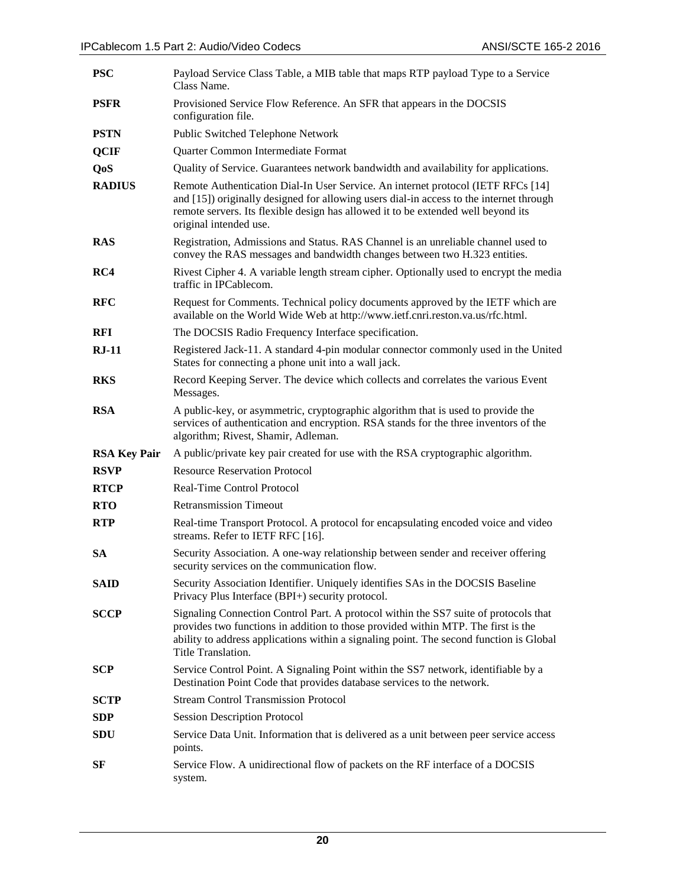| | |
|---|---|
| **PSC** | Payload Service Class Table, a MIB table that maps RTP payload Type to a Service Class Name. |
| **PSFR** | Provisioned Service Flow Reference. An SFR that appears in the DOCSIS configuration file. |
| **PSTN** | Public Switched Telephone Network |
| **QCIF** | Quarter Common Intermediate Format |
| **QoS** | Quality of Service. Guarantees network bandwidth and availability for applications. |
| **RADIUS** | Remote Authentication Dial-In User Service. An internet protocol (IETF RFCs [14] and [15]) originally designed for allowing users dial-in access to the internet through remote servers. Its flexible design has allowed it to be extended well beyond its original intended use. |
| **RAS** | Registration, Admissions and Status. RAS Channel is an unreliable channel used to convey the RAS messages and bandwidth changes between two H.323 entities. |
| **RC4** | Rivest Cipher 4. A variable length stream cipher. Optionally used to encrypt the media traffic in IPCablecom. |
| **RFC** | Request for Comments. Technical policy documents approved by the IETF which are available on the World Wide Web at http://www.ietf.cnri.reston.va.us/rfc.html. |
| **RFI** | The DOCSIS Radio Frequency Interface specification. |
| **RJ-11** | Registered Jack-11. A standard 4-pin modular connector commonly used in the United States for connecting a phone unit into a wall jack. |
| **RKS** | Record Keeping Server. The device which collects and correlates the various Event Messages. |
| **RSA** | A public-key, or asymmetric, cryptographic algorithm that is used to provide the services of authentication and encryption. RSA stands for the three inventors of the algorithm; Rivest, Shamir, Adleman. |
| **RSA Key Pair** | A public/private key pair created for use with the RSA cryptographic algorithm. |
| **RSVP** | Resource Reservation Protocol |
| **RTCP** | Real-Time Control Protocol |
| **RTO** | Retransmission Timeout |
| **RTP** | Real-time Transport Protocol. A protocol for encapsulating encoded voice and video streams. Refer to IETF RFC [16]. |
| **SA** | Security Association. A one-way relationship between sender and receiver offering security services on the communication flow. |
| **SAID** | Security Association Identifier. Uniquely identifies SAs in the DOCSIS Baseline Privacy Plus Interface (BPI+) security protocol. |
| **SCCP** | Signaling Connection Control Part. A protocol within the SS7 suite of protocols that provides two functions in addition to those provided within MTP. The first is the ability to address applications within a signaling point. The second function is Global Title Translation. |
| **SCP** | Service Control Point. A Signaling Point within the SS7 network, identifiable by a Destination Point Code that provides database services to the network. |
| **SCTP** | Stream Control Transmission Protocol |
| **SDP** | Session Description Protocol |
| **SDU** | Service Data Unit. Information that is delivered as a unit between peer service access points. |
| **SF** | Service Flow. A unidirectional flow of packets on the RF interface of a DOCSIS system. |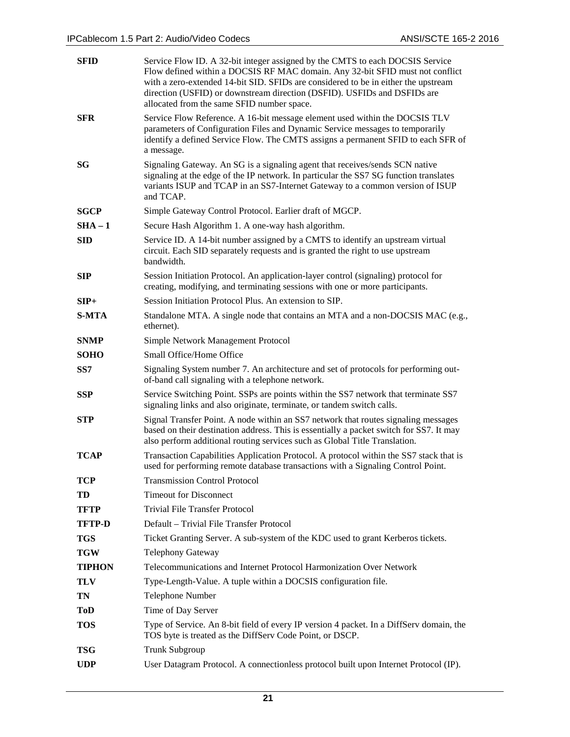| | |
|---|---|
| **SFID** | Service Flow ID. A 32-bit integer assigned by the CMTS to each DOCSIS Service Flow defined within a DOCSIS RF MAC domain. Any 32-bit SFID must not conflict with a zero-extended 14-bit SID. SFIDs are considered to be in either the upstream direction (USFID) or downstream direction (DSFID). USFIDs and DSFIDs are allocated from the same SFID number space. |
| **SFR** | Service Flow Reference. A 16-bit message element used within the DOCSIS TLV parameters of Configuration Files and Dynamic Service messages to temporarily identify a defined Service Flow. The CMTS assigns a permanent SFID to each SFR of a message. |
| **SG** | Signaling Gateway. An SG is a signaling agent that receives/sends SCN native signaling at the edge of the IP network. In particular the SS7 SG function translates variants ISUP and TCAP in an SS7-Internet Gateway to a common version of ISUP and TCAP. |
| **SGCP** | Simple Gateway Control Protocol. Earlier draft of MGCP. |
| **SHA – 1** | Secure Hash Algorithm 1. A one-way hash algorithm. |
| **SID** | Service ID. A 14-bit number assigned by a CMTS to identify an upstream virtual circuit. Each SID separately requests and is granted the right to use upstream bandwidth. |
| **SIP** | Session Initiation Protocol. An application-layer control (signaling) protocol for creating, modifying, and terminating sessions with one or more participants. |
| **SIP+** | Session Initiation Protocol Plus. An extension to SIP. |
| **S-MTA** | Standalone MTA. A single node that contains an MTA and a non-DOCSIS MAC (e.g., ethernet). |
| **SNMP** | Simple Network Management Protocol |
| **SOHO** | Small Office/Home Office |
| **SS7** | Signaling System number 7. An architecture and set of protocols for performing out-of-band call signaling with a telephone network. |
| **SSP** | Service Switching Point. SSPs are points within the SS7 network that terminate SS7 signaling links and also originate, terminate, or tandem switch calls. |
| **STP** | Signal Transfer Point. A node within an SS7 network that routes signaling messages based on their destination address. This is essentially a packet switch for SS7. It may also perform additional routing services such as Global Title Translation. |
| **TCAP** | Transaction Capabilities Application Protocol. A protocol within the SS7 stack that is used for performing remote database transactions with a Signaling Control Point. |
| **TCP** | Transmission Control Protocol |
| **TD** | Timeout for Disconnect |
| **TFTP** | Trivial File Transfer Protocol |
| **TFTP-D** | Default – Trivial File Transfer Protocol |
| **TGS** | Ticket Granting Server. A sub-system of the KDC used to grant Kerberos tickets. |
| **TGW** | Telephony Gateway |
| **TIPHON** | Telecommunications and Internet Protocol Harmonization Over Network |
| **TLV** | Type-Length-Value. A tuple within a DOCSIS configuration file. |
| **TN** | Telephone Number |
| **ToD** | Time of Day Server |
| **TOS** | Type of Service. An 8-bit field of every IP version 4 packet. In a DiffServ domain, the TOS byte is treated as the DiffServ Code Point, or DSCP. |
| **TSG** | Trunk Subgroup |
| **UDP** | User Datagram Protocol. A connectionless protocol built upon Internet Protocol (IP). |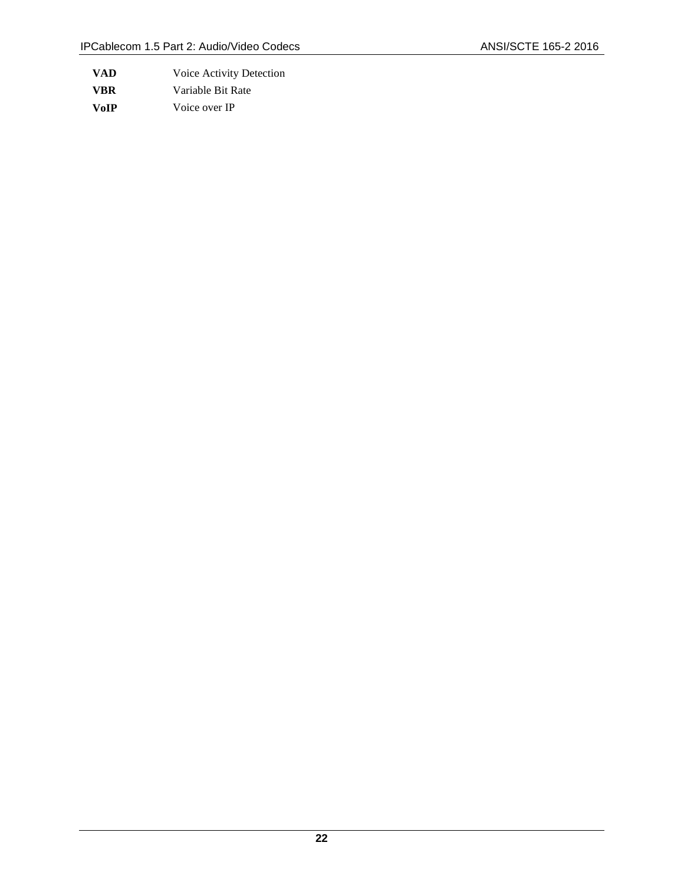| | |
|---|---|
| **VAD** | Voice Activity Detection |
| **VBR** | Variable Bit Rate |
| **VoIP** | Voice over IP |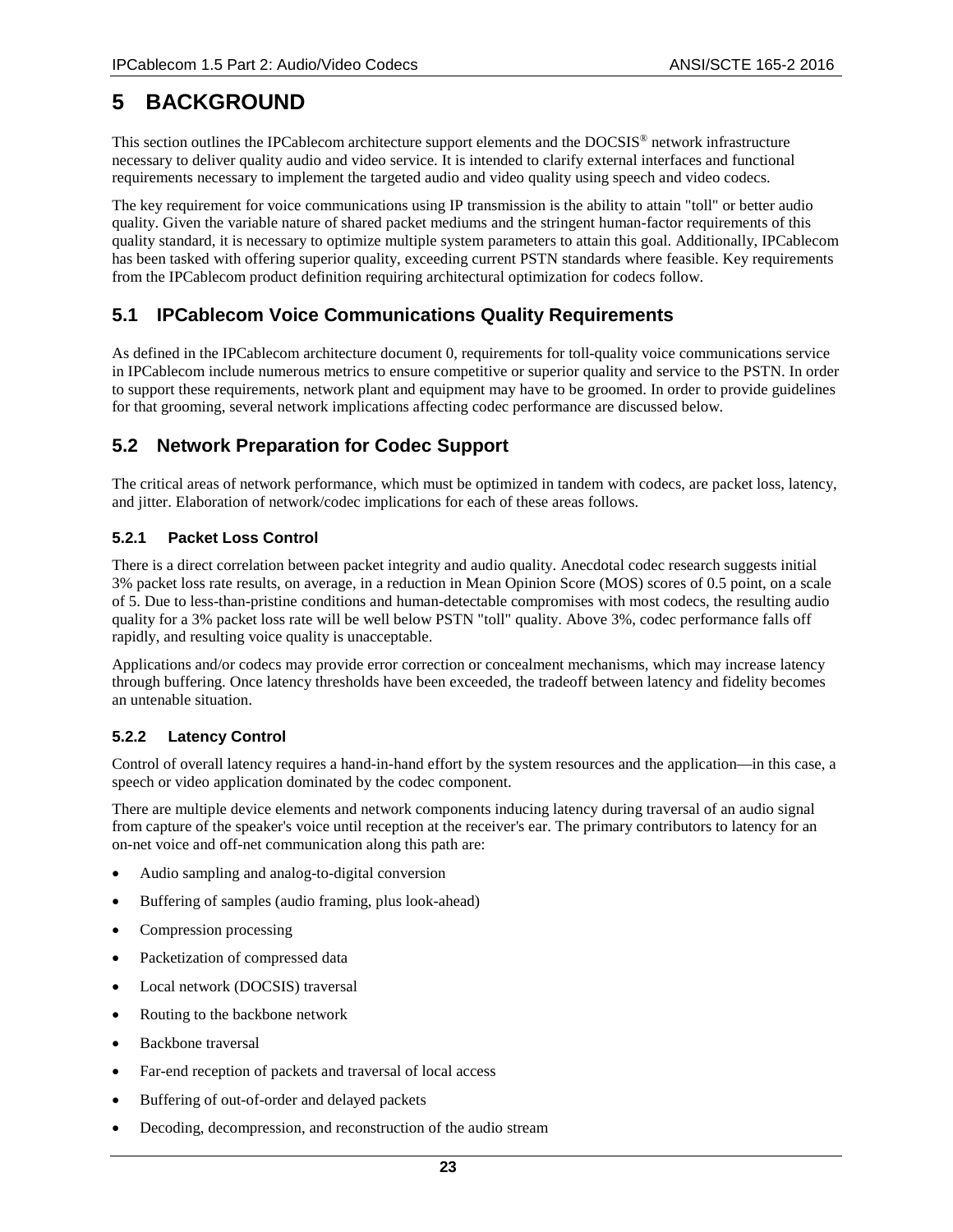# 5 BACKGROUND

This section outlines the IPCablecom architecture support elements and the DOCSIS® network infrastructure necessary to deliver quality audio and video service. It is intended to clarify external interfaces and functional requirements necessary to implement the targeted audio and video quality using speech and video codecs.

The key requirement for voice communications using IP transmission is the ability to attain "toll" or better audio quality. Given the variable nature of shared packet mediums and the stringent human-factor requirements of this quality standard, it is necessary to optimize multiple system parameters to attain this goal. Additionally, IPCablecom has been tasked with offering superior quality, exceeding current PSTN standards where feasible. Key requirements from the IPCablecom product definition requiring architectural optimization for codecs follow.

## 5.1 IPCablecom Voice Communications Quality Requirements

As defined in the IPCablecom architecture document 0, requirements for toll-quality voice communications service in IPCablecom include numerous metrics to ensure competitive or superior quality and service to the PSTN. In order to support these requirements, network plant and equipment may have to be groomed. In order to provide guidelines for that grooming, several network implications affecting codec performance are discussed below.

## 5.2 Network Preparation for Codec Support

The critical areas of network performance, which must be optimized in tandem with codecs, are packet loss, latency, and jitter. Elaboration of network/codec implications for each of these areas follows.

### 5.2.1 Packet Loss Control

There is a direct correlation between packet integrity and audio quality. Anecdotal codec research suggests initial 3% packet loss rate results, on average, in a reduction in Mean Opinion Score (MOS) scores of 0.5 point, on a scale of 5. Due to less-than-pristine conditions and human-detectable compromises with most codecs, the resulting audio quality for a 3% packet loss rate will be well below PSTN "toll" quality. Above 3%, codec performance falls off rapidly, and resulting voice quality is unacceptable.

Applications and/or codecs may provide error correction or concealment mechanisms, which may increase latency through buffering. Once latency thresholds have been exceeded, the tradeoff between latency and fidelity becomes an untenable situation.

### 5.2.2 Latency Control

Control of overall latency requires a hand-in-hand effort by the system resources and the application—in this case, a speech or video application dominated by the codec component.

There are multiple device elements and network components inducing latency during traversal of an audio signal from capture of the speaker's voice until reception at the receiver's ear. The primary contributors to latency for an on-net voice and off-net communication along this path are:

- Audio sampling and analog-to-digital conversion
- Buffering of samples (audio framing, plus look-ahead)
- Compression processing
- Packetization of compressed data
- Local network (DOCSIS) traversal
- Routing to the backbone network
- Backbone traversal
- Far-end reception of packets and traversal of local access
- Buffering of out-of-order and delayed packets
- Decoding, decompression, and reconstruction of the audio stream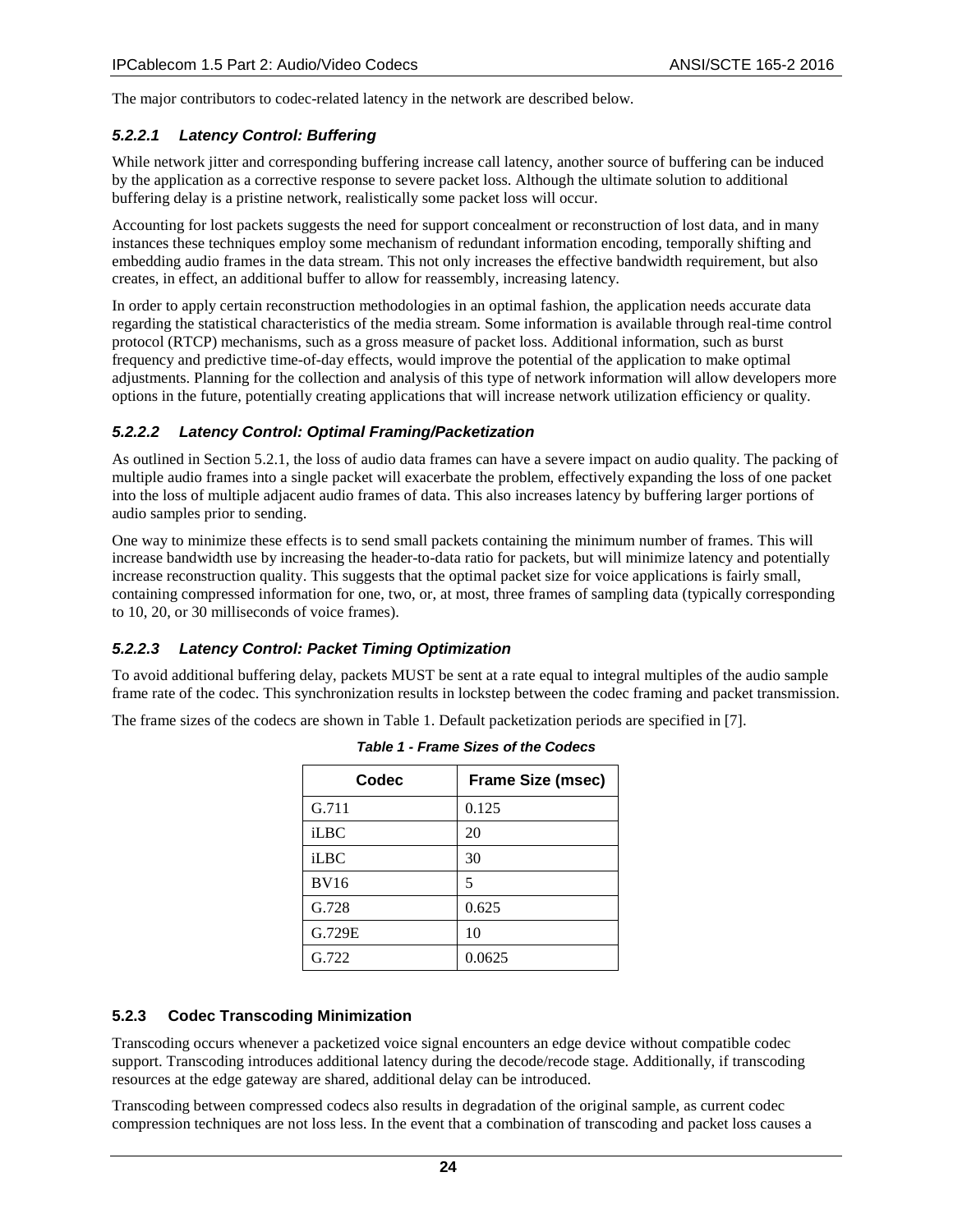The major contributors to codec-related latency in the network are described below.

#### *5.2.2.1 Latency Control: Buffering*

While network jitter and corresponding buffering increase call latency, another source of buffering can be induced by the application as a corrective response to severe packet loss. Although the ultimate solution to additional buffering delay is a pristine network, realistically some packet loss will occur.

Accounting for lost packets suggests the need for support concealment or reconstruction of lost data, and in many instances these techniques employ some mechanism of redundant information encoding, temporally shifting and embedding audio frames in the data stream. This not only increases the effective bandwidth requirement, but also creates, in effect, an additional buffer to allow for reassembly, increasing latency.

In order to apply certain reconstruction methodologies in an optimal fashion, the application needs accurate data regarding the statistical characteristics of the media stream. Some information is available through real-time control protocol (RTCP) mechanisms, such as a gross measure of packet loss. Additional information, such as burst frequency and predictive time-of-day effects, would improve the potential of the application to make optimal adjustments. Planning for the collection and analysis of this type of network information will allow developers more options in the future, potentially creating applications that will increase network utilization efficiency or quality.

#### *5.2.2.2 Latency Control: Optimal Framing/Packetization*

As outlined in Section 5.2.1, the loss of audio data frames can have a severe impact on audio quality. The packing of multiple audio frames into a single packet will exacerbate the problem, effectively expanding the loss of one packet into the loss of multiple adjacent audio frames of data. This also increases latency by buffering larger portions of audio samples prior to sending.

One way to minimize these effects is to send small packets containing the minimum number of frames. This will increase bandwidth use by increasing the header-to-data ratio for packets, but will minimize latency and potentially increase reconstruction quality. This suggests that the optimal packet size for voice applications is fairly small, containing compressed information for one, two, or, at most, three frames of sampling data (typically corresponding to 10, 20, or 30 milliseconds of voice frames).

#### *5.2.2.3 Latency Control: Packet Timing Optimization*

To avoid additional buffering delay, packets MUST be sent at a rate equal to integral multiples of the audio sample frame rate of the codec. This synchronization results in lockstep between the codec framing and packet transmission.

The frame sizes of the codecs are shown in Table 1. Default packetization periods are specified in [7].

***Table 1 - Frame Sizes of the Codecs***

| Codec | Frame Size (msec) |
|---|---|
| G.711 | 0.125 |
| iLBC | 20 |
| iLBC | 30 |
| BV16 | 5 |
| G.728 | 0.625 |
| G.729E | 10 |
| G.722 | 0.0625 |

### 5.2.3 Codec Transcoding Minimization

Transcoding occurs whenever a packetized voice signal encounters an edge device without compatible codec support. Transcoding introduces additional latency during the decode/recode stage. Additionally, if transcoding resources at the edge gateway are shared, additional delay can be introduced.

Transcoding between compressed codecs also results in degradation of the original sample, as current codec compression techniques are not loss less. In the event that a combination of transcoding and packet loss causes a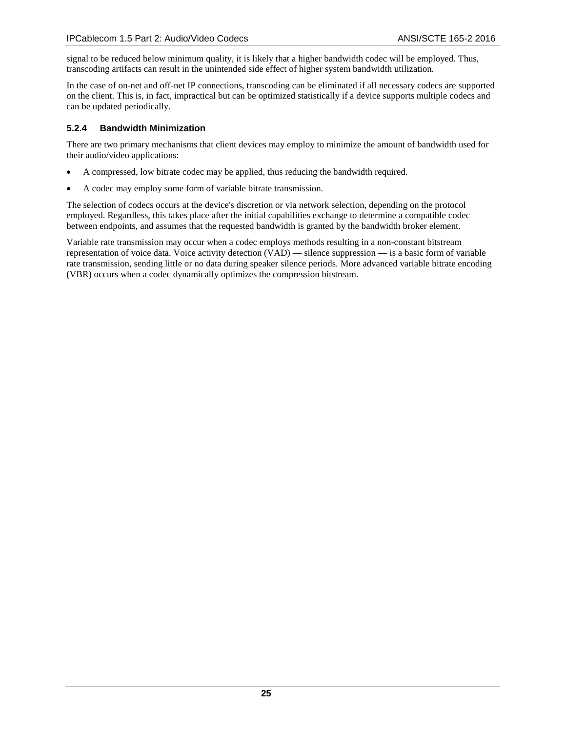signal to be reduced below minimum quality, it is likely that a higher bandwidth codec will be employed. Thus, transcoding artifacts can result in the unintended side effect of higher system bandwidth utilization.

In the case of on-net and off-net IP connections, transcoding can be eliminated if all necessary codecs are supported on the client. This is, in fact, impractical but can be optimized statistically if a device supports multiple codecs and can be updated periodically.

### 5.2.4 Bandwidth Minimization

There are two primary mechanisms that client devices may employ to minimize the amount of bandwidth used for their audio/video applications:

- A compressed, low bitrate codec may be applied, thus reducing the bandwidth required.
- A codec may employ some form of variable bitrate transmission.

The selection of codecs occurs at the device's discretion or via network selection, depending on the protocol employed. Regardless, this takes place after the initial capabilities exchange to determine a compatible codec between endpoints, and assumes that the requested bandwidth is granted by the bandwidth broker element.

Variable rate transmission may occur when a codec employs methods resulting in a non-constant bitstream representation of voice data. Voice activity detection (VAD) — silence suppression — is a basic form of variable rate transmission, sending little or no data during speaker silence periods. More advanced variable bitrate encoding (VBR) occurs when a codec dynamically optimizes the compression bitstream.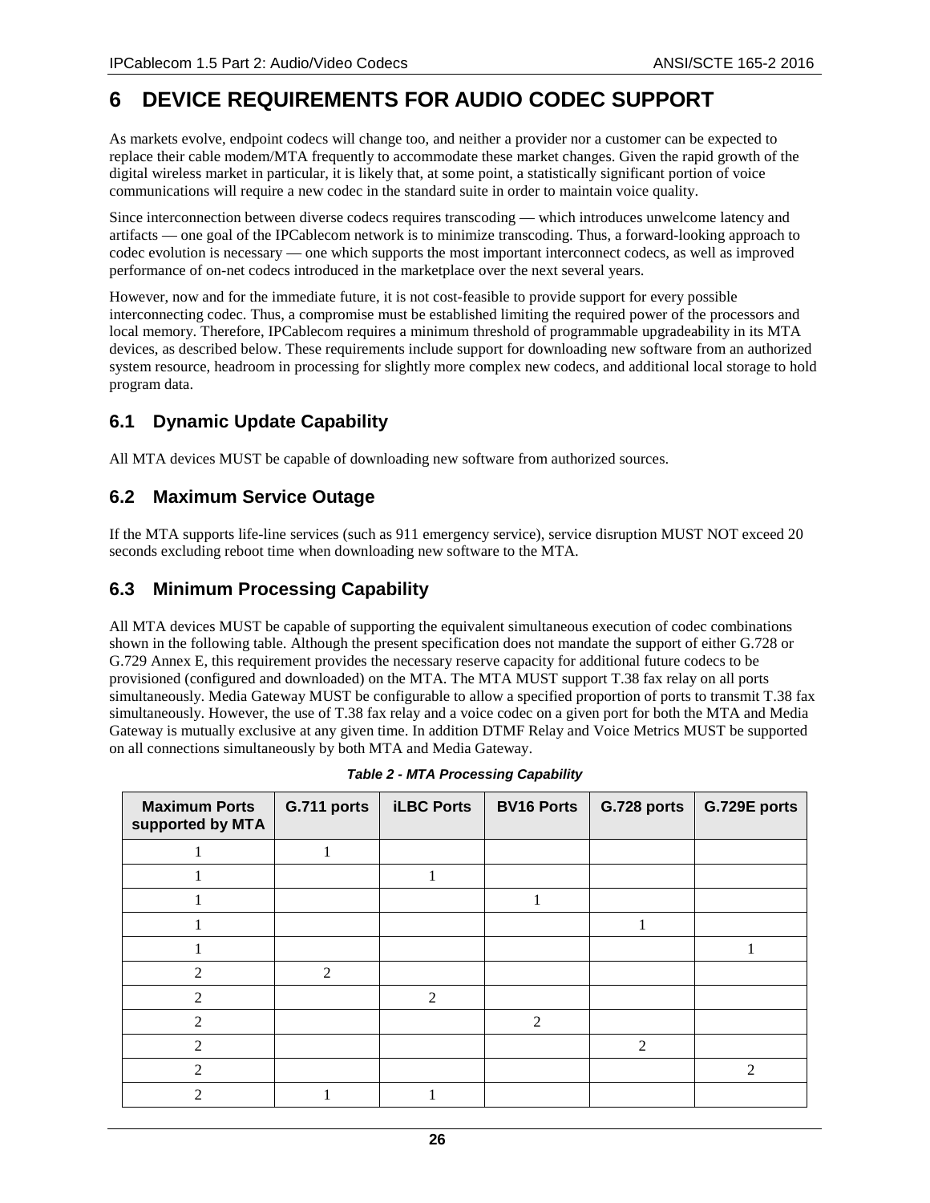# 6 DEVICE REQUIREMENTS FOR AUDIO CODEC SUPPORT

As markets evolve, endpoint codecs will change too, and neither a provider nor a customer can be expected to replace their cable modem/MTA frequently to accommodate these market changes. Given the rapid growth of the digital wireless market in particular, it is likely that, at some point, a statistically significant portion of voice communications will require a new codec in the standard suite in order to maintain voice quality.

Since interconnection between diverse codecs requires transcoding — which introduces unwelcome latency and artifacts — one goal of the IPCablecom network is to minimize transcoding. Thus, a forward-looking approach to codec evolution is necessary — one which supports the most important interconnect codecs, as well as improved performance of on-net codecs introduced in the marketplace over the next several years.

However, now and for the immediate future, it is not cost-feasible to provide support for every possible interconnecting codec. Thus, a compromise must be established limiting the required power of the processors and local memory. Therefore, IPCablecom requires a minimum threshold of programmable upgradeability in its MTA devices, as described below. These requirements include support for downloading new software from an authorized system resource, headroom in processing for slightly more complex new codecs, and additional local storage to hold program data.

## 6.1 Dynamic Update Capability

All MTA devices MUST be capable of downloading new software from authorized sources.

## 6.2 Maximum Service Outage

If the MTA supports life-line services (such as 911 emergency service), service disruption MUST NOT exceed 20 seconds excluding reboot time when downloading new software to the MTA.

## 6.3 Minimum Processing Capability

All MTA devices MUST be capable of supporting the equivalent simultaneous execution of codec combinations shown in the following table. Although the present specification does not mandate the support of either G.728 or G.729 Annex E, this requirement provides the necessary reserve capacity for additional future codecs to be provisioned (configured and downloaded) on the MTA. The MTA MUST support T.38 fax relay on all ports simultaneously. Media Gateway MUST be configurable to allow a specified proportion of ports to transmit T.38 fax simultaneously. However, the use of T.38 fax relay and a voice codec on a given port for both the MTA and Media Gateway is mutually exclusive at any given time. In addition DTMF Relay and Voice Metrics MUST be supported on all connections simultaneously by both MTA and Media Gateway.

*Table 2 - MTA Processing Capability*

| Maximum Ports supported by MTA | G.711 ports | iLBC Ports | BV16 Ports | G.728 ports | G.729E ports |
|---|---|---|---|---|---|
| 1 | 1 | | | | |
| 1 | | 1 | | | |
| 1 | | | 1 | | |
| 1 | | | | 1 | |
| 1 | | | | | 1 |
| 2 | 2 | | | | |
| 2 | | 2 | | | |
| 2 | | | 2 | | |
| 2 | | | | 2 | |
| 2 | | | | | 2 |
| 2 | 1 | 1 | | | |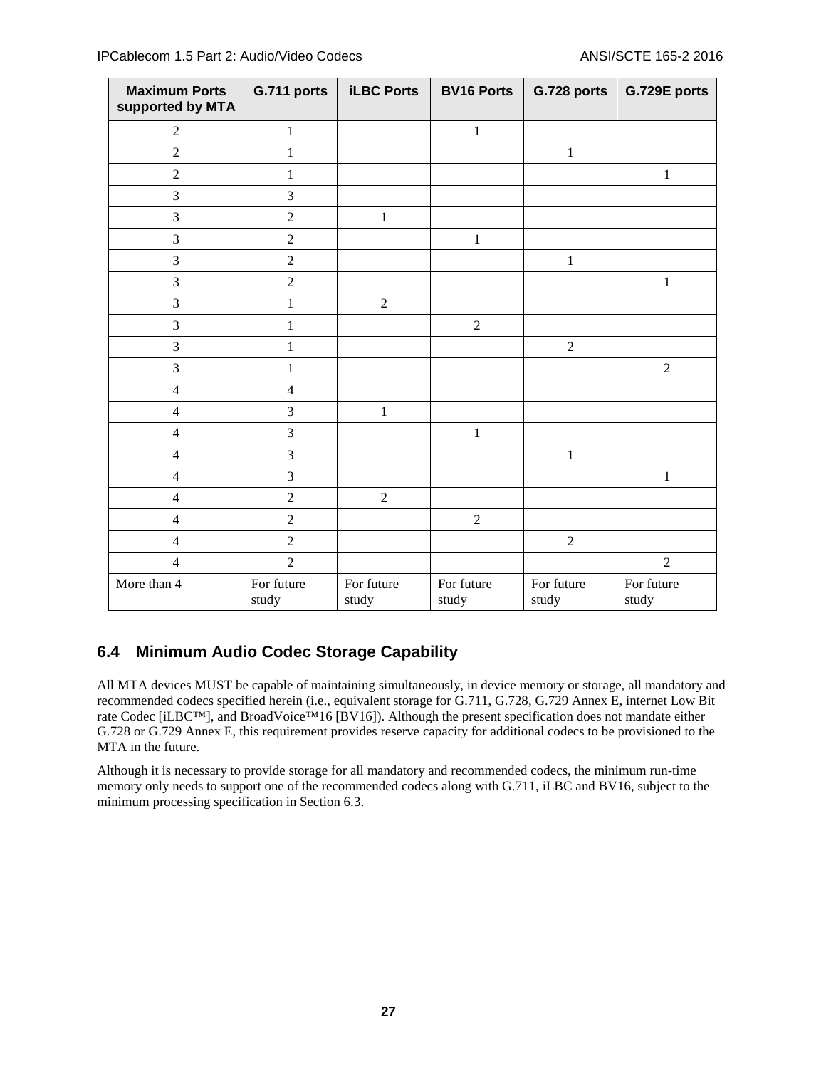| Maximum Ports supported by MTA | G.711 ports | iLBC Ports | BV16 Ports | G.728 ports | G.729E ports |
|---|---|---|---|---|---|
| 2 | 1 | | 1 | | |
| 2 | 1 | | | 1 | |
| 2 | 1 | | | | 1 |
| 3 | 3 | | | | |
| 3 | 2 | 1 | | | |
| 3 | 2 | | 1 | | |
| 3 | 2 | | | 1 | |
| 3 | 2 | | | | 1 |
| 3 | 1 | 2 | | | |
| 3 | 1 | | 2 | | |
| 3 | 1 | | | 2 | |
| 3 | 1 | | | | 2 |
| 4 | 4 | | | | |
| 4 | 3 | 1 | | | |
| 4 | 3 | | 1 | | |
| 4 | 3 | | | 1 | |
| 4 | 3 | | | | 1 |
| 4 | 2 | 2 | | | |
| 4 | 2 | | 2 | | |
| 4 | 2 | | | 2 | |
| 4 | 2 | | | | 2 |
| More than 4 | For future study | For future study | For future study | For future study | For future study |

## 6.4 Minimum Audio Codec Storage Capability

All MTA devices MUST be capable of maintaining simultaneously, in device memory or storage, all mandatory and recommended codecs specified herein (i.e., equivalent storage for G.711, G.728, G.729 Annex E, internet Low Bit rate Codec [iLBC™], and BroadVoice™16 [BV16]). Although the present specification does not mandate either G.728 or G.729 Annex E, this requirement provides reserve capacity for additional codecs to be provisioned to the MTA in the future.

Although it is necessary to provide storage for all mandatory and recommended codecs, the minimum run-time memory only needs to support one of the recommended codecs along with G.711, iLBC and BV16, subject to the minimum processing specification in Section 6.3.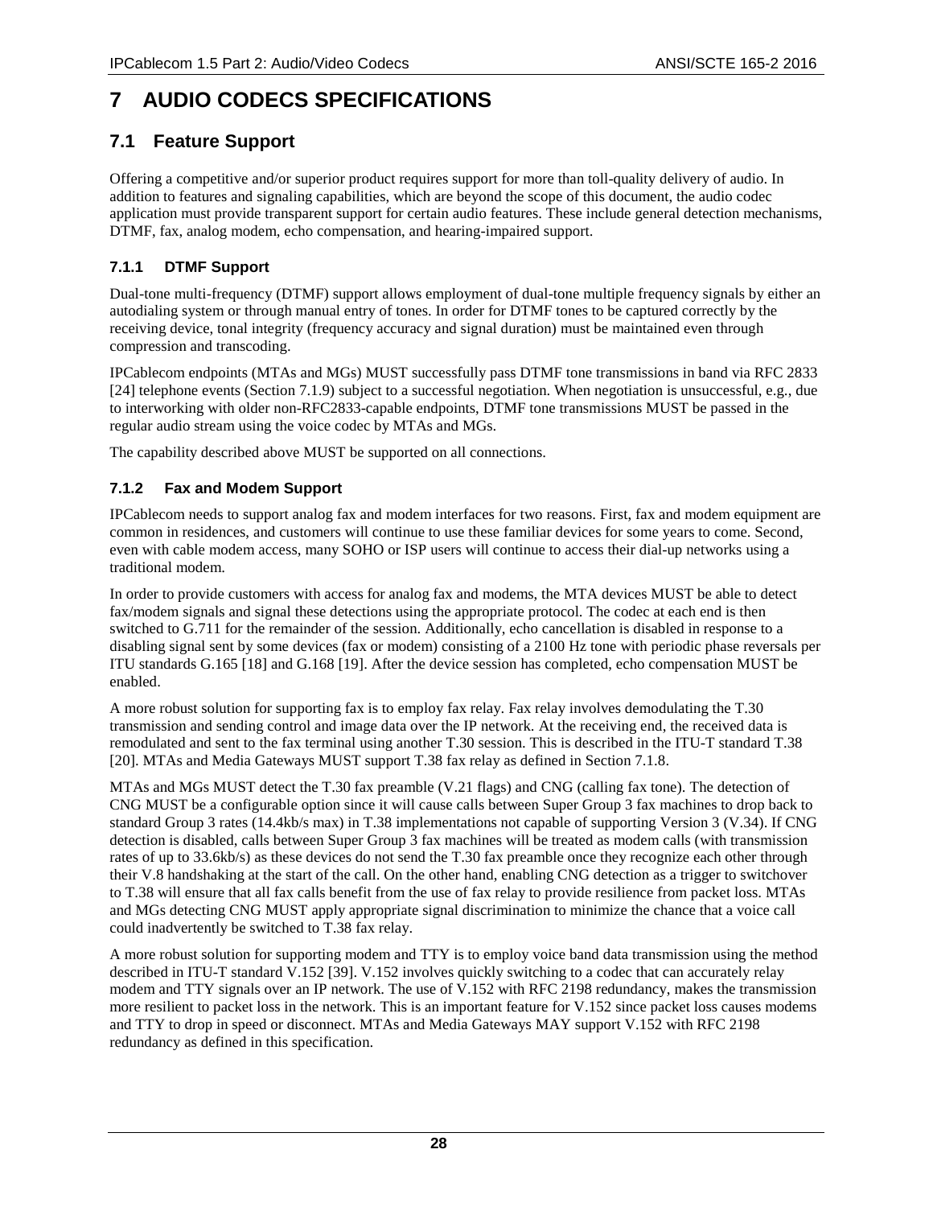# 7 AUDIO CODECS SPECIFICATIONS

## 7.1 Feature Support

Offering a competitive and/or superior product requires support for more than toll-quality delivery of audio. In addition to features and signaling capabilities, which are beyond the scope of this document, the audio codec application must provide transparent support for certain audio features. These include general detection mechanisms, DTMF, fax, analog modem, echo compensation, and hearing-impaired support.

### 7.1.1 DTMF Support

Dual-tone multi-frequency (DTMF) support allows employment of dual-tone multiple frequency signals by either an autodialing system or through manual entry of tones. In order for DTMF tones to be captured correctly by the receiving device, tonal integrity (frequency accuracy and signal duration) must be maintained even through compression and transcoding.

IPCablecom endpoints (MTAs and MGs) MUST successfully pass DTMF tone transmissions in band via RFC 2833 [24] telephone events (Section 7.1.9) subject to a successful negotiation. When negotiation is unsuccessful, e.g., due to interworking with older non-RFC2833-capable endpoints, DTMF tone transmissions MUST be passed in the regular audio stream using the voice codec by MTAs and MGs.

The capability described above MUST be supported on all connections.

### 7.1.2 Fax and Modem Support

IPCablecom needs to support analog fax and modem interfaces for two reasons. First, fax and modem equipment are common in residences, and customers will continue to use these familiar devices for some years to come. Second, even with cable modem access, many SOHO or ISP users will continue to access their dial-up networks using a traditional modem.

In order to provide customers with access for analog fax and modems, the MTA devices MUST be able to detect fax/modem signals and signal these detections using the appropriate protocol. The codec at each end is then switched to G.711 for the remainder of the session. Additionally, echo cancellation is disabled in response to a disabling signal sent by some devices (fax or modem) consisting of a 2100 Hz tone with periodic phase reversals per ITU standards G.165 [18] and G.168 [19]. After the device session has completed, echo compensation MUST be enabled.

A more robust solution for supporting fax is to employ fax relay. Fax relay involves demodulating the T.30 transmission and sending control and image data over the IP network. At the receiving end, the received data is remodulated and sent to the fax terminal using another T.30 session. This is described in the ITU-T standard T.38 [20]. MTAs and Media Gateways MUST support T.38 fax relay as defined in Section 7.1.8.

MTAs and MGs MUST detect the T.30 fax preamble (V.21 flags) and CNG (calling fax tone). The detection of CNG MUST be a configurable option since it will cause calls between Super Group 3 fax machines to drop back to standard Group 3 rates (14.4kb/s max) in T.38 implementations not capable of supporting Version 3 (V.34). If CNG detection is disabled, calls between Super Group 3 fax machines will be treated as modem calls (with transmission rates of up to 33.6kb/s) as these devices do not send the T.30 fax preamble once they recognize each other through their V.8 handshaking at the start of the call. On the other hand, enabling CNG detection as a trigger to switchover to T.38 will ensure that all fax calls benefit from the use of fax relay to provide resilience from packet loss. MTAs and MGs detecting CNG MUST apply appropriate signal discrimination to minimize the chance that a voice call could inadvertently be switched to T.38 fax relay.

A more robust solution for supporting modem and TTY is to employ voice band data transmission using the method described in ITU-T standard V.152 [39]. V.152 involves quickly switching to a codec that can accurately relay modem and TTY signals over an IP network. The use of V.152 with RFC 2198 redundancy, makes the transmission more resilient to packet loss in the network. This is an important feature for V.152 since packet loss causes modems and TTY to drop in speed or disconnect. MTAs and Media Gateways MAY support V.152 with RFC 2198 redundancy as defined in this specification.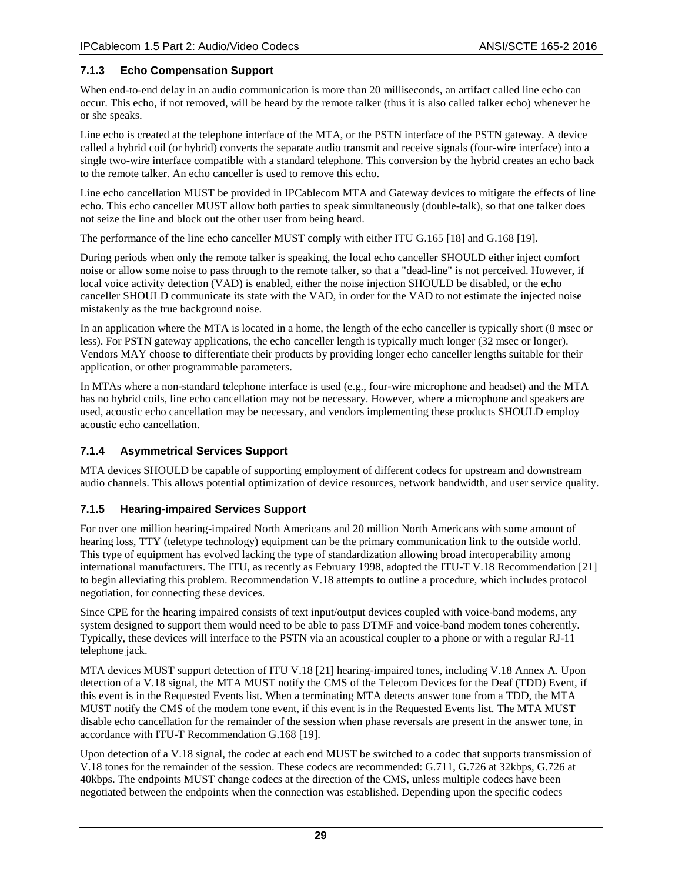### 7.1.3 Echo Compensation Support

When end-to-end delay in an audio communication is more than 20 milliseconds, an artifact called line echo can occur. This echo, if not removed, will be heard by the remote talker (thus it is also called talker echo) whenever he or she speaks.

Line echo is created at the telephone interface of the MTA, or the PSTN interface of the PSTN gateway. A device called a hybrid coil (or hybrid) converts the separate audio transmit and receive signals (four-wire interface) into a single two-wire interface compatible with a standard telephone. This conversion by the hybrid creates an echo back to the remote talker. An echo canceller is used to remove this echo.

Line echo cancellation MUST be provided in IPCablecom MTA and Gateway devices to mitigate the effects of line echo. This echo canceller MUST allow both parties to speak simultaneously (double-talk), so that one talker does not seize the line and block out the other user from being heard.

The performance of the line echo canceller MUST comply with either ITU G.165 [18] and G.168 [19].

During periods when only the remote talker is speaking, the local echo canceller SHOULD either inject comfort noise or allow some noise to pass through to the remote talker, so that a "dead-line" is not perceived. However, if local voice activity detection (VAD) is enabled, either the noise injection SHOULD be disabled, or the echo canceller SHOULD communicate its state with the VAD, in order for the VAD to not estimate the injected noise mistakenly as the true background noise.

In an application where the MTA is located in a home, the length of the echo canceller is typically short (8 msec or less). For PSTN gateway applications, the echo canceller length is typically much longer (32 msec or longer). Vendors MAY choose to differentiate their products by providing longer echo canceller lengths suitable for their application, or other programmable parameters.

In MTAs where a non-standard telephone interface is used (e.g., four-wire microphone and headset) and the MTA has no hybrid coils, line echo cancellation may not be necessary. However, where a microphone and speakers are used, acoustic echo cancellation may be necessary, and vendors implementing these products SHOULD employ acoustic echo cancellation.

### 7.1.4 Asymmetrical Services Support

MTA devices SHOULD be capable of supporting employment of different codecs for upstream and downstream audio channels. This allows potential optimization of device resources, network bandwidth, and user service quality.

### 7.1.5 Hearing-impaired Services Support

For over one million hearing-impaired North Americans and 20 million North Americans with some amount of hearing loss, TTY (teletype technology) equipment can be the primary communication link to the outside world. This type of equipment has evolved lacking the type of standardization allowing broad interoperability among international manufacturers. The ITU, as recently as February 1998, adopted the ITU-T V.18 Recommendation [21] to begin alleviating this problem. Recommendation V.18 attempts to outline a procedure, which includes protocol negotiation, for connecting these devices.

Since CPE for the hearing impaired consists of text input/output devices coupled with voice-band modems, any system designed to support them would need to be able to pass DTMF and voice-band modem tones coherently. Typically, these devices will interface to the PSTN via an acoustical coupler to a phone or with a regular RJ-11 telephone jack.

MTA devices MUST support detection of ITU V.18 [21] hearing-impaired tones, including V.18 Annex A. Upon detection of a V.18 signal, the MTA MUST notify the CMS of the Telecom Devices for the Deaf (TDD) Event, if this event is in the Requested Events list. When a terminating MTA detects answer tone from a TDD, the MTA MUST notify the CMS of the modem tone event, if this event is in the Requested Events list. The MTA MUST disable echo cancellation for the remainder of the session when phase reversals are present in the answer tone, in accordance with ITU-T Recommendation G.168 [19].

Upon detection of a V.18 signal, the codec at each end MUST be switched to a codec that supports transmission of V.18 tones for the remainder of the session. These codecs are recommended: G.711, G.726 at 32kbps, G.726 at 40kbps. The endpoints MUST change codecs at the direction of the CMS, unless multiple codecs have been negotiated between the endpoints when the connection was established. Depending upon the specific codecs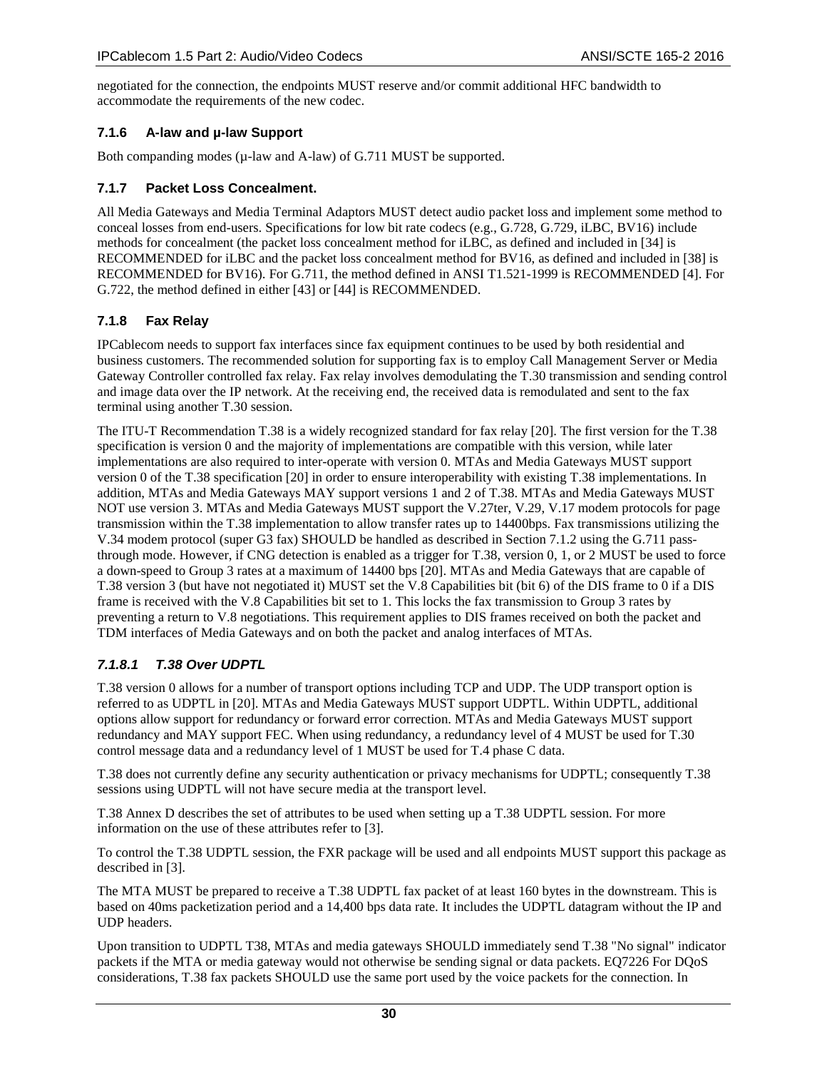negotiated for the connection, the endpoints MUST reserve and/or commit additional HFC bandwidth to accommodate the requirements of the new codec.

### 7.1.6 A-law and µ-law Support

Both companding modes (µ-law and A-law) of G.711 MUST be supported.

### 7.1.7 Packet Loss Concealment.

All Media Gateways and Media Terminal Adaptors MUST detect audio packet loss and implement some method to conceal losses from end-users. Specifications for low bit rate codecs (e.g., G.728, G.729, iLBC, BV16) include methods for concealment (the packet loss concealment method for iLBC, as defined and included in [34] is RECOMMENDED for iLBC and the packet loss concealment method for BV16, as defined and included in [38] is RECOMMENDED for BV16). For G.711, the method defined in ANSI T1.521-1999 is RECOMMENDED [4]. For G.722, the method defined in either [43] or [44] is RECOMMENDED.

### 7.1.8 Fax Relay

IPCablecom needs to support fax interfaces since fax equipment continues to be used by both residential and business customers. The recommended solution for supporting fax is to employ Call Management Server or Media Gateway Controller controlled fax relay. Fax relay involves demodulating the T.30 transmission and sending control and image data over the IP network. At the receiving end, the received data is remodulated and sent to the fax terminal using another T.30 session.

The ITU-T Recommendation T.38 is a widely recognized standard for fax relay [20]. The first version for the T.38 specification is version 0 and the majority of implementations are compatible with this version, while later implementations are also required to inter-operate with version 0. MTAs and Media Gateways MUST support version 0 of the T.38 specification [20] in order to ensure interoperability with existing T.38 implementations. In addition, MTAs and Media Gateways MAY support versions 1 and 2 of T.38. MTAs and Media Gateways MUST NOT use version 3. MTAs and Media Gateways MUST support the V.27ter, V.29, V.17 modem protocols for page transmission within the T.38 implementation to allow transfer rates up to 14400bps. Fax transmissions utilizing the V.34 modem protocol (super G3 fax) SHOULD be handled as described in Section 7.1.2 using the G.711 pass-through mode. However, if CNG detection is enabled as a trigger for T.38, version 0, 1, or 2 MUST be used to force a down-speed to Group 3 rates at a maximum of 14400 bps [20]. MTAs and Media Gateways that are capable of T.38 version 3 (but have not negotiated it) MUST set the V.8 Capabilities bit (bit 6) of the DIS frame to 0 if a DIS frame is received with the V.8 Capabilities bit set to 1. This locks the fax transmission to Group 3 rates by preventing a return to V.8 negotiations. This requirement applies to DIS frames received on both the packet and TDM interfaces of Media Gateways and on both the packet and analog interfaces of MTAs.

#### *7.1.8.1 T.38 Over UDPTL*

T.38 version 0 allows for a number of transport options including TCP and UDP. The UDP transport option is referred to as UDPTL in [20]. MTAs and Media Gateways MUST support UDPTL. Within UDPTL, additional options allow support for redundancy or forward error correction. MTAs and Media Gateways MUST support redundancy and MAY support FEC. When using redundancy, a redundancy level of 4 MUST be used for T.30 control message data and a redundancy level of 1 MUST be used for T.4 phase C data.

T.38 does not currently define any security authentication or privacy mechanisms for UDPTL; consequently T.38 sessions using UDPTL will not have secure media at the transport level.

T.38 Annex D describes the set of attributes to be used when setting up a T.38 UDPTL session. For more information on the use of these attributes refer to [3].

To control the T.38 UDPTL session, the FXR package will be used and all endpoints MUST support this package as described in [3].

The MTA MUST be prepared to receive a T.38 UDPTL fax packet of at least 160 bytes in the downstream. This is based on 40ms packetization period and a 14,400 bps data rate. It includes the UDPTL datagram without the IP and UDP headers.

Upon transition to UDPTL T38, MTAs and media gateways SHOULD immediately send T.38 "No signal" indicator packets if the MTA or media gateway would not otherwise be sending signal or data packets. EQ7226 For DQoS considerations, T.38 fax packets SHOULD use the same port used by the voice packets for the connection. In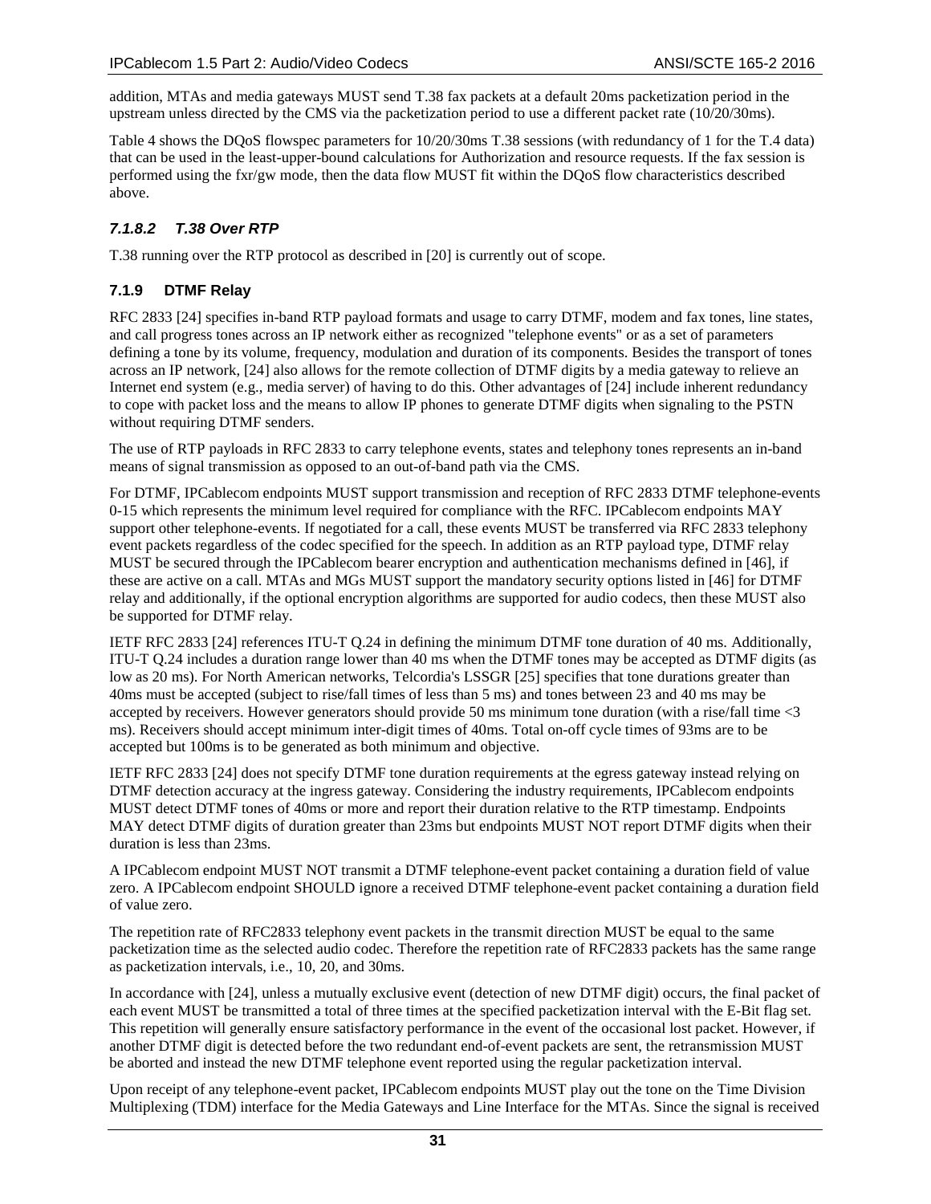addition, MTAs and media gateways MUST send T.38 fax packets at a default 20ms packetization period in the upstream unless directed by the CMS via the packetization period to use a different packet rate (10/20/30ms).

Table 4 shows the DQoS flowspec parameters for 10/20/30ms T.38 sessions (with redundancy of 1 for the T.4 data) that can be used in the least-upper-bound calculations for Authorization and resource requests. If the fax session is performed using the fxr/gw mode, then the data flow MUST fit within the DQoS flow characteristics described above.

#### *7.1.8.2 T.38 Over RTP*

T.38 running over the RTP protocol as described in [20] is currently out of scope.

### 7.1.9 DTMF Relay

RFC 2833 [24] specifies in-band RTP payload formats and usage to carry DTMF, modem and fax tones, line states, and call progress tones across an IP network either as recognized "telephone events" or as a set of parameters defining a tone by its volume, frequency, modulation and duration of its components. Besides the transport of tones across an IP network, [24] also allows for the remote collection of DTMF digits by a media gateway to relieve an Internet end system (e.g., media server) of having to do this. Other advantages of [24] include inherent redundancy to cope with packet loss and the means to allow IP phones to generate DTMF digits when signaling to the PSTN without requiring DTMF senders.

The use of RTP payloads in RFC 2833 to carry telephone events, states and telephony tones represents an in-band means of signal transmission as opposed to an out-of-band path via the CMS.

For DTMF, IPCablecom endpoints MUST support transmission and reception of RFC 2833 DTMF telephone-events 0-15 which represents the minimum level required for compliance with the RFC. IPCablecom endpoints MAY support other telephone-events. If negotiated for a call, these events MUST be transferred via RFC 2833 telephony event packets regardless of the codec specified for the speech. In addition as an RTP payload type, DTMF relay MUST be secured through the IPCablecom bearer encryption and authentication mechanisms defined in [46], if these are active on a call. MTAs and MGs MUST support the mandatory security options listed in [46] for DTMF relay and additionally, if the optional encryption algorithms are supported for audio codecs, then these MUST also be supported for DTMF relay.

IETF RFC 2833 [24] references ITU-T Q.24 in defining the minimum DTMF tone duration of 40 ms. Additionally, ITU-T Q.24 includes a duration range lower than 40 ms when the DTMF tones may be accepted as DTMF digits (as low as 20 ms). For North American networks, Telcordia's LSSGR [25] specifies that tone durations greater than 40ms must be accepted (subject to rise/fall times of less than 5 ms) and tones between 23 and 40 ms may be accepted by receivers. However generators should provide 50 ms minimum tone duration (with a rise/fall time <3 ms). Receivers should accept minimum inter-digit times of 40ms. Total on-off cycle times of 93ms are to be accepted but 100ms is to be generated as both minimum and objective.

IETF RFC 2833 [24] does not specify DTMF tone duration requirements at the egress gateway instead relying on DTMF detection accuracy at the ingress gateway. Considering the industry requirements, IPCablecom endpoints MUST detect DTMF tones of 40ms or more and report their duration relative to the RTP timestamp. Endpoints MAY detect DTMF digits of duration greater than 23ms but endpoints MUST NOT report DTMF digits when their duration is less than 23ms.

A IPCablecom endpoint MUST NOT transmit a DTMF telephone-event packet containing a duration field of value zero. A IPCablecom endpoint SHOULD ignore a received DTMF telephone-event packet containing a duration field of value zero.

The repetition rate of RFC2833 telephony event packets in the transmit direction MUST be equal to the same packetization time as the selected audio codec. Therefore the repetition rate of RFC2833 packets has the same range as packetization intervals, i.e., 10, 20, and 30ms.

In accordance with [24], unless a mutually exclusive event (detection of new DTMF digit) occurs, the final packet of each event MUST be transmitted a total of three times at the specified packetization interval with the E-Bit flag set. This repetition will generally ensure satisfactory performance in the event of the occasional lost packet. However, if another DTMF digit is detected before the two redundant end-of-event packets are sent, the retransmission MUST be aborted and instead the new DTMF telephone event reported using the regular packetization interval.

Upon receipt of any telephone-event packet, IPCablecom endpoints MUST play out the tone on the Time Division Multiplexing (TDM) interface for the Media Gateways and Line Interface for the MTAs. Since the signal is received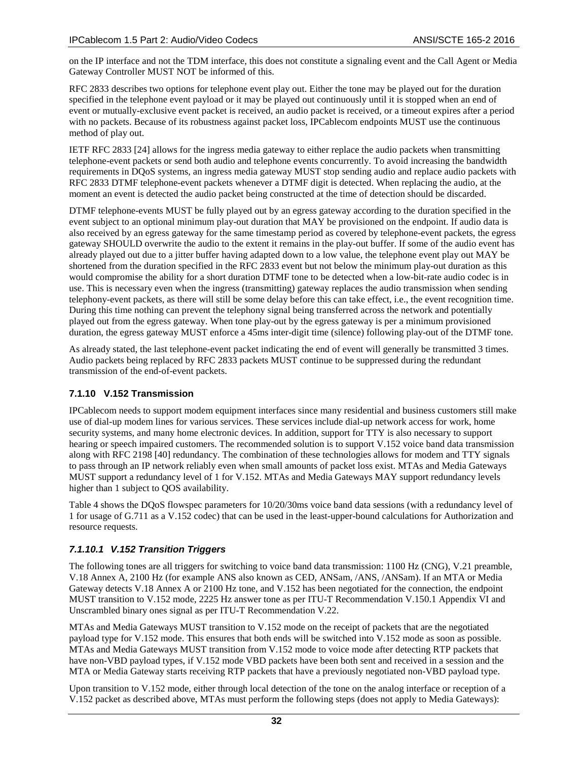on the IP interface and not the TDM interface, this does not constitute a signaling event and the Call Agent or Media Gateway Controller MUST NOT be informed of this.

RFC 2833 describes two options for telephone event play out. Either the tone may be played out for the duration specified in the telephone event payload or it may be played out continuously until it is stopped when an end of event or mutually-exclusive event packet is received, an audio packet is received, or a timeout expires after a period with no packets. Because of its robustness against packet loss, IPCablecom endpoints MUST use the continuous method of play out.

IETF RFC 2833 [24] allows for the ingress media gateway to either replace the audio packets when transmitting telephone-event packets or send both audio and telephone events concurrently. To avoid increasing the bandwidth requirements in DQoS systems, an ingress media gateway MUST stop sending audio and replace audio packets with RFC 2833 DTMF telephone-event packets whenever a DTMF digit is detected. When replacing the audio, at the moment an event is detected the audio packet being constructed at the time of detection should be discarded.

DTMF telephone-events MUST be fully played out by an egress gateway according to the duration specified in the event subject to an optional minimum play-out duration that MAY be provisioned on the endpoint. If audio data is also received by an egress gateway for the same timestamp period as covered by telephone-event packets, the egress gateway SHOULD overwrite the audio to the extent it remains in the play-out buffer. If some of the audio event has already played out due to a jitter buffer having adapted down to a low value, the telephone event play out MAY be shortened from the duration specified in the RFC 2833 event but not below the minimum play-out duration as this would compromise the ability for a short duration DTMF tone to be detected when a low-bit-rate audio codec is in use. This is necessary even when the ingress (transmitting) gateway replaces the audio transmission when sending telephony-event packets, as there will still be some delay before this can take effect, i.e., the event recognition time. During this time nothing can prevent the telephony signal being transferred across the network and potentially played out from the egress gateway. When tone play-out by the egress gateway is per a minimum provisioned duration, the egress gateway MUST enforce a 45ms inter-digit time (silence) following play-out of the DTMF tone.

As already stated, the last telephone-event packet indicating the end of event will generally be transmitted 3 times. Audio packets being replaced by RFC 2833 packets MUST continue to be suppressed during the redundant transmission of the end-of-event packets.

### 7.1.10 V.152 Transmission

IPCablecom needs to support modem equipment interfaces since many residential and business customers still make use of dial-up modem lines for various services. These services include dial-up network access for work, home security systems, and many home electronic devices. In addition, support for TTY is also necessary to support hearing or speech impaired customers. The recommended solution is to support V.152 voice band data transmission along with RFC 2198 [40] redundancy. The combination of these technologies allows for modem and TTY signals to pass through an IP network reliably even when small amounts of packet loss exist. MTAs and Media Gateways MUST support a redundancy level of 1 for V.152. MTAs and Media Gateways MAY support redundancy levels higher than 1 subject to QOS availability.

Table 4 shows the DQoS flowspec parameters for 10/20/30ms voice band data sessions (with a redundancy level of 1 for usage of G.711 as a V.152 codec) that can be used in the least-upper-bound calculations for Authorization and resource requests.

#### *7.1.10.1 V.152 Transition Triggers*

The following tones are all triggers for switching to voice band data transmission: 1100 Hz (CNG), V.21 preamble, V.18 Annex A, 2100 Hz (for example ANS also known as CED, ANSam, /ANS, /ANSam). If an MTA or Media Gateway detects V.18 Annex A or 2100 Hz tone, and V.152 has been negotiated for the connection, the endpoint MUST transition to V.152 mode, 2225 Hz answer tone as per ITU-T Recommendation V.150.1 Appendix VI and Unscrambled binary ones signal as per ITU-T Recommendation V.22.

MTAs and Media Gateways MUST transition to V.152 mode on the receipt of packets that are the negotiated payload type for V.152 mode. This ensures that both ends will be switched into V.152 mode as soon as possible. MTAs and Media Gateways MUST transition from V.152 mode to voice mode after detecting RTP packets that have non-VBD payload types, if V.152 mode VBD packets have been both sent and received in a session and the MTA or Media Gateway starts receiving RTP packets that have a previously negotiated non-VBD payload type.

Upon transition to V.152 mode, either through local detection of the tone on the analog interface or reception of a V.152 packet as described above, MTAs must perform the following steps (does not apply to Media Gateways):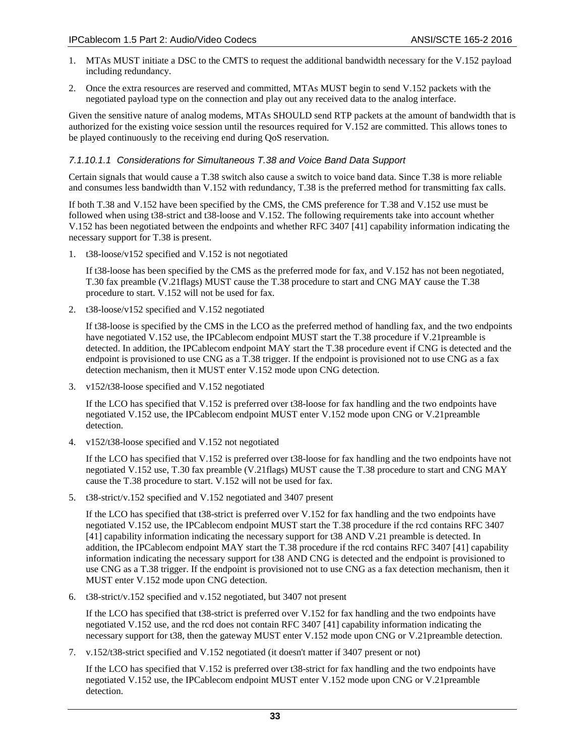1. MTAs MUST initiate a DSC to the CMTS to request the additional bandwidth necessary for the V.152 payload including redundancy.

2. Once the extra resources are reserved and committed, MTAs MUST begin to send V.152 packets with the negotiated payload type on the connection and play out any received data to the analog interface.

Given the sensitive nature of analog modems, MTAs SHOULD send RTP packets at the amount of bandwidth that is authorized for the existing voice session until the resources required for V.152 are committed. This allows tones to be played continuously to the receiving end during QoS reservation.

#### *7.1.10.1.1 Considerations for Simultaneous T.38 and Voice Band Data Support*

Certain signals that would cause a T.38 switch also cause a switch to voice band data. Since T.38 is more reliable and consumes less bandwidth than V.152 with redundancy, T.38 is the preferred method for transmitting fax calls.

If both T.38 and V.152 have been specified by the CMS, the CMS preference for T.38 and V.152 use must be followed when using t38-strict and t38-loose and V.152. The following requirements take into account whether V.152 has been negotiated between the endpoints and whether RFC 3407 [41] capability information indicating the necessary support for T.38 is present.

1. t38-loose/v152 specified and V.152 is not negotiated

   If t38-loose has been specified by the CMS as the preferred mode for fax, and V.152 has not been negotiated, T.30 fax preamble (V.21flags) MUST cause the T.38 procedure to start and CNG MAY cause the T.38 procedure to start. V.152 will not be used for fax.

2. t38-loose/v152 specified and V.152 negotiated

   If t38-loose is specified by the CMS in the LCO as the preferred method of handling fax, and the two endpoints have negotiated V.152 use, the IPCablecom endpoint MUST start the T.38 procedure if V.21preamble is detected. In addition, the IPCablecom endpoint MAY start the T.38 procedure event if CNG is detected and the endpoint is provisioned to use CNG as a T.38 trigger. If the endpoint is provisioned not to use CNG as a fax detection mechanism, then it MUST enter V.152 mode upon CNG detection.

3. v152/t38-loose specified and V.152 negotiated

   If the LCO has specified that V.152 is preferred over t38-loose for fax handling and the two endpoints have negotiated V.152 use, the IPCablecom endpoint MUST enter V.152 mode upon CNG or V.21preamble detection.

4. v152/t38-loose specified and V.152 not negotiated

   If the LCO has specified that V.152 is preferred over t38-loose for fax handling and the two endpoints have not negotiated V.152 use, T.30 fax preamble (V.21flags) MUST cause the T.38 procedure to start and CNG MAY cause the T.38 procedure to start. V.152 will not be used for fax.

5. t38-strict/v.152 specified and V.152 negotiated and 3407 present

   If the LCO has specified that t38-strict is preferred over V.152 for fax handling and the two endpoints have negotiated V.152 use, the IPCablecom endpoint MUST start the T.38 procedure if the rcd contains RFC 3407 [41] capability information indicating the necessary support for t38 AND V.21 preamble is detected. In addition, the IPCablecom endpoint MAY start the T.38 procedure if the rcd contains RFC 3407 [41] capability information indicating the necessary support for t38 AND CNG is detected and the endpoint is provisioned to use CNG as a T.38 trigger. If the endpoint is provisioned not to use CNG as a fax detection mechanism, then it MUST enter V.152 mode upon CNG detection.

6. t38-strict/v.152 specified and v.152 negotiated, but 3407 not present

   If the LCO has specified that t38-strict is preferred over V.152 for fax handling and the two endpoints have negotiated V.152 use, and the rcd does not contain RFC 3407 [41] capability information indicating the necessary support for t38, then the gateway MUST enter V.152 mode upon CNG or V.21preamble detection.

7. v.152/t38-strict specified and V.152 negotiated (it doesn't matter if 3407 present or not)

   If the LCO has specified that V.152 is preferred over t38-strict for fax handling and the two endpoints have negotiated V.152 use, the IPCablecom endpoint MUST enter V.152 mode upon CNG or V.21preamble detection.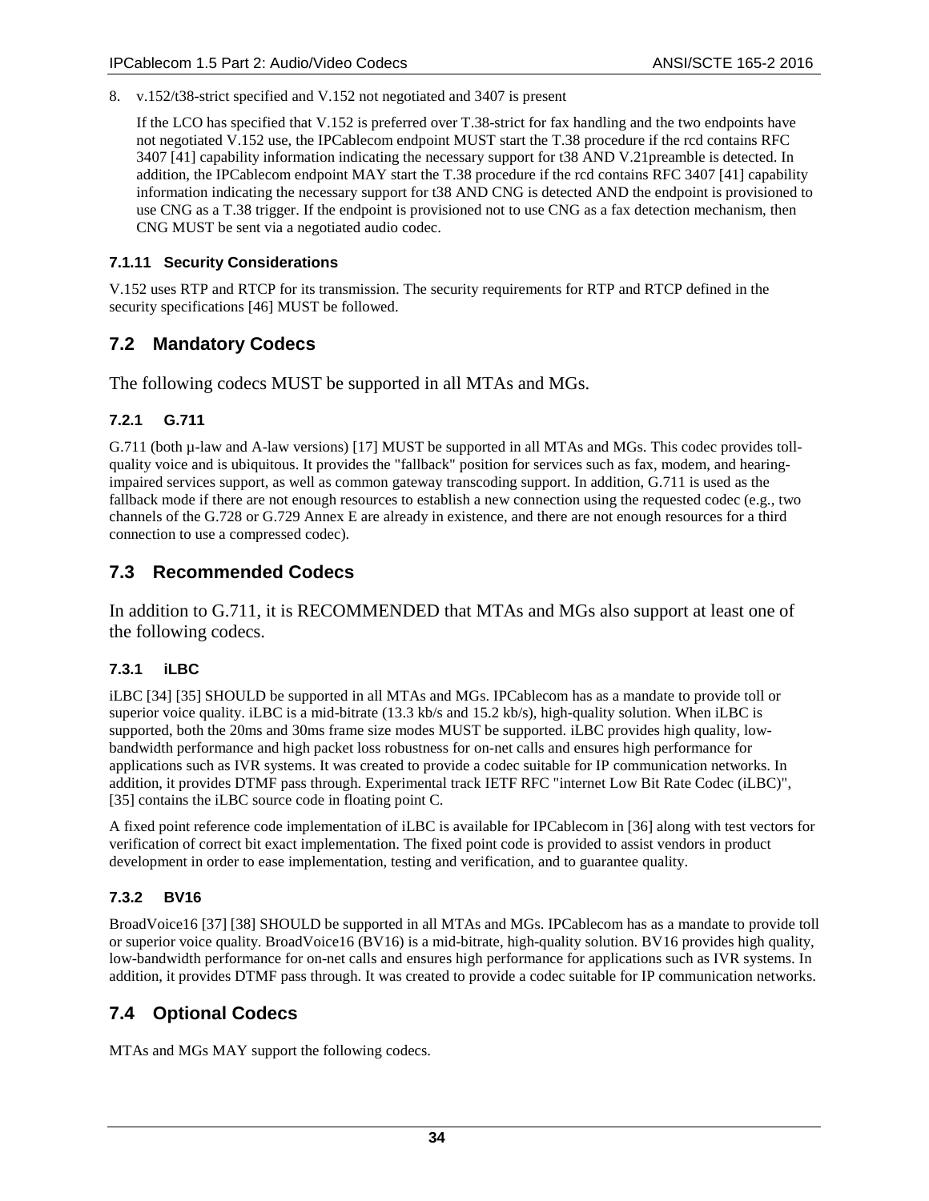8. v.152/t38-strict specified and V.152 not negotiated and 3407 is present

   If the LCO has specified that V.152 is preferred over T.38-strict for fax handling and the two endpoints have not negotiated V.152 use, the IPCablecom endpoint MUST start the T.38 procedure if the rcd contains RFC 3407 [41] capability information indicating the necessary support for t38 AND V.21preamble is detected. In addition, the IPCablecom endpoint MAY start the T.38 procedure if the rcd contains RFC 3407 [41] capability information indicating the necessary support for t38 AND CNG is detected AND the endpoint is provisioned to use CNG as a T.38 trigger. If the endpoint is provisioned not to use CNG as a fax detection mechanism, then CNG MUST be sent via a negotiated audio codec.

#### 7.1.11 Security Considerations

V.152 uses RTP and RTCP for its transmission. The security requirements for RTP and RTCP defined in the security specifications [46] MUST be followed.

## 7.2 Mandatory Codecs

The following codecs MUST be supported in all MTAs and MGs.

### 7.2.1 G.711

G.711 (both µ-law and A-law versions) [17] MUST be supported in all MTAs and MGs. This codec provides toll-quality voice and is ubiquitous. It provides the "fallback" position for services such as fax, modem, and hearing-impaired services support, as well as common gateway transcoding support. In addition, G.711 is used as the fallback mode if there are not enough resources to establish a new connection using the requested codec (e.g., two channels of the G.728 or G.729 Annex E are already in existence, and there are not enough resources for a third connection to use a compressed codec).

## 7.3 Recommended Codecs

In addition to G.711, it is RECOMMENDED that MTAs and MGs also support at least one of the following codecs.

### 7.3.1 iLBC

iLBC [34] [35] SHOULD be supported in all MTAs and MGs. IPCablecom has as a mandate to provide toll or superior voice quality. iLBC is a mid-bitrate (13.3 kb/s and 15.2 kb/s), high-quality solution. When iLBC is supported, both the 20ms and 30ms frame size modes MUST be supported. iLBC provides high quality, low-bandwidth performance and high packet loss robustness for on-net calls and ensures high performance for applications such as IVR systems. It was created to provide a codec suitable for IP communication networks. In addition, it provides DTMF pass through. Experimental track IETF RFC "internet Low Bit Rate Codec (iLBC)", [35] contains the iLBC source code in floating point C.

A fixed point reference code implementation of iLBC is available for IPCablecom in [36] along with test vectors for verification of correct bit exact implementation. The fixed point code is provided to assist vendors in product development in order to ease implementation, testing and verification, and to guarantee quality.

### 7.3.2 BV16

BroadVoice16 [37] [38] SHOULD be supported in all MTAs and MGs. IPCablecom has as a mandate to provide toll or superior voice quality. BroadVoice16 (BV16) is a mid-bitrate, high-quality solution. BV16 provides high quality, low-bandwidth performance for on-net calls and ensures high performance for applications such as IVR systems. In addition, it provides DTMF pass through. It was created to provide a codec suitable for IP communication networks.

## 7.4 Optional Codecs

MTAs and MGs MAY support the following codecs.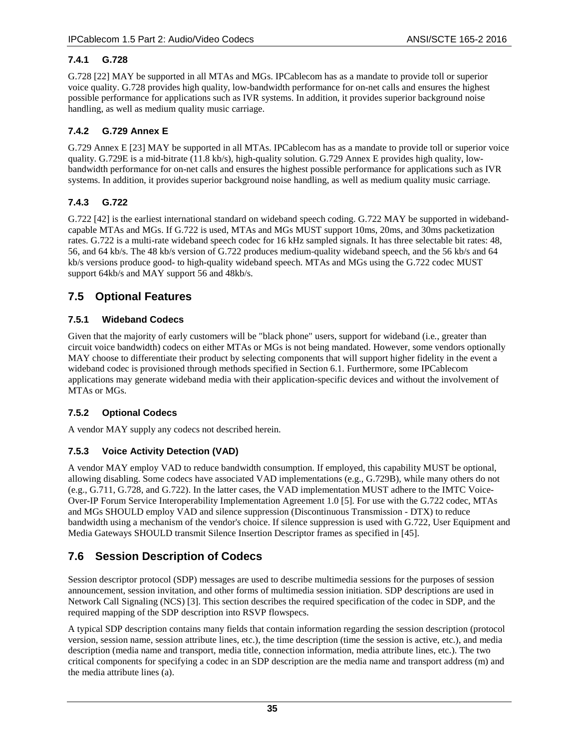### 7.4.1 G.728

G.728 [22] MAY be supported in all MTAs and MGs. IPCablecom has as a mandate to provide toll or superior voice quality. G.728 provides high quality, low-bandwidth performance for on-net calls and ensures the highest possible performance for applications such as IVR systems. In addition, it provides superior background noise handling, as well as medium quality music carriage.

### 7.4.2 G.729 Annex E

G.729 Annex E [23] MAY be supported in all MTAs. IPCablecom has as a mandate to provide toll or superior voice quality. G.729E is a mid-bitrate (11.8 kb/s), high-quality solution. G.729 Annex E provides high quality, low-bandwidth performance for on-net calls and ensures the highest possible performance for applications such as IVR systems. In addition, it provides superior background noise handling, as well as medium quality music carriage.

### 7.4.3 G.722

G.722 [42] is the earliest international standard on wideband speech coding. G.722 MAY be supported in wideband-capable MTAs and MGs. If G.722 is used, MTAs and MGs MUST support 10ms, 20ms, and 30ms packetization rates. G.722 is a multi-rate wideband speech codec for 16 kHz sampled signals. It has three selectable bit rates: 48, 56, and 64 kb/s. The 48 kb/s version of G.722 produces medium-quality wideband speech, and the 56 kb/s and 64 kb/s versions produce good- to high-quality wideband speech. MTAs and MGs using the G.722 codec MUST support 64kb/s and MAY support 56 and 48kb/s.

## 7.5 Optional Features

### 7.5.1 Wideband Codecs

Given that the majority of early customers will be "black phone" users, support for wideband (i.e., greater than circuit voice bandwidth) codecs on either MTAs or MGs is not being mandated. However, some vendors optionally MAY choose to differentiate their product by selecting components that will support higher fidelity in the event a wideband codec is provisioned through methods specified in Section 6.1. Furthermore, some IPCablecom applications may generate wideband media with their application-specific devices and without the involvement of MTAs or MGs.

### 7.5.2 Optional Codecs

A vendor MAY supply any codecs not described herein.

### 7.5.3 Voice Activity Detection (VAD)

A vendor MAY employ VAD to reduce bandwidth consumption. If employed, this capability MUST be optional, allowing disabling. Some codecs have associated VAD implementations (e.g., G.729B), while many others do not (e.g., G.711, G.728, and G.722). In the latter cases, the VAD implementation MUST adhere to the IMTC Voice-Over-IP Forum Service Interoperability Implementation Agreement 1.0 [5]. For use with the G.722 codec, MTAs and MGs SHOULD employ VAD and silence suppression (Discontinuous Transmission - DTX) to reduce bandwidth using a mechanism of the vendor's choice. If silence suppression is used with G.722, User Equipment and Media Gateways SHOULD transmit Silence Insertion Descriptor frames as specified in [45].

## 7.6 Session Description of Codecs

Session descriptor protocol (SDP) messages are used to describe multimedia sessions for the purposes of session announcement, session invitation, and other forms of multimedia session initiation. SDP descriptions are used in Network Call Signaling (NCS) [3]. This section describes the required specification of the codec in SDP, and the required mapping of the SDP description into RSVP flowspecs.

A typical SDP description contains many fields that contain information regarding the session description (protocol version, session name, session attribute lines, etc.), the time description (time the session is active, etc.), and media description (media name and transport, media title, connection information, media attribute lines, etc.). The two critical components for specifying a codec in an SDP description are the media name and transport address (m) and the media attribute lines (a).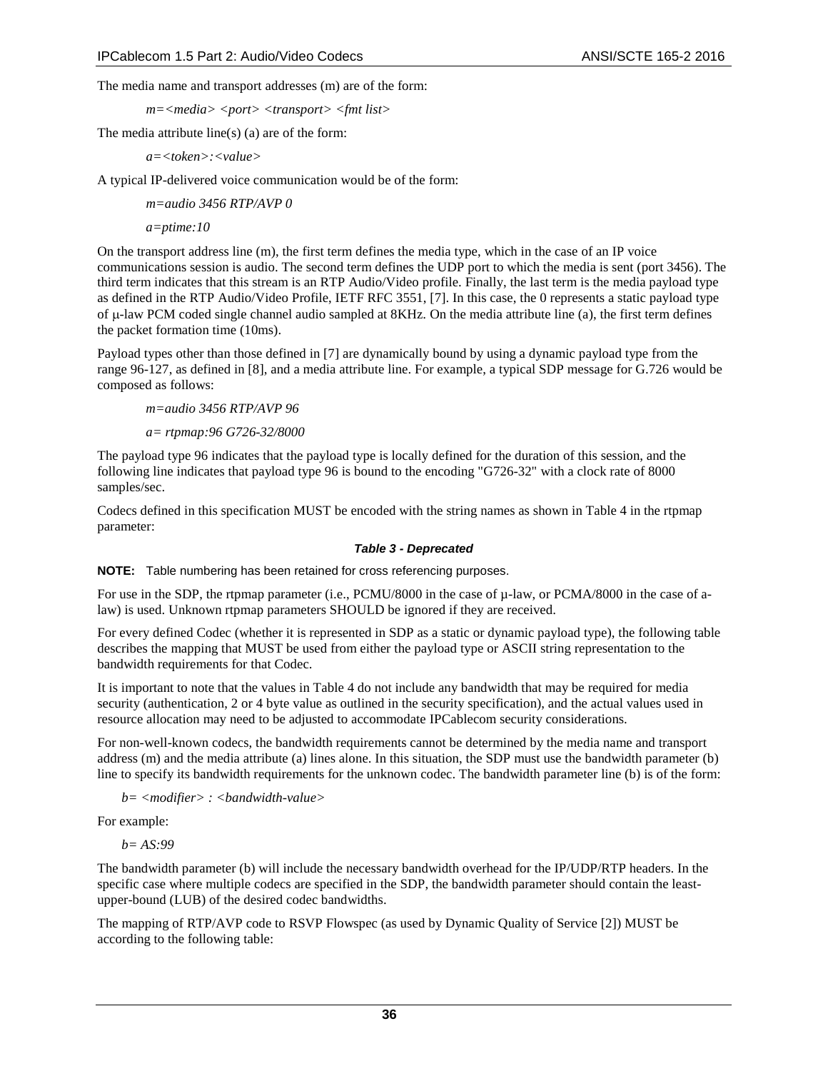The media name and transport addresses (m) are of the form:

*m=<media> <port> <transport> <fmt list>*

The media attribute line(s) (a) are of the form:

*a=<token>:<value>*

A typical IP-delivered voice communication would be of the form:

*m=audio 3456 RTP/AVP 0*

*a=ptime:10*

On the transport address line (m), the first term defines the media type, which in the case of an IP voice communications session is audio. The second term defines the UDP port to which the media is sent (port 3456). The third term indicates that this stream is an RTP Audio/Video profile. Finally, the last term is the media payload type as defined in the RTP Audio/Video Profile, IETF RFC 3551, [7]. In this case, the 0 represents a static payload type of μ-law PCM coded single channel audio sampled at 8KHz. On the media attribute line (a), the first term defines the packet formation time (10ms).

Payload types other than those defined in [7] are dynamically bound by using a dynamic payload type from the range 96-127, as defined in [8], and a media attribute line. For example, a typical SDP message for G.726 would be composed as follows:

*m=audio 3456 RTP/AVP 96*

*a= rtpmap:96 G726-32/8000*

The payload type 96 indicates that the payload type is locally defined for the duration of this session, and the following line indicates that payload type 96 is bound to the encoding "G726-32" with a clock rate of 8000 samples/sec.

Codecs defined in this specification MUST be encoded with the string names as shown in Table 4 in the rtpmap parameter:

***Table 3 - Deprecated***

**NOTE:** Table numbering has been retained for cross referencing purposes.

For use in the SDP, the rtpmap parameter (i.e., PCMU/8000 in the case of µ-law, or PCMA/8000 in the case of a-law) is used. Unknown rtpmap parameters SHOULD be ignored if they are received.

For every defined Codec (whether it is represented in SDP as a static or dynamic payload type), the following table describes the mapping that MUST be used from either the payload type or ASCII string representation to the bandwidth requirements for that Codec.

It is important to note that the values in Table 4 do not include any bandwidth that may be required for media security (authentication, 2 or 4 byte value as outlined in the security specification), and the actual values used in resource allocation may need to be adjusted to accommodate IPCablecom security considerations.

For non-well-known codecs, the bandwidth requirements cannot be determined by the media name and transport address (m) and the media attribute (a) lines alone. In this situation, the SDP must use the bandwidth parameter (b) line to specify its bandwidth requirements for the unknown codec. The bandwidth parameter line (b) is of the form:

*b= <modifier> : <bandwidth-value>*

For example:

*b= AS:99*

The bandwidth parameter (b) will include the necessary bandwidth overhead for the IP/UDP/RTP headers. In the specific case where multiple codecs are specified in the SDP, the bandwidth parameter should contain the least-upper-bound (LUB) of the desired codec bandwidths.

The mapping of RTP/AVP code to RSVP Flowspec (as used by Dynamic Quality of Service [2]) MUST be according to the following table: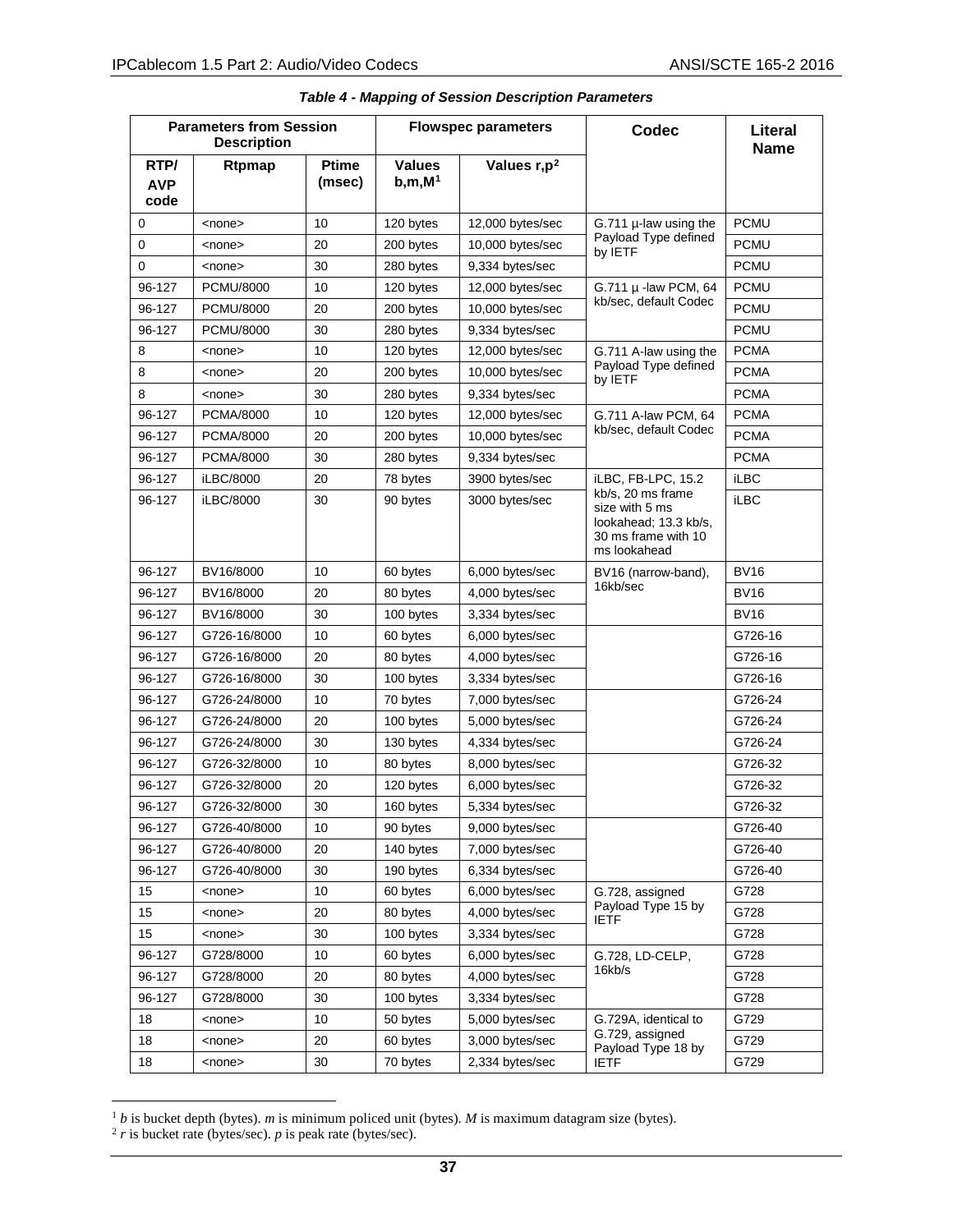*Table 4 - Mapping of Session Description Parameters*

| Parameters from Session Description | | | Flowspec parameters | | Codec | Literal Name |
|---|---|---|---|---|---|---|
| RTP/ AVP code | Rtpmap | Ptime (msec) | Values b,m,M[1] | Values r,p[2] | | |
| 0 | <none> | 10 | 120 bytes | 12,000 bytes/sec | G.711 µ-law using the Payload Type defined by IETF | PCMU |
| 0 | <none> | 20 | 200 bytes | 10,000 bytes/sec | | PCMU |
| 0 | <none> | 30 | 280 bytes | 9,334 bytes/sec | | PCMU |
| 96-127 | PCMU/8000 | 10 | 120 bytes | 12,000 bytes/sec | G.711 µ -law PCM, 64 kb/sec, default Codec | PCMU |
| 96-127 | PCMU/8000 | 20 | 200 bytes | 10,000 bytes/sec | | PCMU |
| 96-127 | PCMU/8000 | 30 | 280 bytes | 9,334 bytes/sec | | PCMU |
| 8 | <none> | 10 | 120 bytes | 12,000 bytes/sec | G.711 A-law using the Payload Type defined by IETF | PCMA |
| 8 | <none> | 20 | 200 bytes | 10,000 bytes/sec | | PCMA |
| 8 | <none> | 30 | 280 bytes | 9,334 bytes/sec | | PCMA |
| 96-127 | PCMA/8000 | 10 | 120 bytes | 12,000 bytes/sec | G.711 A-law PCM, 64 kb/sec, default Codec | PCMA |
| 96-127 | PCMA/8000 | 20 | 200 bytes | 10,000 bytes/sec | | PCMA |
| 96-127 | PCMA/8000 | 30 | 280 bytes | 9,334 bytes/sec | | PCMA |
| 96-127 | iLBC/8000 | 20 | 78 bytes | 3900 bytes/sec | iLBC, FB-LPC, 15.2 kb/s, 20 ms frame size with 5 ms lookahead; 13.3 kb/s, 30 ms frame with 10 ms lookahead | iLBC |
| 96-127 | iLBC/8000 | 30 | 90 bytes | 3000 bytes/sec | | iLBC |
| 96-127 | BV16/8000 | 10 | 60 bytes | 6,000 bytes/sec | BV16 (narrow-band), 16kb/sec | BV16 |
| 96-127 | BV16/8000 | 20 | 80 bytes | 4,000 bytes/sec | | BV16 |
| 96-127 | BV16/8000 | 30 | 100 bytes | 3,334 bytes/sec | | BV16 |
| 96-127 | G726-16/8000 | 10 | 60 bytes | 6,000 bytes/sec | | G726-16 |
| 96-127 | G726-16/8000 | 20 | 80 bytes | 4,000 bytes/sec | | G726-16 |
| 96-127 | G726-16/8000 | 30 | 100 bytes | 3,334 bytes/sec | | G726-16 |
| 96-127 | G726-24/8000 | 10 | 70 bytes | 7,000 bytes/sec | | G726-24 |
| 96-127 | G726-24/8000 | 20 | 100 bytes | 5,000 bytes/sec | | G726-24 |
| 96-127 | G726-24/8000 | 30 | 130 bytes | 4,334 bytes/sec | | G726-24 |
| 96-127 | G726-32/8000 | 10 | 80 bytes | 8,000 bytes/sec | | G726-32 |
| 96-127 | G726-32/8000 | 20 | 120 bytes | 6,000 bytes/sec | | G726-32 |
| 96-127 | G726-32/8000 | 30 | 160 bytes | 5,334 bytes/sec | | G726-32 |
| 96-127 | G726-40/8000 | 10 | 90 bytes | 9,000 bytes/sec | | G726-40 |
| 96-127 | G726-40/8000 | 20 | 140 bytes | 7,000 bytes/sec | | G726-40 |
| 96-127 | G726-40/8000 | 30 | 190 bytes | 6,334 bytes/sec | | G726-40 |
| 15 | <none> | 10 | 60 bytes | 6,000 bytes/sec | G.728, assigned Payload Type 15 by IETF | G728 |
| 15 | <none> | 20 | 80 bytes | 4,000 bytes/sec | | G728 |
| 15 | <none> | 30 | 100 bytes | 3,334 bytes/sec | | G728 |
| 96-127 | G728/8000 | 10 | 60 bytes | 6,000 bytes/sec | G.728, LD-CELP, 16kb/s | G728 |
| 96-127 | G728/8000 | 20 | 80 bytes | 4,000 bytes/sec | | G728 |
| 96-127 | G728/8000 | 30 | 100 bytes | 3,334 bytes/sec | | G728 |
| 18 | <none> | 10 | 50 bytes | 5,000 bytes/sec | G.729A, identical to G.729, assigned Payload Type 18 by IETF | G729 |
| 18 | <none> | 20 | 60 bytes | 3,000 bytes/sec | | G729 |
| 18 | <none> | 30 | 70 bytes | 2,334 bytes/sec | | G729 |

[1] *b* is bucket depth (bytes). *m* is minimum policed unit (bytes). *M* is maximum datagram size (bytes).

[2] *r* is bucket rate (bytes/sec). *p* is peak rate (bytes/sec).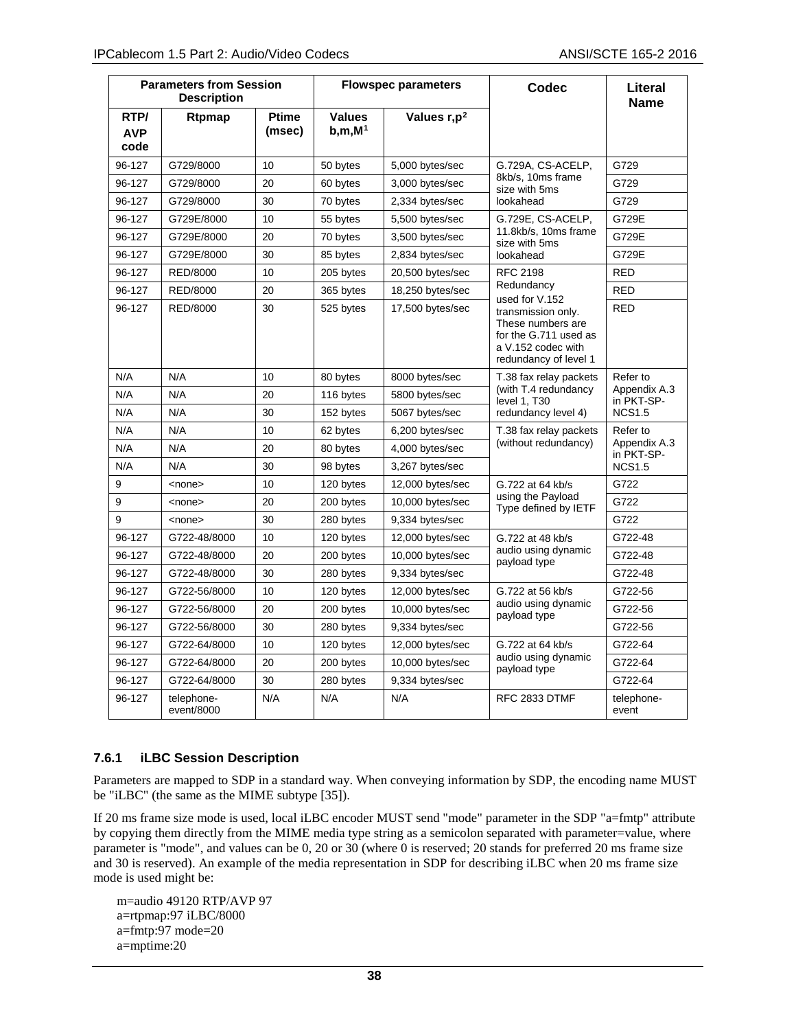| Parameters from Session Description | | | Flowspec parameters | | Codec | Literal Name |
|---|---|---|---|---|---|---|
| RTP/ AVP code | Rtpmap | Ptime (msec) | Values b,m,M[1] | Values r,p[2] | | |
| 96-127 | G729/8000 | 10 | 50 bytes | 5,000 bytes/sec | G.729A, CS-ACELP, 8kb/s, 10ms frame size with 5ms lookahead | G729 |
| 96-127 | G729/8000 | 20 | 60 bytes | 3,000 bytes/sec | | G729 |
| 96-127 | G729/8000 | 30 | 70 bytes | 2,334 bytes/sec | | G729 |
| 96-127 | G729E/8000 | 10 | 55 bytes | 5,500 bytes/sec | G.729E, CS-ACELP, 11.8kb/s, 10ms frame size with 5ms lookahead | G729E |
| 96-127 | G729E/8000 | 20 | 70 bytes | 3,500 bytes/sec | | G729E |
| 96-127 | G729E/8000 | 30 | 85 bytes | 2,834 bytes/sec | | G729E |
| 96-127 | RED/8000 | 10 | 205 bytes | 20,500 bytes/sec | RFC 2198 Redundancy used for V.152 transmission only. These numbers are for the G.711 used as a V.152 codec with redundancy of level 1 | RED |
| 96-127 | RED/8000 | 20 | 365 bytes | 18,250 bytes/sec | | RED |
| 96-127 | RED/8000 | 30 | 525 bytes | 17,500 bytes/sec | | RED |
| N/A | N/A | 10 | 80 bytes | 8000 bytes/sec | T.38 fax relay packets (with T.4 redundancy level 1, T30 redundancy level 4) | Refer to Appendix A.3 in PKT-SP-NCS1.5 |
| N/A | N/A | 20 | 116 bytes | 5800 bytes/sec | | |
| N/A | N/A | 30 | 152 bytes | 5067 bytes/sec | | |
| N/A | N/A | 10 | 62 bytes | 6,200 bytes/sec | T.38 fax relay packets (without redundancy) | Refer to Appendix A.3 in PKT-SP-NCS1.5 |
| N/A | N/A | 20 | 80 bytes | 4,000 bytes/sec | | |
| N/A | N/A | 30 | 98 bytes | 3,267 bytes/sec | | |
| 9 | <none> | 10 | 120 bytes | 12,000 bytes/sec | G.722 at 64 kb/s using the Payload Type defined by IETF | G722 |
| 9 | <none> | 20 | 200 bytes | 10,000 bytes/sec | | G722 |
| 9 | <none> | 30 | 280 bytes | 9,334 bytes/sec | | G722 |
| 96-127 | G722-48/8000 | 10 | 120 bytes | 12,000 bytes/sec | G.722 at 48 kb/s audio using dynamic payload type | G722-48 |
| 96-127 | G722-48/8000 | 20 | 200 bytes | 10,000 bytes/sec | | G722-48 |
| 96-127 | G722-48/8000 | 30 | 280 bytes | 9,334 bytes/sec | | G722-48 |
| 96-127 | G722-56/8000 | 10 | 120 bytes | 12,000 bytes/sec | G.722 at 56 kb/s audio using dynamic payload type | G722-56 |
| 96-127 | G722-56/8000 | 20 | 200 bytes | 10,000 bytes/sec | | G722-56 |
| 96-127 | G722-56/8000 | 30 | 280 bytes | 9,334 bytes/sec | | G722-56 |
| 96-127 | G722-64/8000 | 10 | 120 bytes | 12,000 bytes/sec | G.722 at 64 kb/s audio using dynamic payload type | G722-64 |
| 96-127 | G722-64/8000 | 20 | 200 bytes | 10,000 bytes/sec | | G722-64 |
| 96-127 | G722-64/8000 | 30 | 280 bytes | 9,334 bytes/sec | | G722-64 |
| 96-127 | telephone-event/8000 | N/A | N/A | N/A | RFC 2833 DTMF | telephone-event |

### 7.6.1 iLBC Session Description

Parameters are mapped to SDP in a standard way. When conveying information by SDP, the encoding name MUST be "iLBC" (the same as the MIME subtype [35]).

If 20 ms frame size mode is used, local iLBC encoder MUST send "mode" parameter in the SDP "a=fmtp" attribute by copying them directly from the MIME media type string as a semicolon separated with parameter=value, where parameter is "mode", and values can be 0, 20 or 30 (where 0 is reserved; 20 stands for preferred 20 ms frame size and 30 is reserved). An example of the media representation in SDP for describing iLBC when 20 ms frame size mode is used might be:

```
m=audio 49120 RTP/AVP 97
a=rtpmap:97 iLBC/8000
a=fmtp:97 mode=20
a=mptime:20
```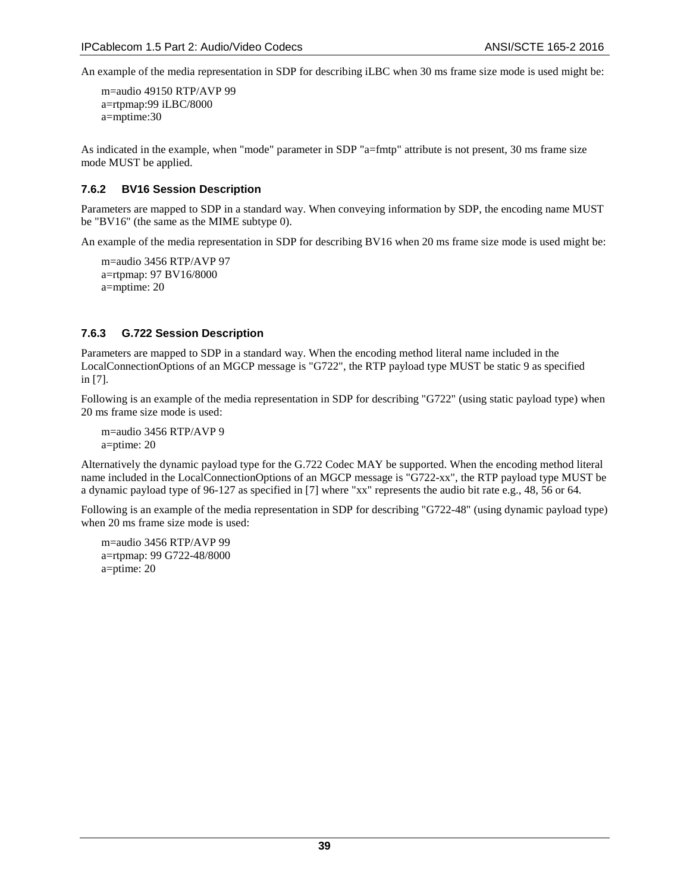An example of the media representation in SDP for describing iLBC when 30 ms frame size mode is used might be:

```
m=audio 49150 RTP/AVP 99
a=rtpmap:99 iLBC/8000
a=mptime:30
```

As indicated in the example, when "mode" parameter in SDP "a=fmtp" attribute is not present, 30 ms frame size mode MUST be applied.

### 7.6.2 BV16 Session Description

Parameters are mapped to SDP in a standard way. When conveying information by SDP, the encoding name MUST be "BV16" (the same as the MIME subtype 0).

An example of the media representation in SDP for describing BV16 when 20 ms frame size mode is used might be:

```
m=audio 3456 RTP/AVP 97
a=rtpmap: 97 BV16/8000
a=mptime: 20
```

### 7.6.3 G.722 Session Description

Parameters are mapped to SDP in a standard way. When the encoding method literal name included in the LocalConnectionOptions of an MGCP message is "G722", the RTP payload type MUST be static 9 as specified in [7].

Following is an example of the media representation in SDP for describing "G722" (using static payload type) when 20 ms frame size mode is used:

```
m=audio 3456 RTP/AVP 9
a=ptime: 20
```

Alternatively the dynamic payload type for the G.722 Codec MAY be supported. When the encoding method literal name included in the LocalConnectionOptions of an MGCP message is "G722-xx", the RTP payload type MUST be a dynamic payload type of 96-127 as specified in [7] where "xx" represents the audio bit rate e.g., 48, 56 or 64.

Following is an example of the media representation in SDP for describing "G722-48" (using dynamic payload type) when 20 ms frame size mode is used:

```
m=audio 3456 RTP/AVP 99
a=rtpmap: 99 G722-48/8000
a=ptime: 20
```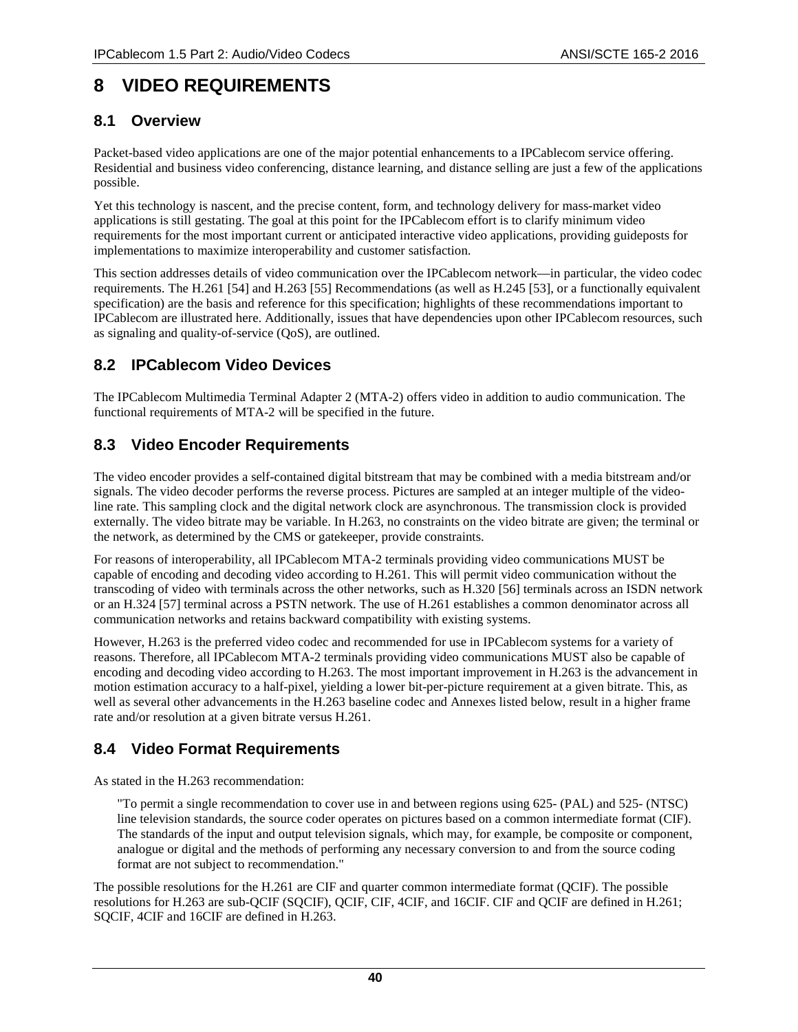# 8 VIDEO REQUIREMENTS

## 8.1 Overview

Packet-based video applications are one of the major potential enhancements to a IPCablecom service offering. Residential and business video conferencing, distance learning, and distance selling are just a few of the applications possible.

Yet this technology is nascent, and the precise content, form, and technology delivery for mass-market video applications is still gestating. The goal at this point for the IPCablecom effort is to clarify minimum video requirements for the most important current or anticipated interactive video applications, providing guideposts for implementations to maximize interoperability and customer satisfaction.

This section addresses details of video communication over the IPCablecom network—in particular, the video codec requirements. The H.261 [54] and H.263 [55] Recommendations (as well as H.245 [53], or a functionally equivalent specification) are the basis and reference for this specification; highlights of these recommendations important to IPCablecom are illustrated here. Additionally, issues that have dependencies upon other IPCablecom resources, such as signaling and quality-of-service (QoS), are outlined.

## 8.2 IPCablecom Video Devices

The IPCablecom Multimedia Terminal Adapter 2 (MTA-2) offers video in addition to audio communication. The functional requirements of MTA-2 will be specified in the future.

## 8.3 Video Encoder Requirements

The video encoder provides a self-contained digital bitstream that may be combined with a media bitstream and/or signals. The video decoder performs the reverse process. Pictures are sampled at an integer multiple of the video-line rate. This sampling clock and the digital network clock are asynchronous. The transmission clock is provided externally. The video bitrate may be variable. In H.263, no constraints on the video bitrate are given; the terminal or the network, as determined by the CMS or gatekeeper, provide constraints.

For reasons of interoperability, all IPCablecom MTA-2 terminals providing video communications MUST be capable of encoding and decoding video according to H.261. This will permit video communication without the transcoding of video with terminals across the other networks, such as H.320 [56] terminals across an ISDN network or an H.324 [57] terminal across a PSTN network. The use of H.261 establishes a common denominator across all communication networks and retains backward compatibility with existing systems.

However, H.263 is the preferred video codec and recommended for use in IPCablecom systems for a variety of reasons. Therefore, all IPCablecom MTA-2 terminals providing video communications MUST also be capable of encoding and decoding video according to H.263. The most important improvement in H.263 is the advancement in motion estimation accuracy to a half-pixel, yielding a lower bit-per-picture requirement at a given bitrate. This, as well as several other advancements in the H.263 baseline codec and Annexes listed below, result in a higher frame rate and/or resolution at a given bitrate versus H.261.

## 8.4 Video Format Requirements

As stated in the H.263 recommendation:

> "To permit a single recommendation to cover use in and between regions using 625- (PAL) and 525- (NTSC) line television standards, the source coder operates on pictures based on a common intermediate format (CIF). The standards of the input and output television signals, which may, for example, be composite or component, analogue or digital and the methods of performing any necessary conversion to and from the source coding format are not subject to recommendation."

The possible resolutions for the H.261 are CIF and quarter common intermediate format (QCIF). The possible resolutions for H.263 are sub-QCIF (SQCIF), QCIF, CIF, 4CIF, and 16CIF. CIF and QCIF are defined in H.261; SQCIF, 4CIF and 16CIF are defined in H.263.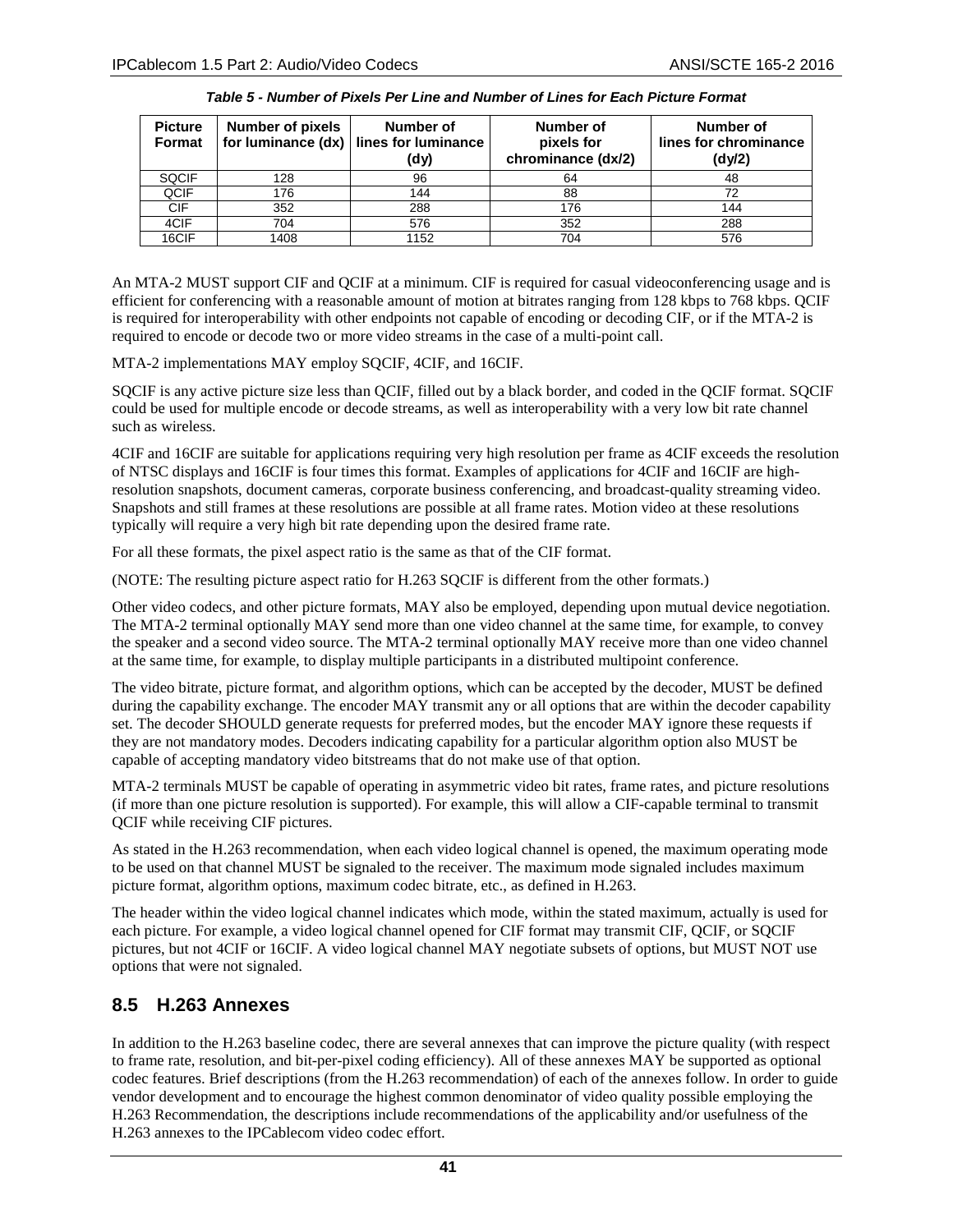*Table 5 - Number of Pixels Per Line and Number of Lines for Each Picture Format*

| Picture Format | Number of pixels for luminance (dx) | Number of lines for luminance (dy) | Number of pixels for chrominance (dx/2) | Number of lines for chrominance (dy/2) |
|---|---|---|---|---|
| SQCIF | 128 | 96 | 64 | 48 |
| QCIF | 176 | 144 | 88 | 72 |
| CIF | 352 | 288 | 176 | 144 |
| 4CIF | 704 | 576 | 352 | 288 |
| 16CIF | 1408 | 1152 | 704 | 576 |

An MTA-2 MUST support CIF and QCIF at a minimum. CIF is required for casual videoconferencing usage and is efficient for conferencing with a reasonable amount of motion at bitrates ranging from 128 kbps to 768 kbps. QCIF is required for interoperability with other endpoints not capable of encoding or decoding CIF, or if the MTA-2 is required to encode or decode two or more video streams in the case of a multi-point call.

MTA-2 implementations MAY employ SQCIF, 4CIF, and 16CIF.

SQCIF is any active picture size less than QCIF, filled out by a black border, and coded in the QCIF format. SQCIF could be used for multiple encode or decode streams, as well as interoperability with a very low bit rate channel such as wireless.

4CIF and 16CIF are suitable for applications requiring very high resolution per frame as 4CIF exceeds the resolution of NTSC displays and 16CIF is four times this format. Examples of applications for 4CIF and 16CIF are high-resolution snapshots, document cameras, corporate business conferencing, and broadcast-quality streaming video. Snapshots and still frames at these resolutions are possible at all frame rates. Motion video at these resolutions typically will require a very high bit rate depending upon the desired frame rate.

For all these formats, the pixel aspect ratio is the same as that of the CIF format.

(NOTE: The resulting picture aspect ratio for H.263 SQCIF is different from the other formats.)

Other video codecs, and other picture formats, MAY also be employed, depending upon mutual device negotiation. The MTA-2 terminal optionally MAY send more than one video channel at the same time, for example, to convey the speaker and a second video source. The MTA-2 terminal optionally MAY receive more than one video channel at the same time, for example, to display multiple participants in a distributed multipoint conference.

The video bitrate, picture format, and algorithm options, which can be accepted by the decoder, MUST be defined during the capability exchange. The encoder MAY transmit any or all options that are within the decoder capability set. The decoder SHOULD generate requests for preferred modes, but the encoder MAY ignore these requests if they are not mandatory modes. Decoders indicating capability for a particular algorithm option also MUST be capable of accepting mandatory video bitstreams that do not make use of that option.

MTA-2 terminals MUST be capable of operating in asymmetric video bit rates, frame rates, and picture resolutions (if more than one picture resolution is supported). For example, this will allow a CIF-capable terminal to transmit QCIF while receiving CIF pictures.

As stated in the H.263 recommendation, when each video logical channel is opened, the maximum operating mode to be used on that channel MUST be signaled to the receiver. The maximum mode signaled includes maximum picture format, algorithm options, maximum codec bitrate, etc., as defined in H.263.

The header within the video logical channel indicates which mode, within the stated maximum, actually is used for each picture. For example, a video logical channel opened for CIF format may transmit CIF, QCIF, or SQCIF pictures, but not 4CIF or 16CIF. A video logical channel MAY negotiate subsets of options, but MUST NOT use options that were not signaled.

## 8.5 H.263 Annexes

In addition to the H.263 baseline codec, there are several annexes that can improve the picture quality (with respect to frame rate, resolution, and bit-per-pixel coding efficiency). All of these annexes MAY be supported as optional codec features. Brief descriptions (from the H.263 recommendation) of each of the annexes follow. In order to guide vendor development and to encourage the highest common denominator of video quality possible employing the H.263 Recommendation, the descriptions include recommendations of the applicability and/or usefulness of the H.263 annexes to the IPCablecom video codec effort.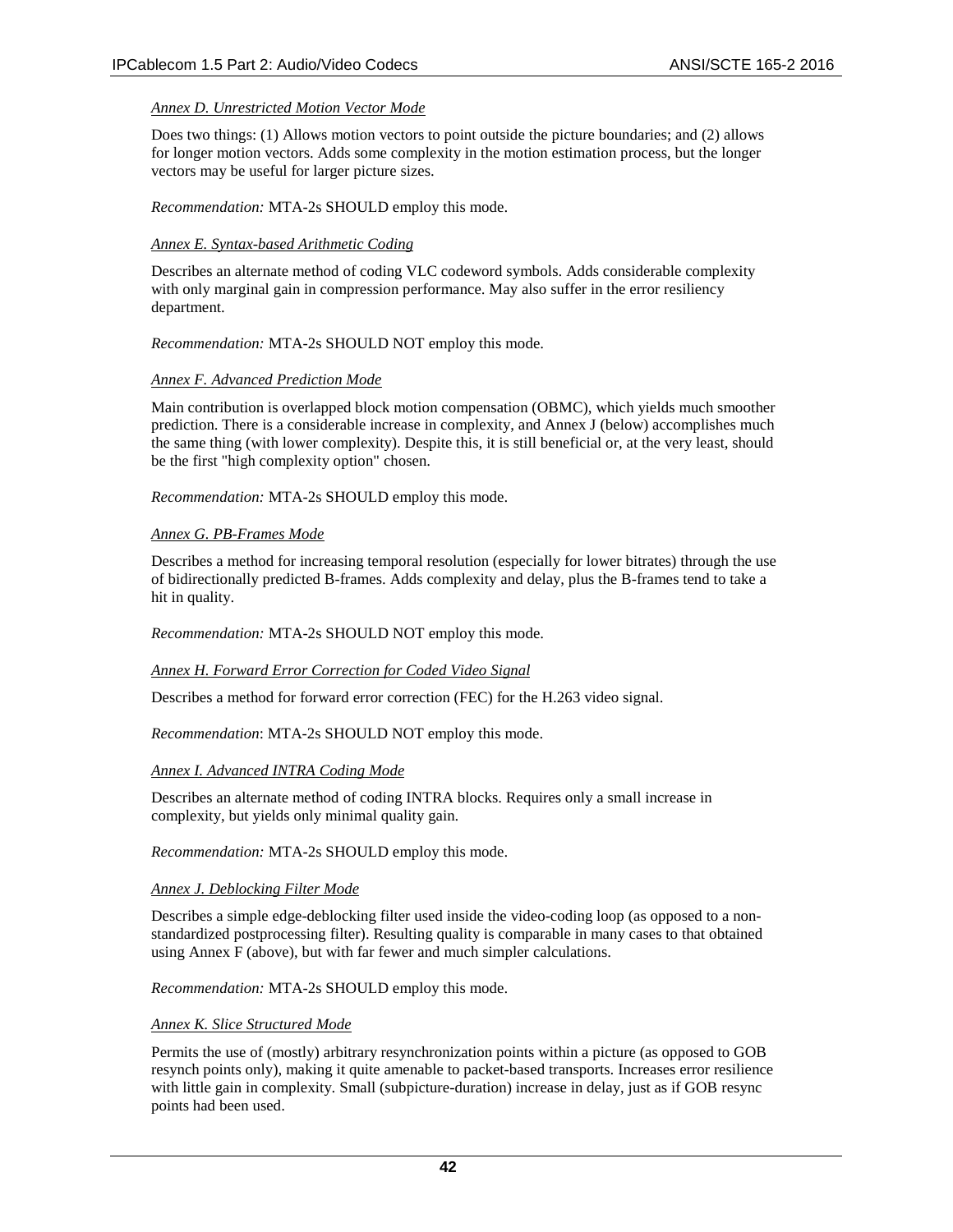*Annex D. Unrestricted Motion Vector Mode*

Does two things: (1) Allows motion vectors to point outside the picture boundaries; and (2) allows for longer motion vectors. Adds some complexity in the motion estimation process, but the longer vectors may be useful for larger picture sizes.

*Recommendation:* MTA-2s SHOULD employ this mode.

*Annex E. Syntax-based Arithmetic Coding*

Describes an alternate method of coding VLC codeword symbols. Adds considerable complexity with only marginal gain in compression performance. May also suffer in the error resiliency department.

*Recommendation:* MTA-2s SHOULD NOT employ this mode.

*Annex F. Advanced Prediction Mode*

Main contribution is overlapped block motion compensation (OBMC), which yields much smoother prediction. There is a considerable increase in complexity, and Annex J (below) accomplishes much the same thing (with lower complexity). Despite this, it is still beneficial or, at the very least, should be the first "high complexity option" chosen.

*Recommendation:* MTA-2s SHOULD employ this mode.

*Annex G. PB-Frames Mode*

Describes a method for increasing temporal resolution (especially for lower bitrates) through the use of bidirectionally predicted B-frames. Adds complexity and delay, plus the B-frames tend to take a hit in quality.

*Recommendation:* MTA-2s SHOULD NOT employ this mode.

*Annex H. Forward Error Correction for Coded Video Signal*

Describes a method for forward error correction (FEC) for the H.263 video signal.

*Recommendation*: MTA-2s SHOULD NOT employ this mode.

*Annex I. Advanced INTRA Coding Mode*

Describes an alternate method of coding INTRA blocks. Requires only a small increase in complexity, but yields only minimal quality gain.

*Recommendation:* MTA-2s SHOULD employ this mode.

*Annex J. Deblocking Filter Mode*

Describes a simple edge-deblocking filter used inside the video-coding loop (as opposed to a non-standardized postprocessing filter). Resulting quality is comparable in many cases to that obtained using Annex F (above), but with far fewer and much simpler calculations.

*Recommendation:* MTA-2s SHOULD employ this mode.

*Annex K. Slice Structured Mode*

Permits the use of (mostly) arbitrary resynchronization points within a picture (as opposed to GOB resynch points only), making it quite amenable to packet-based transports. Increases error resilience with little gain in complexity. Small (subpicture-duration) increase in delay, just as if GOB resync points had been used.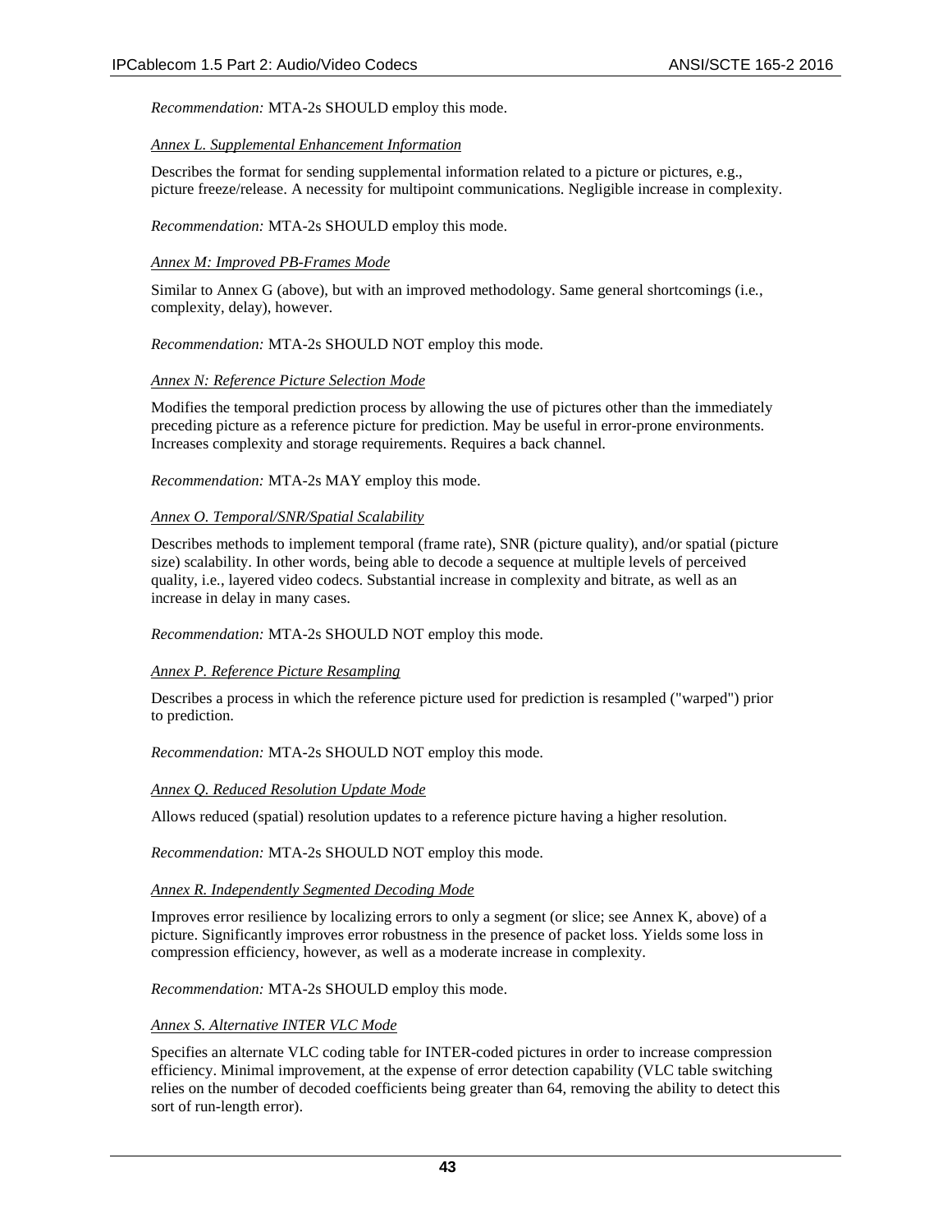*Recommendation:* MTA-2s SHOULD employ this mode.

*Annex L. Supplemental Enhancement Information*

Describes the format for sending supplemental information related to a picture or pictures, e.g., picture freeze/release. A necessity for multipoint communications. Negligible increase in complexity.

*Recommendation:* MTA-2s SHOULD employ this mode.

*Annex M: Improved PB-Frames Mode*

Similar to Annex G (above), but with an improved methodology. Same general shortcomings (i.e., complexity, delay), however.

*Recommendation:* MTA-2s SHOULD NOT employ this mode.

*Annex N: Reference Picture Selection Mode*

Modifies the temporal prediction process by allowing the use of pictures other than the immediately preceding picture as a reference picture for prediction. May be useful in error-prone environments. Increases complexity and storage requirements. Requires a back channel.

*Recommendation:* MTA-2s MAY employ this mode.

*Annex O. Temporal/SNR/Spatial Scalability*

Describes methods to implement temporal (frame rate), SNR (picture quality), and/or spatial (picture size) scalability. In other words, being able to decode a sequence at multiple levels of perceived quality, i.e., layered video codecs. Substantial increase in complexity and bitrate, as well as an increase in delay in many cases.

*Recommendation:* MTA-2s SHOULD NOT employ this mode.

*Annex P. Reference Picture Resampling*

Describes a process in which the reference picture used for prediction is resampled ("warped") prior to prediction.

*Recommendation:* MTA-2s SHOULD NOT employ this mode.

*Annex Q. Reduced Resolution Update Mode*

Allows reduced (spatial) resolution updates to a reference picture having a higher resolution.

*Recommendation:* MTA-2s SHOULD NOT employ this mode.

*Annex R. Independently Segmented Decoding Mode*

Improves error resilience by localizing errors to only a segment (or slice; see Annex K, above) of a picture. Significantly improves error robustness in the presence of packet loss. Yields some loss in compression efficiency, however, as well as a moderate increase in complexity.

*Recommendation:* MTA-2s SHOULD employ this mode.

*Annex S. Alternative INTER VLC Mode*

Specifies an alternate VLC coding table for INTER-coded pictures in order to increase compression efficiency. Minimal improvement, at the expense of error detection capability (VLC table switching relies on the number of decoded coefficients being greater than 64, removing the ability to detect this sort of run-length error).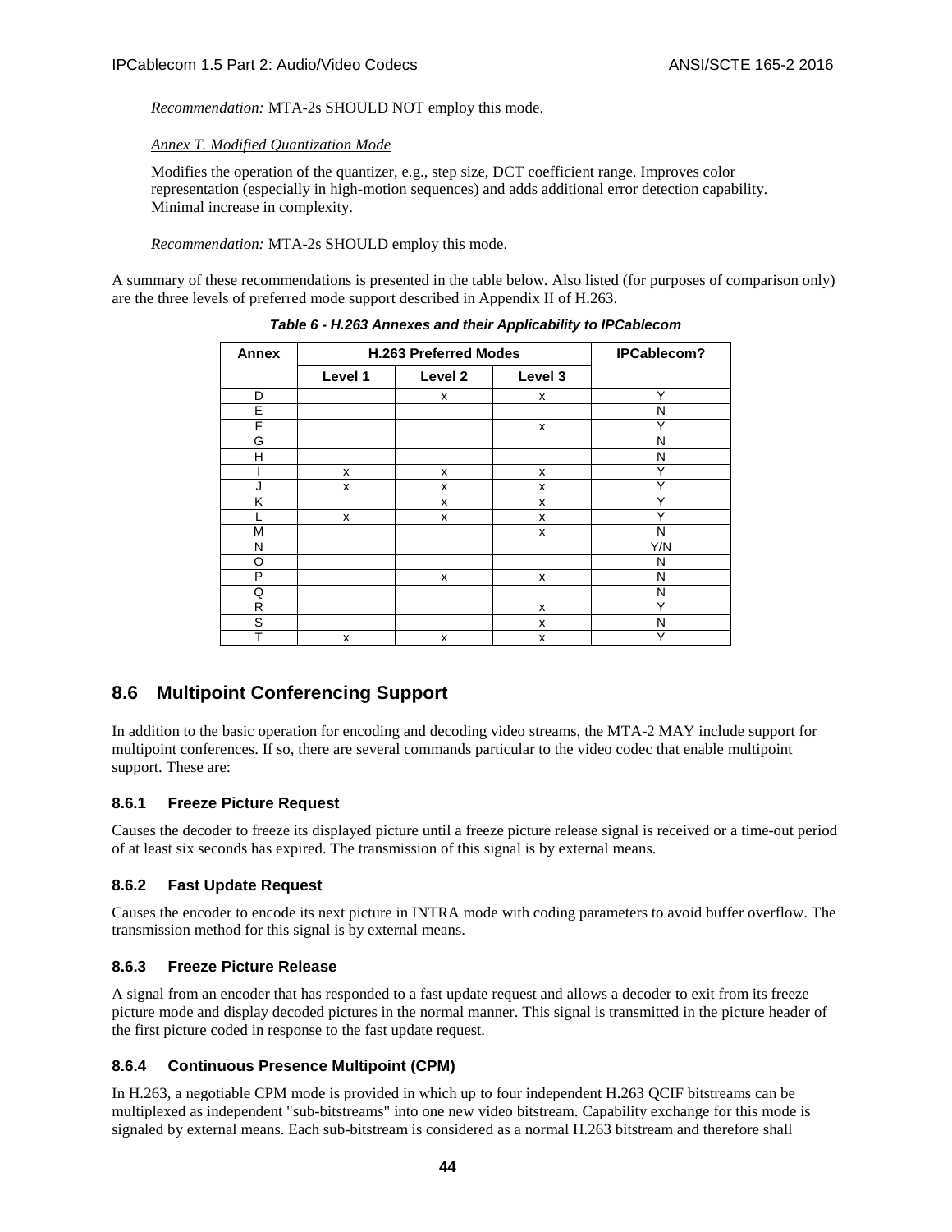*Recommendation:* MTA-2s SHOULD NOT employ this mode.

*Annex T. Modified Quantization Mode*

Modifies the operation of the quantizer, e.g., step size, DCT coefficient range. Improves color representation (especially in high-motion sequences) and adds additional error detection capability. Minimal increase in complexity.

*Recommendation:* MTA-2s SHOULD employ this mode.

A summary of these recommendations is presented in the table below. Also listed (for purposes of comparison only) are the three levels of preferred mode support described in Appendix II of H.263.

***Table 6 - H.263 Annexes and their Applicability to IPCablecom***

| Annex | H.263 Preferred Modes | | | IPCablecom? |
|---|---|---|---|---|
| | Level 1 | Level 2 | Level 3 | |
| D | | x | x | Y |
| E | | | | N |
| F | | | x | Y |
| G | | | | N |
| H | | | | N |
| I | x | x | x | Y |
| J | x | x | x | Y |
| K | | x | x | Y |
| L | x | x | x | Y |
| M | | | x | N |
| N | | | | Y/N |
| O | | | | N |
| P | | x | x | N |
| Q | | | | N |
| R | | | x | Y |
| S | | | x | N |
| T | x | x | x | Y |

## 8.6 Multipoint Conferencing Support

In addition to the basic operation for encoding and decoding video streams, the MTA-2 MAY include support for multipoint conferences. If so, there are several commands particular to the video codec that enable multipoint support. These are:

### 8.6.1 Freeze Picture Request

Causes the decoder to freeze its displayed picture until a freeze picture release signal is received or a time-out period of at least six seconds has expired. The transmission of this signal is by external means.

### 8.6.2 Fast Update Request

Causes the encoder to encode its next picture in INTRA mode with coding parameters to avoid buffer overflow. The transmission method for this signal is by external means.

### 8.6.3 Freeze Picture Release

A signal from an encoder that has responded to a fast update request and allows a decoder to exit from its freeze picture mode and display decoded pictures in the normal manner. This signal is transmitted in the picture header of the first picture coded in response to the fast update request.

### 8.6.4 Continuous Presence Multipoint (CPM)

In H.263, a negotiable CPM mode is provided in which up to four independent H.263 QCIF bitstreams can be multiplexed as independent "sub-bitstreams" into one new video bitstream. Capability exchange for this mode is signaled by external means. Each sub-bitstream is considered as a normal H.263 bitstream and therefore shall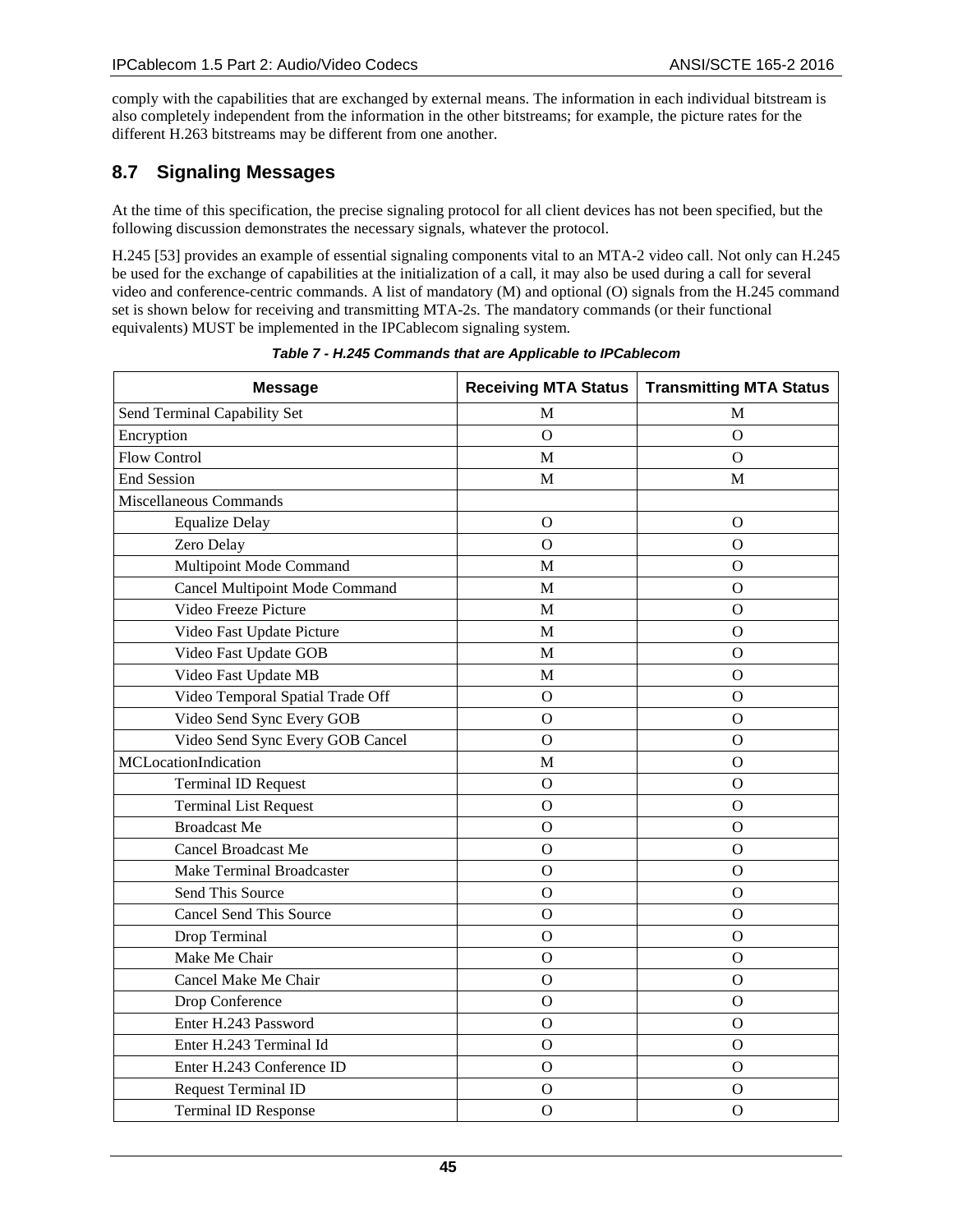comply with the capabilities that are exchanged by external means. The information in each individual bitstream is also completely independent from the information in the other bitstreams; for example, the picture rates for the different H.263 bitstreams may be different from one another.

## 8.7 Signaling Messages

At the time of this specification, the precise signaling protocol for all client devices has not been specified, but the following discussion demonstrates the necessary signals, whatever the protocol.

H.245 [53] provides an example of essential signaling components vital to an MTA-2 video call. Not only can H.245 be used for the exchange of capabilities at the initialization of a call, it may also be used during a call for several video and conference-centric commands. A list of mandatory (M) and optional (O) signals from the H.245 command set is shown below for receiving and transmitting MTA-2s. The mandatory commands (or their functional equivalents) MUST be implemented in the IPCablecom signaling system.

*Table 7 - H.245 Commands that are Applicable to IPCablecom*

| Message | Receiving MTA Status | Transmitting MTA Status |
|---|---|---|
| Send Terminal Capability Set | M | M |
| Encryption | O | O |
| Flow Control | M | O |
| End Session | M | M |
| Miscellaneous Commands | | |
| Equalize Delay | O | O |
| Zero Delay | O | O |
| Multipoint Mode Command | M | O |
| Cancel Multipoint Mode Command | M | O |
| Video Freeze Picture | M | O |
| Video Fast Update Picture | M | O |
| Video Fast Update GOB | M | O |
| Video Fast Update MB | M | O |
| Video Temporal Spatial Trade Off | O | O |
| Video Send Sync Every GOB | O | O |
| Video Send Sync Every GOB Cancel | O | O |
| MCLocationIndication | M | O |
| Terminal ID Request | O | O |
| Terminal List Request | O | O |
| Broadcast Me | O | O |
| Cancel Broadcast Me | O | O |
| Make Terminal Broadcaster | O | O |
| Send This Source | O | O |
| Cancel Send This Source | O | O |
| Drop Terminal | O | O |
| Make Me Chair | O | O |
| Cancel Make Me Chair | O | O |
| Drop Conference | O | O |
| Enter H.243 Password | O | O |
| Enter H.243 Terminal Id | O | O |
| Enter H.243 Conference ID | O | O |
| Request Terminal ID | O | O |
| Terminal ID Response | O | O |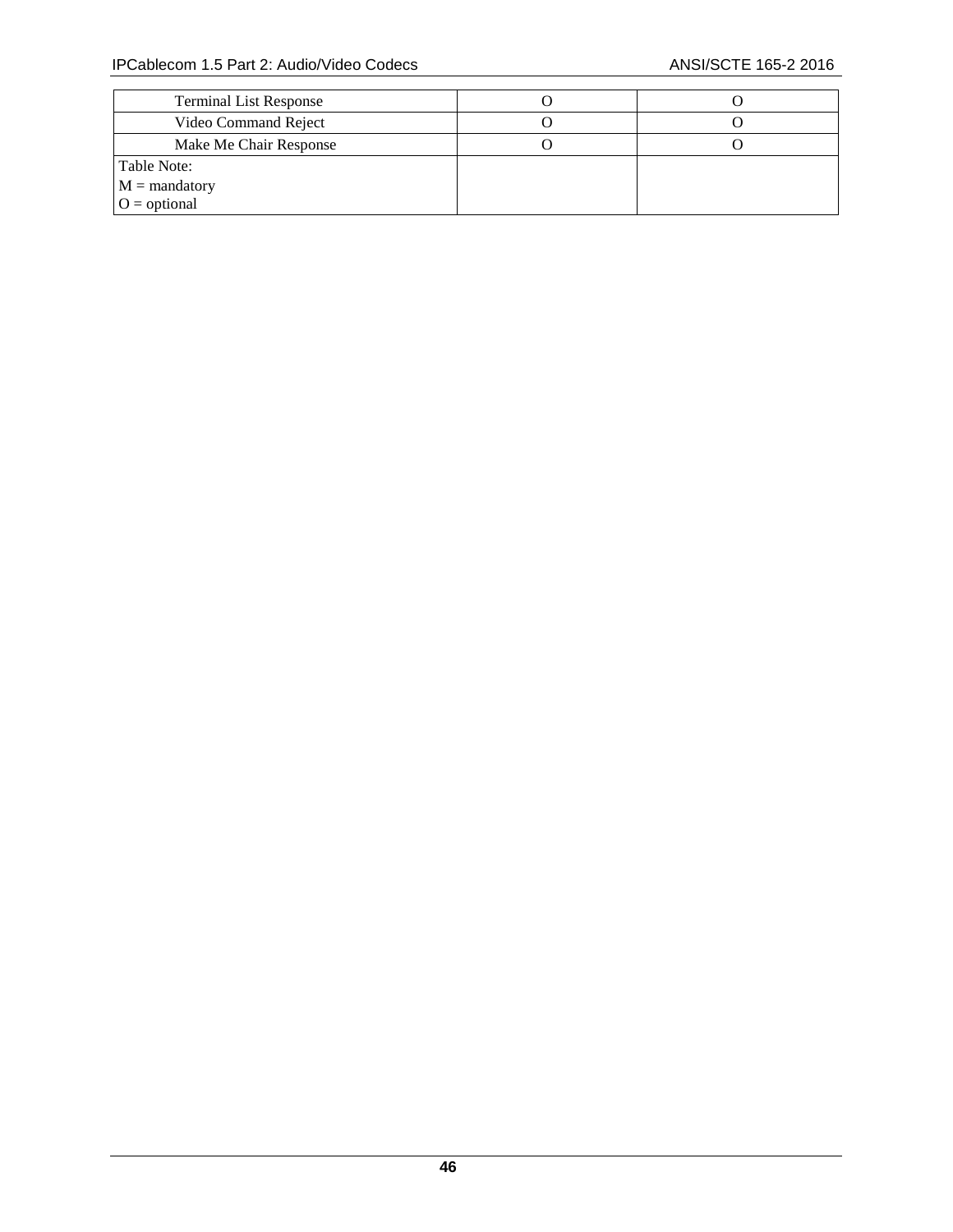| | | |
|---|---|---|
| Terminal List Response | O | O |
| Video Command Reject | O | O |
| Make Me Chair Response | O | O |
| Table Note:<br>M = mandatory<br>O = optional | | |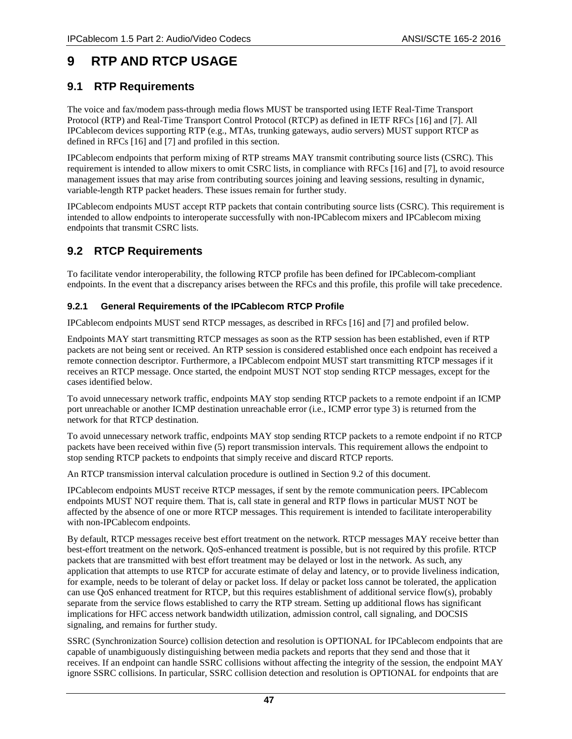# 9 RTP AND RTCP USAGE

## 9.1 RTP Requirements

The voice and fax/modem pass-through media flows MUST be transported using IETF Real-Time Transport Protocol (RTP) and Real-Time Transport Control Protocol (RTCP) as defined in IETF RFCs [16] and [7]. All IPCablecom devices supporting RTP (e.g., MTAs, trunking gateways, audio servers) MUST support RTCP as defined in RFCs [16] and [7] and profiled in this section.

IPCablecom endpoints that perform mixing of RTP streams MAY transmit contributing source lists (CSRC). This requirement is intended to allow mixers to omit CSRC lists, in compliance with RFCs [16] and [7], to avoid resource management issues that may arise from contributing sources joining and leaving sessions, resulting in dynamic, variable-length RTP packet headers. These issues remain for further study.

IPCablecom endpoints MUST accept RTP packets that contain contributing source lists (CSRC). This requirement is intended to allow endpoints to interoperate successfully with non-IPCablecom mixers and IPCablecom mixing endpoints that transmit CSRC lists.

## 9.2 RTCP Requirements

To facilitate vendor interoperability, the following RTCP profile has been defined for IPCablecom-compliant endpoints. In the event that a discrepancy arises between the RFCs and this profile, this profile will take precedence.

### 9.2.1 General Requirements of the IPCablecom RTCP Profile

IPCablecom endpoints MUST send RTCP messages, as described in RFCs [16] and [7] and profiled below.

Endpoints MAY start transmitting RTCP messages as soon as the RTP session has been established, even if RTP packets are not being sent or received. An RTP session is considered established once each endpoint has received a remote connection descriptor. Furthermore, a IPCablecom endpoint MUST start transmitting RTCP messages if it receives an RTCP message. Once started, the endpoint MUST NOT stop sending RTCP messages, except for the cases identified below.

To avoid unnecessary network traffic, endpoints MAY stop sending RTCP packets to a remote endpoint if an ICMP port unreachable or another ICMP destination unreachable error (i.e., ICMP error type 3) is returned from the network for that RTCP destination.

To avoid unnecessary network traffic, endpoints MAY stop sending RTCP packets to a remote endpoint if no RTCP packets have been received within five (5) report transmission intervals. This requirement allows the endpoint to stop sending RTCP packets to endpoints that simply receive and discard RTCP reports.

An RTCP transmission interval calculation procedure is outlined in Section 9.2 of this document.

IPCablecom endpoints MUST receive RTCP messages, if sent by the remote communication peers. IPCablecom endpoints MUST NOT require them. That is, call state in general and RTP flows in particular MUST NOT be affected by the absence of one or more RTCP messages. This requirement is intended to facilitate interoperability with non-IPCablecom endpoints.

By default, RTCP messages receive best effort treatment on the network. RTCP messages MAY receive better than best-effort treatment on the network. QoS-enhanced treatment is possible, but is not required by this profile. RTCP packets that are transmitted with best effort treatment may be delayed or lost in the network. As such, any application that attempts to use RTCP for accurate estimate of delay and latency, or to provide liveliness indication, for example, needs to be tolerant of delay or packet loss. If delay or packet loss cannot be tolerated, the application can use QoS enhanced treatment for RTCP, but this requires establishment of additional service flow(s), probably separate from the service flows established to carry the RTP stream. Setting up additional flows has significant implications for HFC access network bandwidth utilization, admission control, call signaling, and DOCSIS signaling, and remains for further study.

SSRC (Synchronization Source) collision detection and resolution is OPTIONAL for IPCablecom endpoints that are capable of unambiguously distinguishing between media packets and reports that they send and those that it receives. If an endpoint can handle SSRC collisions without affecting the integrity of the session, the endpoint MAY ignore SSRC collisions. In particular, SSRC collision detection and resolution is OPTIONAL for endpoints that are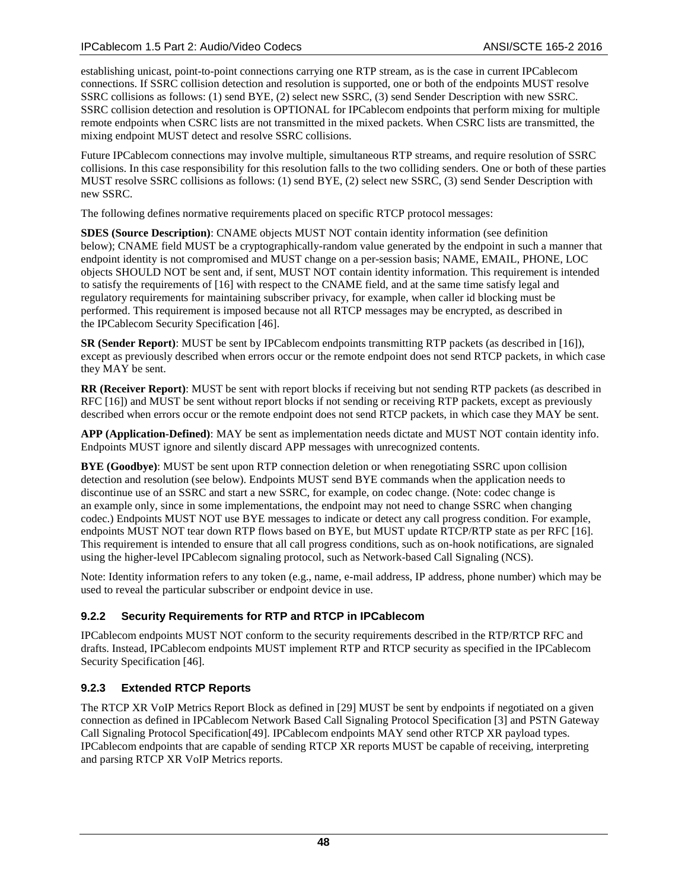establishing unicast, point-to-point connections carrying one RTP stream, as is the case in current IPCablecom connections. If SSRC collision detection and resolution is supported, one or both of the endpoints MUST resolve SSRC collisions as follows: (1) send BYE, (2) select new SSRC, (3) send Sender Description with new SSRC. SSRC collision detection and resolution is OPTIONAL for IPCablecom endpoints that perform mixing for multiple remote endpoints when CSRC lists are not transmitted in the mixed packets. When CSRC lists are transmitted, the mixing endpoint MUST detect and resolve SSRC collisions.

Future IPCablecom connections may involve multiple, simultaneous RTP streams, and require resolution of SSRC collisions. In this case responsibility for this resolution falls to the two colliding senders. One or both of these parties MUST resolve SSRC collisions as follows: (1) send BYE, (2) select new SSRC, (3) send Sender Description with new SSRC.

The following defines normative requirements placed on specific RTCP protocol messages:

**SDES (Source Description)**: CNAME objects MUST NOT contain identity information (see definition below); CNAME field MUST be a cryptographically-random value generated by the endpoint in such a manner that endpoint identity is not compromised and MUST change on a per-session basis; NAME, EMAIL, PHONE, LOC objects SHOULD NOT be sent and, if sent, MUST NOT contain identity information. This requirement is intended to satisfy the requirements of [16] with respect to the CNAME field, and at the same time satisfy legal and regulatory requirements for maintaining subscriber privacy, for example, when caller id blocking must be performed. This requirement is imposed because not all RTCP messages may be encrypted, as described in the IPCablecom Security Specification [46].

**SR (Sender Report)**: MUST be sent by IPCablecom endpoints transmitting RTP packets (as described in [16]), except as previously described when errors occur or the remote endpoint does not send RTCP packets, in which case they MAY be sent.

**RR (Receiver Report)**: MUST be sent with report blocks if receiving but not sending RTP packets (as described in RFC [16]) and MUST be sent without report blocks if not sending or receiving RTP packets, except as previously described when errors occur or the remote endpoint does not send RTCP packets, in which case they MAY be sent.

**APP (Application-Defined)**: MAY be sent as implementation needs dictate and MUST NOT contain identity info. Endpoints MUST ignore and silently discard APP messages with unrecognized contents.

**BYE (Goodbye)**: MUST be sent upon RTP connection deletion or when renegotiating SSRC upon collision detection and resolution (see below). Endpoints MUST send BYE commands when the application needs to discontinue use of an SSRC and start a new SSRC, for example, on codec change. (Note: codec change is an example only, since in some implementations, the endpoint may not need to change SSRC when changing codec.) Endpoints MUST NOT use BYE messages to indicate or detect any call progress condition. For example, endpoints MUST NOT tear down RTP flows based on BYE, but MUST update RTCP/RTP state as per RFC [16]. This requirement is intended to ensure that all call progress conditions, such as on-hook notifications, are signaled using the higher-level IPCablecom signaling protocol, such as Network-based Call Signaling (NCS).

Note: Identity information refers to any token (e.g., name, e-mail address, IP address, phone number) which may be used to reveal the particular subscriber or endpoint device in use.

### 9.2.2 Security Requirements for RTP and RTCP in IPCablecom

IPCablecom endpoints MUST NOT conform to the security requirements described in the RTP/RTCP RFC and drafts. Instead, IPCablecom endpoints MUST implement RTP and RTCP security as specified in the IPCablecom Security Specification [46].

### 9.2.3 Extended RTCP Reports

The RTCP XR VoIP Metrics Report Block as defined in [29] MUST be sent by endpoints if negotiated on a given connection as defined in IPCablecom Network Based Call Signaling Protocol Specification [3] and PSTN Gateway Call Signaling Protocol Specification[49]. IPCablecom endpoints MAY send other RTCP XR payload types. IPCablecom endpoints that are capable of sending RTCP XR reports MUST be capable of receiving, interpreting and parsing RTCP XR VoIP Metrics reports.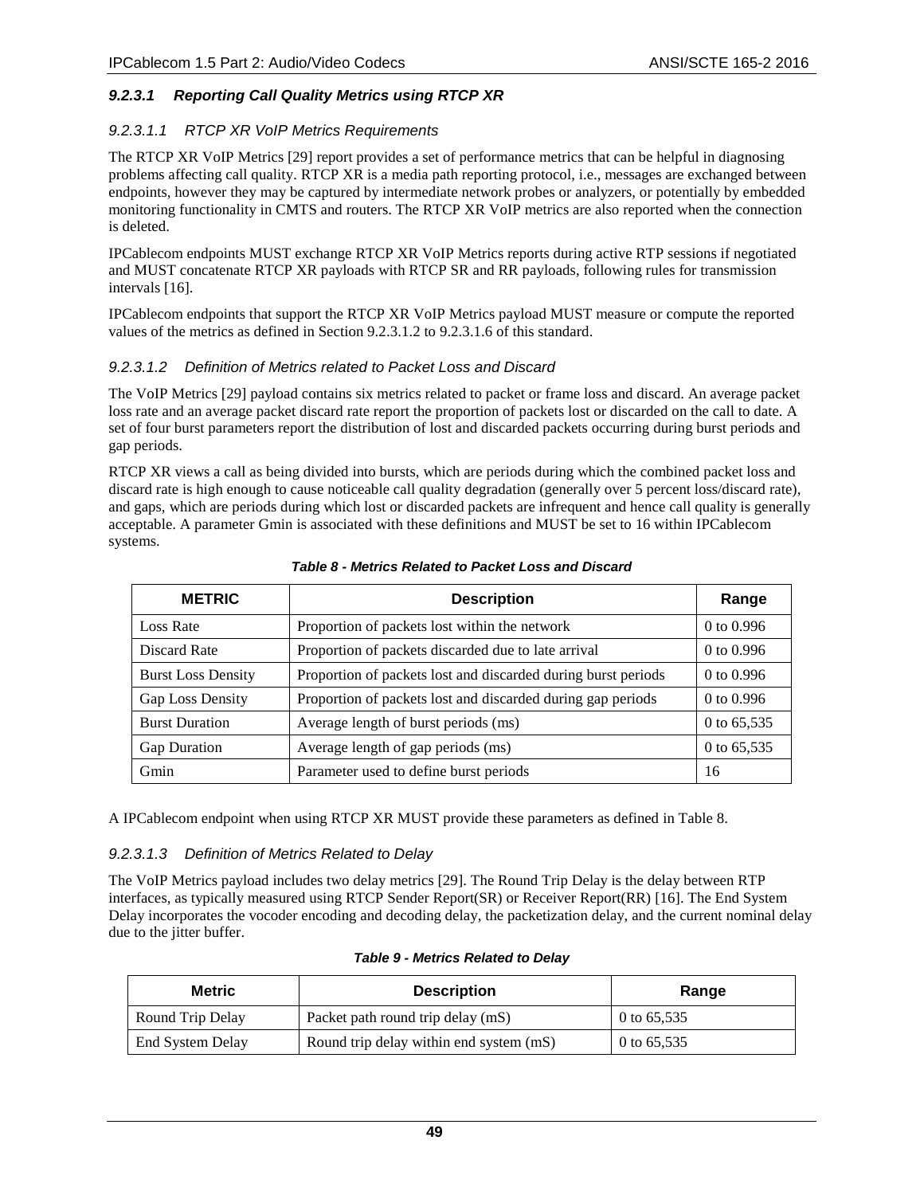#### 9.2.3.1 Reporting Call Quality Metrics using RTCP XR

##### 9.2.3.1.1 RTCP XR VoIP Metrics Requirements

The RTCP XR VoIP Metrics [29] report provides a set of performance metrics that can be helpful in diagnosing problems affecting call quality. RTCP XR is a media path reporting protocol, i.e., messages are exchanged between endpoints, however they may be captured by intermediate network probes or analyzers, or potentially by embedded monitoring functionality in CMTS and routers. The RTCP XR VoIP metrics are also reported when the connection is deleted.

IPCablecom endpoints MUST exchange RTCP XR VoIP Metrics reports during active RTP sessions if negotiated and MUST concatenate RTCP XR payloads with RTCP SR and RR payloads, following rules for transmission intervals [16].

IPCablecom endpoints that support the RTCP XR VoIP Metrics payload MUST measure or compute the reported values of the metrics as defined in Section 9.2.3.1.2 to 9.2.3.1.6 of this standard.

##### 9.2.3.1.2 Definition of Metrics related to Packet Loss and Discard

The VoIP Metrics [29] payload contains six metrics related to packet or frame loss and discard. An average packet loss rate and an average packet discard rate report the proportion of packets lost or discarded on the call to date. A set of four burst parameters report the distribution of lost and discarded packets occurring during burst periods and gap periods.

RTCP XR views a call as being divided into bursts, which are periods during which the combined packet loss and discard rate is high enough to cause noticeable call quality degradation (generally over 5 percent loss/discard rate), and gaps, which are periods during which lost or discarded packets are infrequent and hence call quality is generally acceptable. A parameter Gmin is associated with these definitions and MUST be set to 16 within IPCablecom systems.

**Table 8 - Metrics Related to Packet Loss and Discard**

| METRIC | Description | Range |
|---|---|---|
| Loss Rate | Proportion of packets lost within the network | 0 to 0.996 |
| Discard Rate | Proportion of packets discarded due to late arrival | 0 to 0.996 |
| Burst Loss Density | Proportion of packets lost and discarded during burst periods | 0 to 0.996 |
| Gap Loss Density | Proportion of packets lost and discarded during gap periods | 0 to 0.996 |
| Burst Duration | Average length of burst periods (ms) | 0 to 65,535 |
| Gap Duration | Average length of gap periods (ms) | 0 to 65,535 |
| Gmin | Parameter used to define burst periods | 16 |

A IPCablecom endpoint when using RTCP XR MUST provide these parameters as defined in Table 8.

##### 9.2.3.1.3 Definition of Metrics Related to Delay

The VoIP Metrics payload includes two delay metrics [29]. The Round Trip Delay is the delay between RTP interfaces, as typically measured using RTCP Sender Report(SR) or Receiver Report(RR) [16]. The End System Delay incorporates the vocoder encoding and decoding delay, the packetization delay, and the current nominal delay due to the jitter buffer.

**Table 9 - Metrics Related to Delay**

| Metric | Description | Range |
|---|---|---|
| Round Trip Delay | Packet path round trip delay (mS) | 0 to 65,535 |
| End System Delay | Round trip delay within end system (mS) | 0 to 65,535 |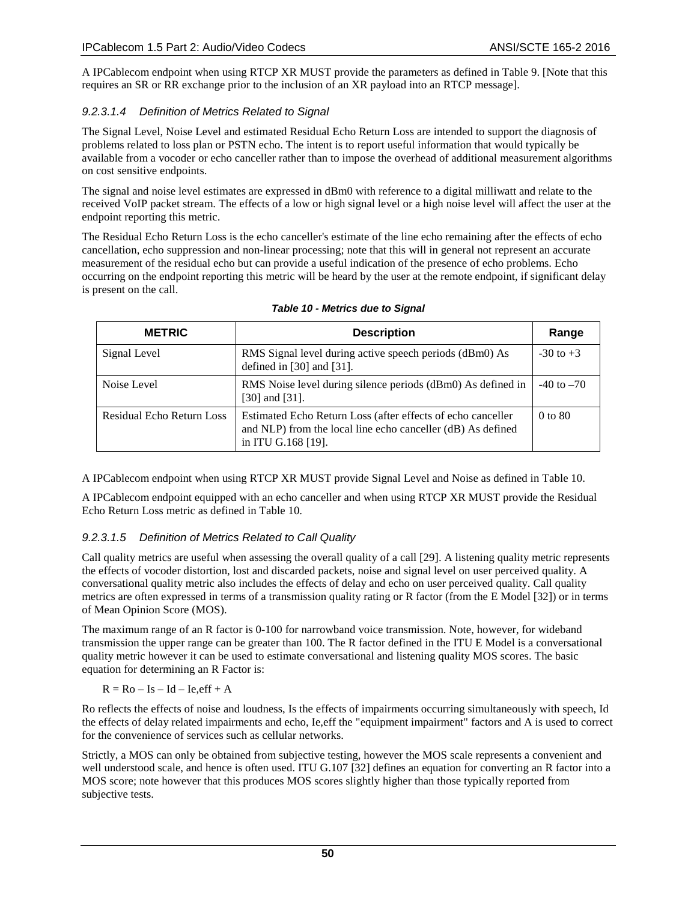A IPCablecom endpoint when using RTCP XR MUST provide the parameters as defined in Table 9. [Note that this requires an SR or RR exchange prior to the inclusion of an XR payload into an RTCP message].

#### *9.2.3.1.4 Definition of Metrics Related to Signal*

The Signal Level, Noise Level and estimated Residual Echo Return Loss are intended to support the diagnosis of problems related to loss plan or PSTN echo. The intent is to report useful information that would typically be available from a vocoder or echo canceller rather than to impose the overhead of additional measurement algorithms on cost sensitive endpoints.

The signal and noise level estimates are expressed in dBm0 with reference to a digital milliwatt and relate to the received VoIP packet stream. The effects of a low or high signal level or a high noise level will affect the user at the endpoint reporting this metric.

The Residual Echo Return Loss is the echo canceller's estimate of the line echo remaining after the effects of echo cancellation, echo suppression and non-linear processing; note that this will in general not represent an accurate measurement of the residual echo but can provide a useful indication of the presence of echo problems. Echo occurring on the endpoint reporting this metric will be heard by the user at the remote endpoint, if significant delay is present on the call.

***Table 10 - Metrics due to Signal***

| METRIC | Description | Range |
| --- | --- | --- |
| Signal Level | RMS Signal level during active speech periods (dBm0) As defined in [30] and [31]. | -30 to +3 |
| Noise Level | RMS Noise level during silence periods (dBm0) As defined in [30] and [31]. | -40 to –70 |
| Residual Echo Return Loss | Estimated Echo Return Loss (after effects of echo canceller and NLP) from the local line echo canceller (dB) As defined in ITU G.168 [19]. | 0 to 80 |

A IPCablecom endpoint when using RTCP XR MUST provide Signal Level and Noise as defined in Table 10.

A IPCablecom endpoint equipped with an echo canceller and when using RTCP XR MUST provide the Residual Echo Return Loss metric as defined in Table 10.

#### *9.2.3.1.5 Definition of Metrics Related to Call Quality*

Call quality metrics are useful when assessing the overall quality of a call [29]. A listening quality metric represents the effects of vocoder distortion, lost and discarded packets, noise and signal level on user perceived quality. A conversational quality metric also includes the effects of delay and echo on user perceived quality. Call quality metrics are often expressed in terms of a transmission quality rating or R factor (from the E Model [32]) or in terms of Mean Opinion Score (MOS).

The maximum range of an R factor is 0-100 for narrowband voice transmission. Note, however, for wideband transmission the upper range can be greater than 100. The R factor defined in the ITU E Model is a conversational quality metric however it can be used to estimate conversational and listening quality MOS scores. The basic equation for determining an R Factor is:

$$R = Ro - Is - Id - Ie,eff + A$$

Ro reflects the effects of noise and loudness, Is the effects of impairments occurring simultaneously with speech, Id the effects of delay related impairments and echo, Ie,eff the "equipment impairment" factors and A is used to correct for the convenience of services such as cellular networks.

Strictly, a MOS can only be obtained from subjective testing, however the MOS scale represents a convenient and well understood scale, and hence is often used. ITU G.107 [32] defines an equation for converting an R factor into a MOS score; note however that this produces MOS scores slightly higher than those typically reported from subjective tests.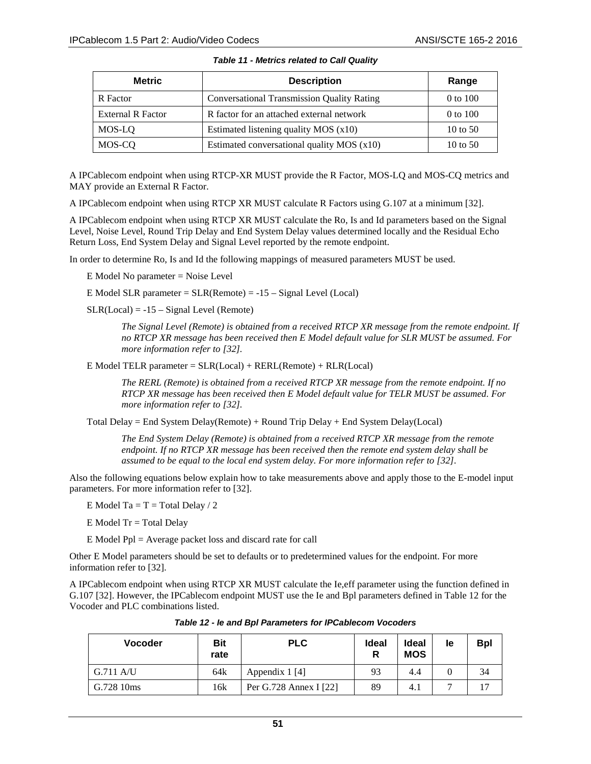**Table 11 - Metrics related to Call Quality**

| Metric | Description | Range |
|---|---|---|
| R Factor | Conversational Transmission Quality Rating | 0 to 100 |
| External R Factor | R factor for an attached external network | 0 to 100 |
| MOS-LQ | Estimated listening quality MOS (x10) | 10 to 50 |
| MOS-CQ | Estimated conversational quality MOS (x10) | 10 to 50 |

A IPCablecom endpoint when using RTCP-XR MUST provide the R Factor, MOS-LQ and MOS-CQ metrics and MAY provide an External R Factor.

A IPCablecom endpoint when using RTCP XR MUST calculate R Factors using G.107 at a minimum [32].

A IPCablecom endpoint when using RTCP XR MUST calculate the Ro, Is and Id parameters based on the Signal Level, Noise Level, Round Trip Delay and End System Delay values determined locally and the Residual Echo Return Loss, End System Delay and Signal Level reported by the remote endpoint.

In order to determine Ro, Is and Id the following mappings of measured parameters MUST be used.

E Model No parameter = Noise Level

E Model SLR parameter = SLR(Remote) = -15 – Signal Level (Local)

SLR(Local) = -15 – Signal Level (Remote)

*The Signal Level (Remote) is obtained from a received RTCP XR message from the remote endpoint. If no RTCP XR message has been received then E Model default value for SLR MUST be assumed. For more information refer to [32].*

E Model TELR parameter = SLR(Local) + RERL(Remote) + RLR(Local)

*The RERL (Remote) is obtained from a received RTCP XR message from the remote endpoint. If no RTCP XR message has been received then E Model default value for TELR MUST be assumed. For more information refer to [32].*

Total Delay = End System Delay(Remote) + Round Trip Delay + End System Delay(Local)

*The End System Delay (Remote) is obtained from a received RTCP XR message from the remote endpoint. If no RTCP XR message has been received then the remote end system delay shall be assumed to be equal to the local end system delay. For more information refer to [32].*

Also the following equations below explain how to take measurements above and apply those to the E-model input parameters. For more information refer to [32].

E Model Ta = T = Total Delay / 2

E Model Tr = Total Delay

E Model Ppl = Average packet loss and discard rate for call

Other E Model parameters should be set to defaults or to predetermined values for the endpoint. For more information refer to [32].

A IPCablecom endpoint when using RTCP XR MUST calculate the Ie,eff parameter using the function defined in G.107 [32]. However, the IPCablecom endpoint MUST use the Ie and Bpl parameters defined in Table 12 for the Vocoder and PLC combinations listed.

**Table 12 - Ie and Bpl Parameters for IPCablecom Vocoders**

| Vocoder | Bit rate | PLC | Ideal R | Ideal MOS | Ie | Bpl |
|---|---|---|---|---|---|---|
| G.711 A/U | 64k | Appendix 1 [4] | 93 | 4.4 | 0 | 34 |
| G.728 10ms | 16k | Per G.728 Annex I [22] | 89 | 4.1 | 7 | 17 |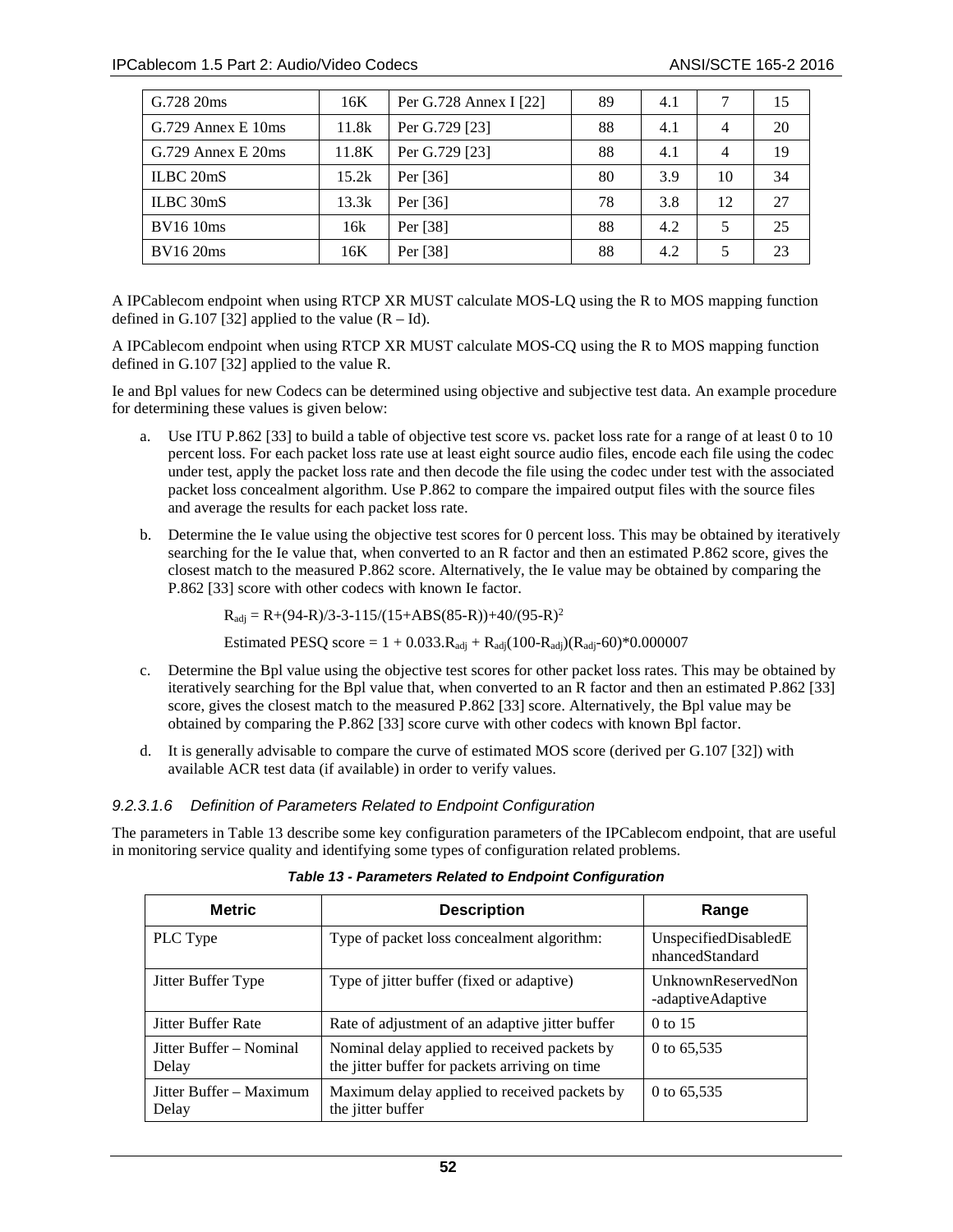| G.728 20ms | 16K | Per G.728 Annex I [22] | 89 | 4.1 | 7 | 15 |
|---|---|---|---|---|---|---|
| G.729 Annex E 10ms | 11.8k | Per G.729 [23] | 88 | 4.1 | 4 | 20 |
| G.729 Annex E 20ms | 11.8K | Per G.729 [23] | 88 | 4.1 | 4 | 19 |
| ILBC 20mS | 15.2k | Per [36] | 80 | 3.9 | 10 | 34 |
| ILBC 30mS | 13.3k | Per [36] | 78 | 3.8 | 12 | 27 |
| BV16 10ms | 16k | Per [38] | 88 | 4.2 | 5 | 25 |
| BV16 20ms | 16K | Per [38] | 88 | 4.2 | 5 | 23 |

A IPCablecom endpoint when using RTCP XR MUST calculate MOS-LQ using the R to MOS mapping function defined in G.107 [32] applied to the value (R – Id).

A IPCablecom endpoint when using RTCP XR MUST calculate MOS-CQ using the R to MOS mapping function defined in G.107 [32] applied to the value R.

Ie and Bpl values for new Codecs can be determined using objective and subjective test data. An example procedure for determining these values is given below:

a. Use ITU P.862 [33] to build a table of objective test score vs. packet loss rate for a range of at least 0 to 10 percent loss. For each packet loss rate use at least eight source audio files, encode each file using the codec under test, apply the packet loss rate and then decode the file using the codec under test with the associated packet loss concealment algorithm. Use P.862 to compare the impaired output files with the source files and average the results for each packet loss rate.

b. Determine the Ie value using the objective test scores for 0 percent loss. This may be obtained by iteratively searching for the Ie value that, when converted to an R factor and then an estimated P.862 score, gives the closest match to the measured P.862 score. Alternatively, the Ie value may be obtained by comparing the P.862 [33] score with other codecs with known Ie factor.

   $R_{adj} = R+(94-R)/3-3-115/(15+ABS(85-R))+40/(95-R)^2$

   Estimated PESQ score = $1 + 0.033.R_{adj} + R_{adj}(100-R_{adj})(R_{adj}-60)*0.000007$

c. Determine the Bpl value using the objective test scores for other packet loss rates. This may be obtained by iteratively searching for the Bpl value that, when converted to an R factor and then an estimated P.862 [33] score, gives the closest match to the measured P.862 [33] score. Alternatively, the Bpl value may be obtained by comparing the P.862 [33] score curve with other codecs with known Bpl factor.

d. It is generally advisable to compare the curve of estimated MOS score (derived per G.107 [32]) with available ACR test data (if available) in order to verify values.

#### *9.2.3.1.6 Definition of Parameters Related to Endpoint Configuration*

The parameters in Table 13 describe some key configuration parameters of the IPCablecom endpoint, that are useful in monitoring service quality and identifying some types of configuration related problems.

***Table 13 - Parameters Related to Endpoint Configuration***

| Metric | Description | Range |
|---|---|---|
| PLC Type | Type of packet loss concealment algorithm: | UnspecifiedDisabledEnhancedStandard |
| Jitter Buffer Type | Type of jitter buffer (fixed or adaptive) | UnknownReservedNon-adaptiveAdaptive |
| Jitter Buffer Rate | Rate of adjustment of an adaptive jitter buffer | 0 to 15 |
| Jitter Buffer – Nominal Delay | Nominal delay applied to received packets by the jitter buffer for packets arriving on time | 0 to 65,535 |
| Jitter Buffer – Maximum Delay | Maximum delay applied to received packets by the jitter buffer | 0 to 65,535 |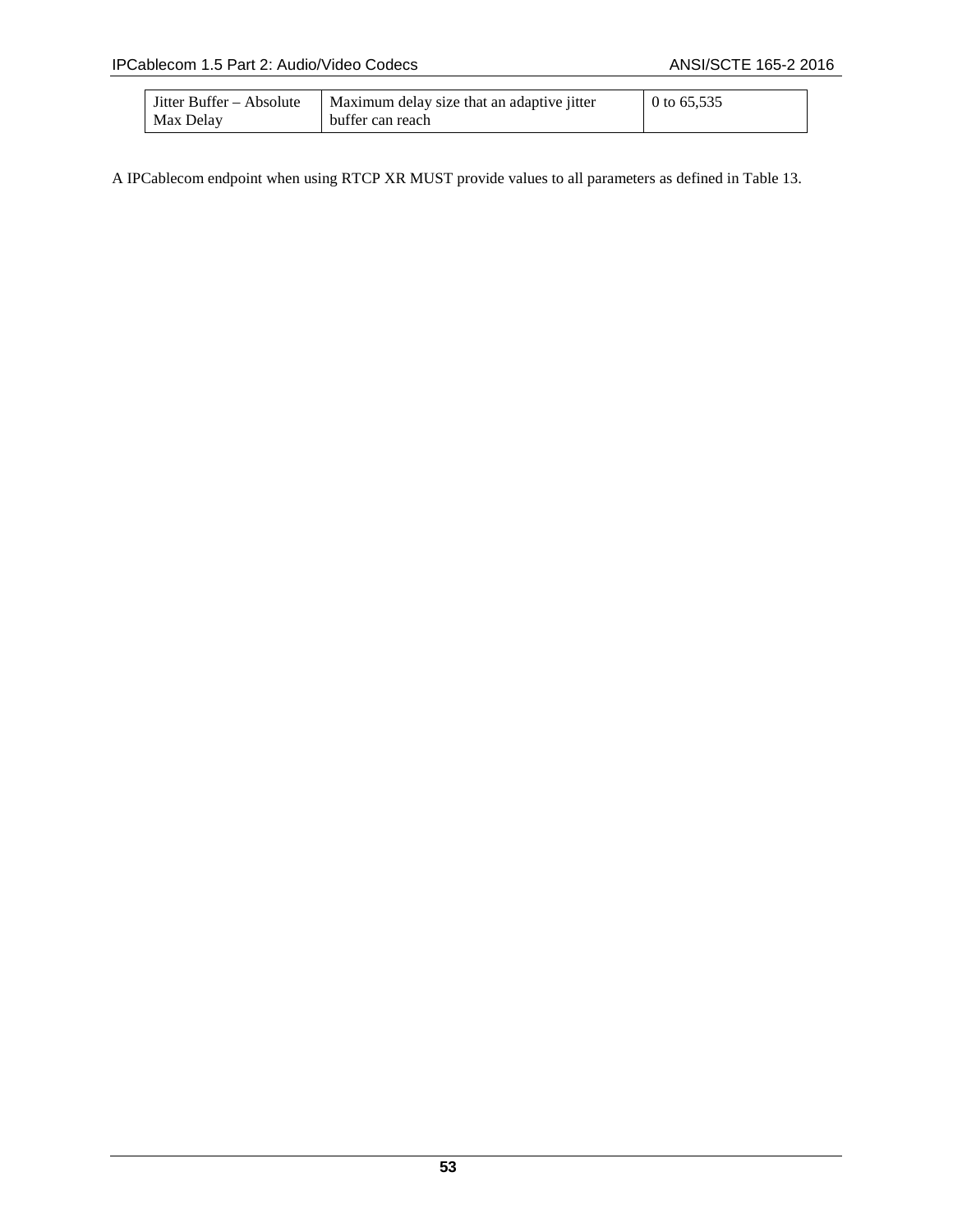| | | |
|---|---|---|
| Jitter Buffer – Absolute Max Delay | Maximum delay size that an adaptive jitter buffer can reach | 0 to 65,535 |

A IPCablecom endpoint when using RTCP XR MUST provide values to all parameters as defined in Table 13.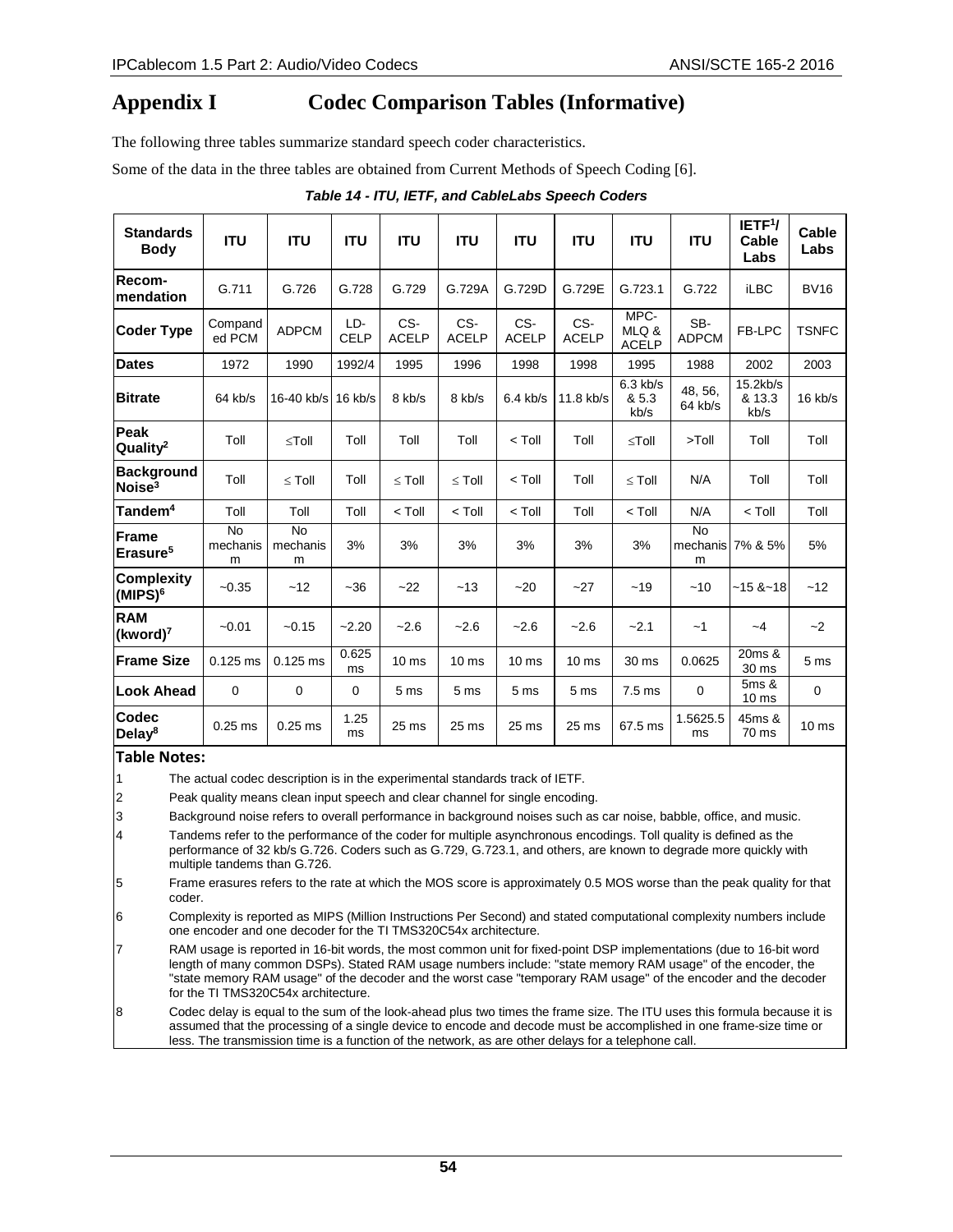# Appendix I Codec Comparison Tables (Informative)

The following three tables summarize standard speech coder characteristics.

Some of the data in the three tables are obtained from Current Methods of Speech Coding [6].

*Table 14 - ITU, IETF, and CableLabs Speech Coders*

| Standards Body | ITU | ITU | ITU | ITU | ITU | ITU | ITU | ITU | ITU | IETF[1]/ Cable Labs | Cable Labs |
|---|---|---|---|---|---|---|---|---|---|---|---|
| Recom-mendation | G.711 | G.726 | G.728 | G.729 | G.729A | G.729D | G.729E | G.723.1 | G.722 | iLBC | BV16 |
| Coder Type | Companded PCM | ADPCM | LD-CELP | CS-ACELP | CS-ACELP | CS-ACELP | CS-ACELP | MPC-MLQ & ACELP | SB-ADPCM | FB-LPC | TSNFC |
| Dates | 1972 | 1990 | 1992/4 | 1995 | 1996 | 1998 | 1998 | 1995 | 1988 | 2002 | 2003 |
| Bitrate | 64 kb/s | 16-40 kb/s | 16 kb/s | 8 kb/s | 8 kb/s | 6.4 kb/s | 11.8 kb/s | 6.3 kb/s & 5.3 kb/s | 48, 56, 64 kb/s | 15.2kb/s & 13.3 kb/s | 16 kb/s |
| Peak Quality[2] | Toll | ≤Toll | Toll | Toll | Toll | < Toll | Toll | ≤Toll | >Toll | Toll | Toll |
| Background Noise[3] | Toll | ≤ Toll | Toll | ≤ Toll | ≤ Toll | < Toll | Toll | ≤ Toll | N/A | Toll | Toll |
| Tandem[4] | Toll | Toll | Toll | < Toll | < Toll | < Toll | Toll | < Toll | N/A | < Toll | Toll |
| Frame Erasure[5] | No mechanism | No mechanism | 3% | 3% | 3% | 3% | 3% | 3% | No mechanism | 7% & 5% | 5% |
| Complexity (MIPS)[6] | ~0.35 | ~12 | ~36 | ~22 | ~13 | ~20 | ~27 | ~19 | ~10 | ~15 &~18 | ~12 |
| RAM (kword)[7] | ~0.01 | ~0.15 | ~2.20 | ~2.6 | ~2.6 | ~2.6 | ~2.6 | ~2.1 | ~1 | ~4 | ~2 |
| Frame Size | 0.125 ms | 0.125 ms | 0.625 ms | 10 ms | 10 ms | 10 ms | 10 ms | 30 ms | 0.0625 | 20ms & 30 ms | 5 ms |
| Look Ahead | 0 | 0 | 0 | 5 ms | 5 ms | 5 ms | 5 ms | 7.5 ms | 0 | 5ms & 10 ms | 0 |
| Codec Delay[8] | 0.25 ms | 0.25 ms | 1.25 ms | 25 ms | 25 ms | 25 ms | 25 ms | 67.5 ms | 1.5625.5 ms | 45ms & 70 ms | 10 ms |

**Table Notes:**

1. The actual codec description is in the experimental standards track of IETF.
2. Peak quality means clean input speech and clear channel for single encoding.
3. Background noise refers to overall performance in background noises such as car noise, babble, office, and music.
4. Tandems refer to the performance of the coder for multiple asynchronous encodings. Toll quality is defined as the performance of 32 kb/s G.726. Coders such as G.729, G.723.1, and others, are known to degrade more quickly with multiple tandems than G.726.
5. Frame erasures refers to the rate at which the MOS score is approximately 0.5 MOS worse than the peak quality for that coder.
6. Complexity is reported as MIPS (Million Instructions Per Second) and stated computational complexity numbers include one encoder and one decoder for the TI TMS320C54x architecture.
7. RAM usage is reported in 16-bit words, the most common unit for fixed-point DSP implementations (due to 16-bit word length of many common DSPs). Stated RAM usage numbers include: "state memory RAM usage" of the encoder, the "state memory RAM usage" of the decoder and the worst case "temporary RAM usage" of the encoder and the decoder for the TI TMS320C54x architecture.
8. Codec delay is equal to the sum of the look-ahead plus two times the frame size. The ITU uses this formula because it is assumed that the processing of a single device to encode and decode must be accomplished in one frame-size time or less. The transmission time is a function of the network, as are other delays for a telephone call.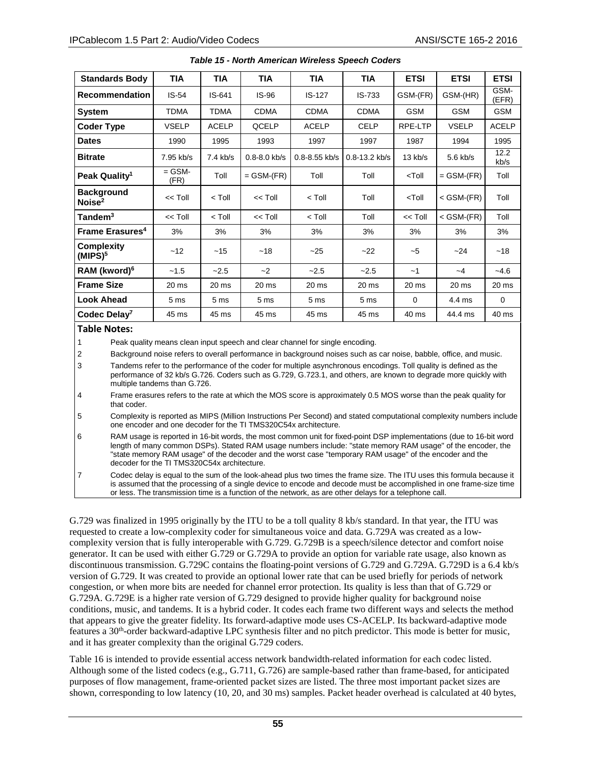*Table 15 - North American Wireless Speech Coders*

| Standards Body | TIA | TIA | TIA | TIA | TIA | ETSI | ETSI | ETSI |
|---|---|---|---|---|---|---|---|---|
| **Recommendation** | IS-54 | IS-641 | IS-96 | IS-127 | IS-733 | GSM-(FR) | GSM-(HR) | GSM-(EFR) |
| **System** | TDMA | TDMA | CDMA | CDMA | CDMA | GSM | GSM | GSM |
| **Coder Type** | VSELP | ACELP | QCELP | ACELP | CELP | RPE-LTP | VSELP | ACELP |
| **Dates** | 1990 | 1995 | 1993 | 1997 | 1997 | 1987 | 1994 | 1995 |
| **Bitrate** | 7.95 kb/s | 7.4 kb/s | 0.8-8.0 kb/s | 0.8-8.55 kb/s | 0.8-13.2 kb/s | 13 kb/s | 5.6 kb/s | 12.2 kb/s |
| **Peak Quality[1]** | = GSM-(FR) | Toll | = GSM-(FR) | Toll | Toll | <Toll | = GSM-(FR) | Toll |
| **Background Noise[2]** | << Toll | < Toll | << Toll | < Toll | Toll | <Toll | < GSM-(FR) | Toll |
| **Tandem[3]** | << Toll | < Toll | << Toll | < Toll | Toll | << Toll | < GSM-(FR) | Toll |
| **Frame Erasures[4]** | 3% | 3% | 3% | 3% | 3% | 3% | 3% | 3% |
| **Complexity (MIPS)[5]** | ~12 | ~15 | ~18 | ~25 | ~22 | ~5 | ~24 | ~18 |
| **RAM (kword)[6]** | ~1.5 | ~2.5 | ~2 | ~2.5 | ~2.5 | ~1 | ~4 | ~4.6 |
| **Frame Size** | 20 ms | 20 ms | 20 ms | 20 ms | 20 ms | 20 ms | 20 ms | 20 ms |
| **Look Ahead** | 5 ms | 5 ms | 5 ms | 5 ms | 5 ms | 0 | 4.4 ms | 0 |
| **Codec Delay[7]** | 45 ms | 45 ms | 45 ms | 45 ms | 45 ms | 40 ms | 44.4 ms | 40 ms |

**Table Notes:**

1. Peak quality means clean input speech and clear channel for single encoding.
2. Background noise refers to overall performance in background noises such as car noise, babble, office, and music.
3. Tandems refer to the performance of the coder for multiple asynchronous encodings. Toll quality is defined as the performance of 32 kb/s G.726. Coders such as G.729, G.723.1, and others, are known to degrade more quickly with multiple tandems than G.726.
4. Frame erasures refers to the rate at which the MOS score is approximately 0.5 MOS worse than the peak quality for that coder.
5. Complexity is reported as MIPS (Million Instructions Per Second) and stated computational complexity numbers include one encoder and one decoder for the TI TMS320C54x architecture.
6. RAM usage is reported in 16-bit words, the most common unit for fixed-point DSP implementations (due to 16-bit word length of many common DSPs). Stated RAM usage numbers include: "state memory RAM usage" of the encoder, the "state memory RAM usage" of the decoder and the worst case "temporary RAM usage" of the encoder and the decoder for the TI TMS320C54x architecture.
7. Codec delay is equal to the sum of the look-ahead plus two times the frame size. The ITU uses this formula because it is assumed that the processing of a single device to encode and decode must be accomplished in one frame-size time or less. The transmission time is a function of the network, as are other delays for a telephone call.

G.729 was finalized in 1995 originally by the ITU to be a toll quality 8 kb/s standard. In that year, the ITU was requested to create a low-complexity coder for simultaneous voice and data. G.729A was created as a low-complexity version that is fully interoperable with G.729. G.729B is a speech/silence detector and comfort noise generator. It can be used with either G.729 or G.729A to provide an option for variable rate usage, also known as discontinuous transmission. G.729C contains the floating-point versions of G.729 and G.729A. G.729D is a 6.4 kb/s version of G.729. It was created to provide an optional lower rate that can be used briefly for periods of network congestion, or when more bits are needed for channel error protection. Its quality is less than that of G.729 or G.729A. G.729E is a higher rate version of G.729 designed to provide higher quality for background noise conditions, music, and tandems. It is a hybrid coder. It codes each frame two different ways and selects the method that appears to give the greater fidelity. Its forward-adaptive mode uses CS-ACELP. Its backward-adaptive mode features a 30th-order backward-adaptive LPC synthesis filter and no pitch predictor. This mode is better for music, and it has greater complexity than the original G.729 coders.

Table 16 is intended to provide essential access network bandwidth-related information for each codec listed. Although some of the listed codecs (e.g., G.711, G.726) are sample-based rather than frame-based, for anticipated purposes of flow management, frame-oriented packet sizes are listed. The three most important packet sizes are shown, corresponding to low latency (10, 20, and 30 ms) samples. Packet header overhead is calculated at 40 bytes,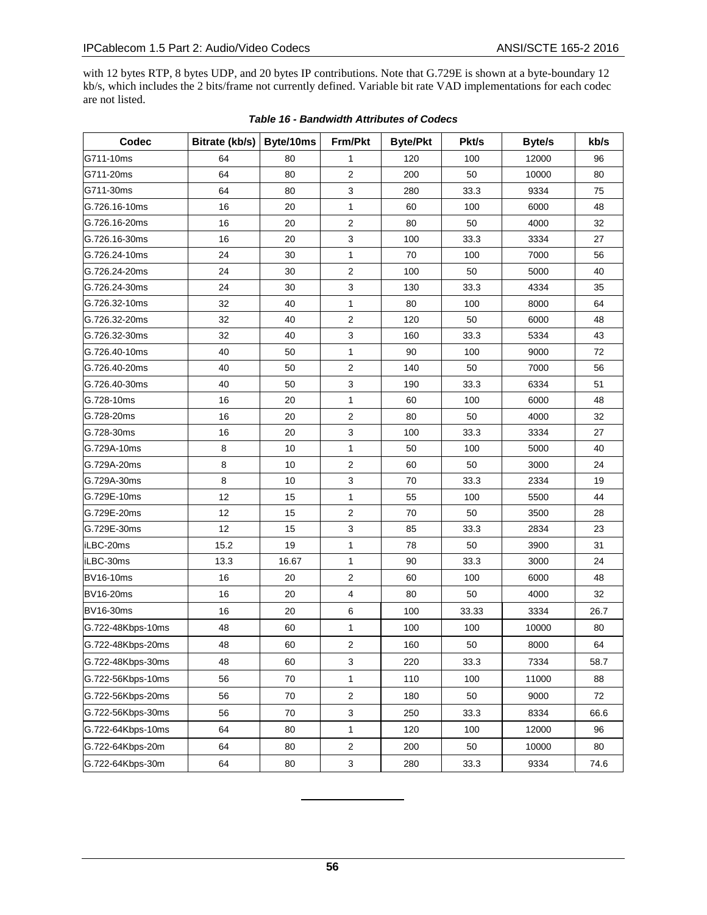with 12 bytes RTP, 8 bytes UDP, and 20 bytes IP contributions. Note that G.729E is shown at a byte-boundary 12 kb/s, which includes the 2 bits/frame not currently defined. Variable bit rate VAD implementations for each codec are not listed.

***Table 16 - Bandwidth Attributes of Codecs***

| Codec | Bitrate (kb/s) | Byte/10ms | Frm/Pkt | Byte/Pkt | Pkt/s | Byte/s | kb/s |
|---|---|---|---|---|---|---|---|
| G711-10ms | 64 | 80 | 1 | 120 | 100 | 12000 | 96 |
| G711-20ms | 64 | 80 | 2 | 200 | 50 | 10000 | 80 |
| G711-30ms | 64 | 80 | 3 | 280 | 33.3 | 9334 | 75 |
| G.726.16-10ms | 16 | 20 | 1 | 60 | 100 | 6000 | 48 |
| G.726.16-20ms | 16 | 20 | 2 | 80 | 50 | 4000 | 32 |
| G.726.16-30ms | 16 | 20 | 3 | 100 | 33.3 | 3334 | 27 |
| G.726.24-10ms | 24 | 30 | 1 | 70 | 100 | 7000 | 56 |
| G.726.24-20ms | 24 | 30 | 2 | 100 | 50 | 5000 | 40 |
| G.726.24-30ms | 24 | 30 | 3 | 130 | 33.3 | 4334 | 35 |
| G.726.32-10ms | 32 | 40 | 1 | 80 | 100 | 8000 | 64 |
| G.726.32-20ms | 32 | 40 | 2 | 120 | 50 | 6000 | 48 |
| G.726.32-30ms | 32 | 40 | 3 | 160 | 33.3 | 5334 | 43 |
| G.726.40-10ms | 40 | 50 | 1 | 90 | 100 | 9000 | 72 |
| G.726.40-20ms | 40 | 50 | 2 | 140 | 50 | 7000 | 56 |
| G.726.40-30ms | 40 | 50 | 3 | 190 | 33.3 | 6334 | 51 |
| G.728-10ms | 16 | 20 | 1 | 60 | 100 | 6000 | 48 |
| G.728-20ms | 16 | 20 | 2 | 80 | 50 | 4000 | 32 |
| G.728-30ms | 16 | 20 | 3 | 100 | 33.3 | 3334 | 27 |
| G.729A-10ms | 8 | 10 | 1 | 50 | 100 | 5000 | 40 |
| G.729A-20ms | 8 | 10 | 2 | 60 | 50 | 3000 | 24 |
| G.729A-30ms | 8 | 10 | 3 | 70 | 33.3 | 2334 | 19 |
| G.729E-10ms | 12 | 15 | 1 | 55 | 100 | 5500 | 44 |
| G.729E-20ms | 12 | 15 | 2 | 70 | 50 | 3500 | 28 |
| G.729E-30ms | 12 | 15 | 3 | 85 | 33.3 | 2834 | 23 |
| iLBC-20ms | 15.2 | 19 | 1 | 78 | 50 | 3900 | 31 |
| iLBC-30ms | 13.3 | 16.67 | 1 | 90 | 33.3 | 3000 | 24 |
| BV16-10ms | 16 | 20 | 2 | 60 | 100 | 6000 | 48 |
| BV16-20ms | 16 | 20 | 4 | 80 | 50 | 4000 | 32 |
| BV16-30ms | 16 | 20 | 6 | 100 | 33.33 | 3334 | 26.7 |
| G.722-48Kbps-10ms | 48 | 60 | 1 | 100 | 100 | 10000 | 80 |
| G.722-48Kbps-20ms | 48 | 60 | 2 | 160 | 50 | 8000 | 64 |
| G.722-48Kbps-30ms | 48 | 60 | 3 | 220 | 33.3 | 7334 | 58.7 |
| G.722-56Kbps-10ms | 56 | 70 | 1 | 110 | 100 | 11000 | 88 |
| G.722-56Kbps-20ms | 56 | 70 | 2 | 180 | 50 | 9000 | 72 |
| G.722-56Kbps-30ms | 56 | 70 | 3 | 250 | 33.3 | 8334 | 66.6 |
| G.722-64Kbps-10ms | 64 | 80 | 1 | 120 | 100 | 12000 | 96 |
| G.722-64Kbps-20m | 64 | 80 | 2 | 200 | 50 | 10000 | 80 |
| G.722-64Kbps-30m | 64 | 80 | 3 | 280 | 33.3 | 9334 | 74.6 |